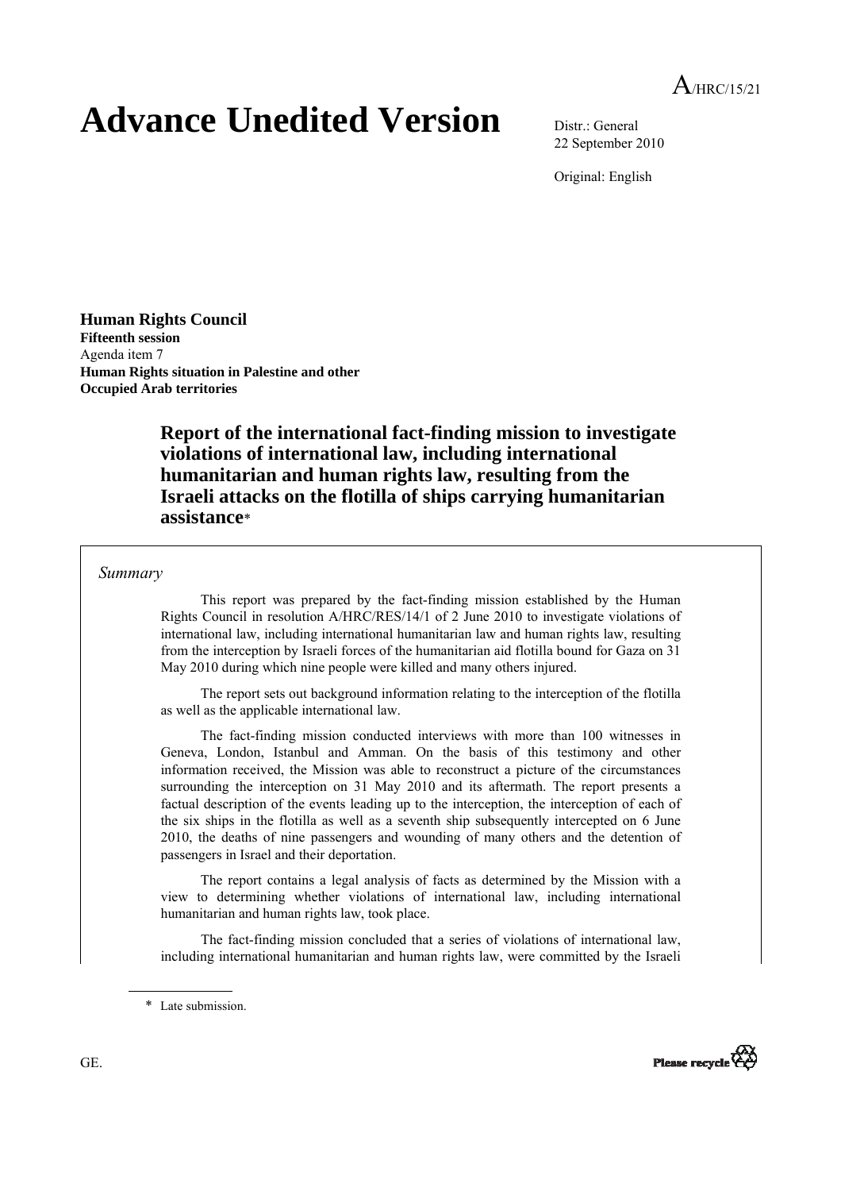A/HRC/15/21

# Advance Unedited Version

Distr.: General
22 September 2010

Original: English

**Human Rights Council**
**Fifteenth session**
Agenda item 7
**Human Rights situation in Palestine and other Occupied Arab territories**

## Report of the international fact-finding mission to investigate violations of international law, including international humanitarian and human rights law, resulting from the Israeli attacks on the flotilla of ships carrying humanitarian assistance*

*Summary*

This report was prepared by the fact-finding mission established by the Human Rights Council in resolution A/HRC/RES/14/1 of 2 June 2010 to investigate violations of international law, including international humanitarian law and human rights law, resulting from the interception by Israeli forces of the humanitarian aid flotilla bound for Gaza on 31 May 2010 during which nine people were killed and many others injured.

The report sets out background information relating to the interception of the flotilla as well as the applicable international law.

The fact-finding mission conducted interviews with more than 100 witnesses in Geneva, London, Istanbul and Amman. On the basis of this testimony and other information received, the Mission was able to reconstruct a picture of the circumstances surrounding the interception on 31 May 2010 and its aftermath. The report presents a factual description of the events leading up to the interception, the interception of each of the six ships in the flotilla as well as a seventh ship subsequently intercepted on 6 June 2010, the deaths of nine passengers and wounding of many others and the detention of passengers in Israel and their deportation.

The report contains a legal analysis of facts as determined by the Mission with a view to determining whether violations of international law, including international humanitarian and human rights law, took place.

The fact-finding mission concluded that a series of violations of international law, including international humanitarian and human rights law, were committed by the Israeli

\* Late submission.

GE.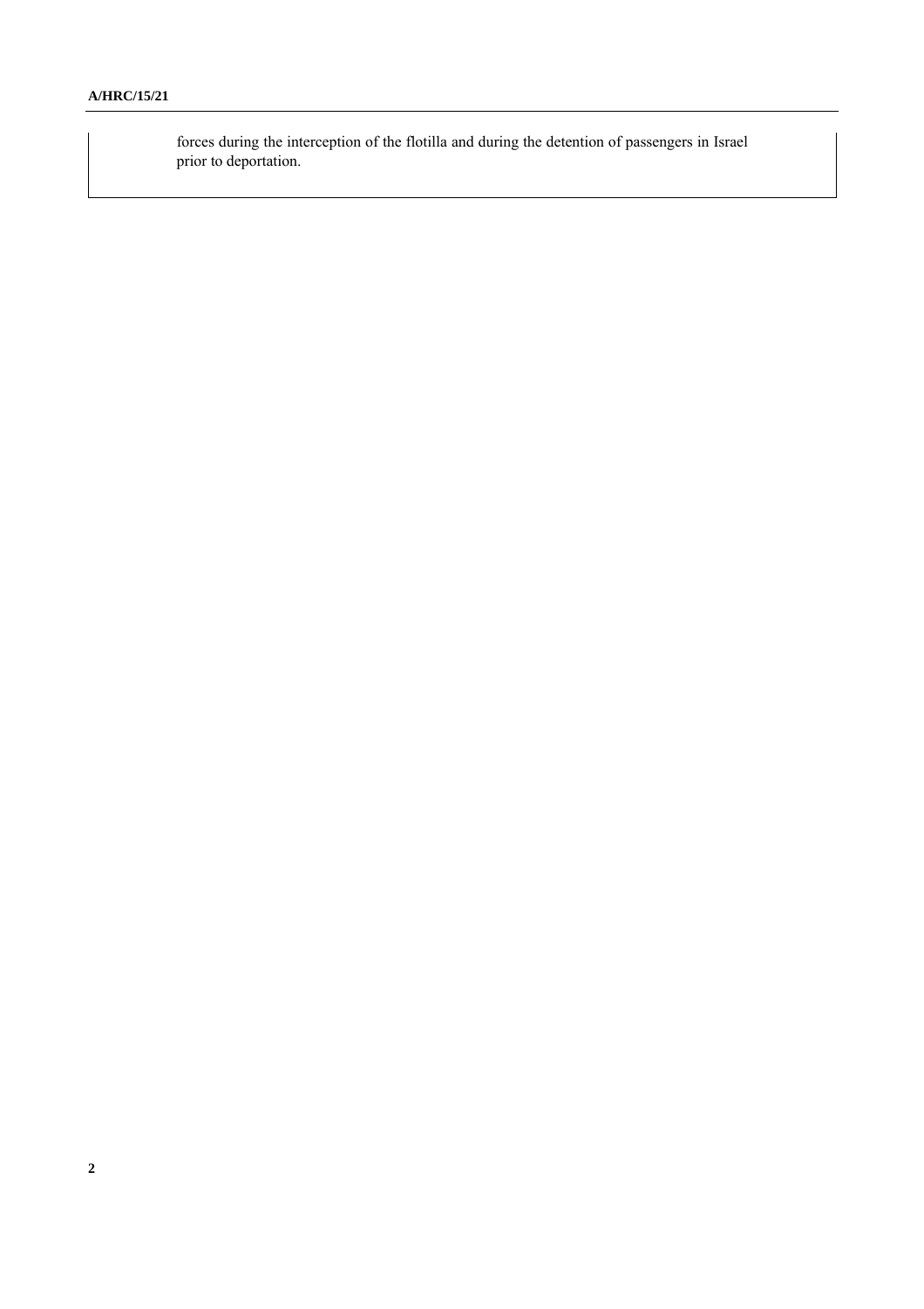forces during the interception of the flotilla and during the detention of passengers in Israel prior to deportation.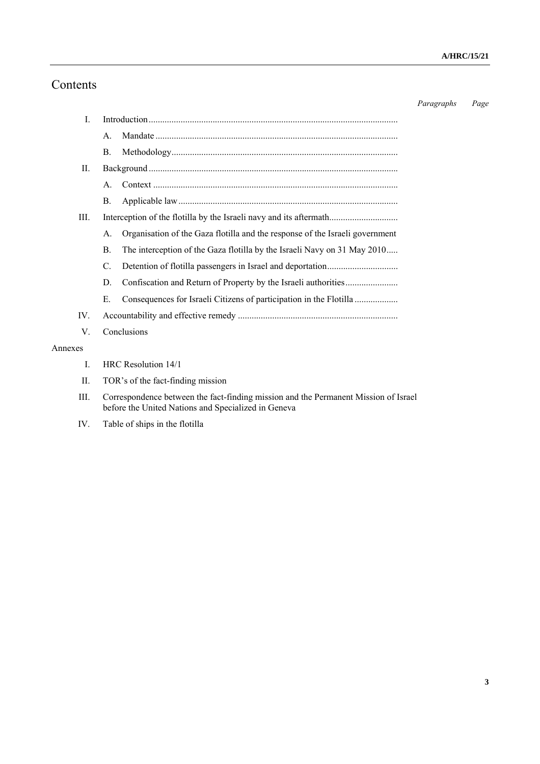# Contents

| | | *Paragraphs* | *Page* |
|---|---|---|---|
| I. | Introduction | | |
| | A. Mandate | | |
| | B. Methodology | | |
| II. | Background | | |
| | A. Context | | |
| | B. Applicable law | | |
| III. | Interception of the flotilla by the Israeli navy and its aftermath | | |
| | A. Organisation of the Gaza flotilla and the response of the Israeli government | | |
| | B. The interception of the Gaza flotilla by the Israeli Navy on 31 May 2010 | | |
| | C. Detention of flotilla passengers in Israel and deportation | | |
| | D. Confiscation and Return of Property by the Israeli authorities | | |
| | E. Consequences for Israeli Citizens of participation in the Flotilla | | |
| IV. | Accountability and effective remedy | | |
| V. | Conclusions | | |

Annexes

| | |
|---|---|
| I. | HRC Resolution 14/1 |
| II. | TOR's of the fact-finding mission |
| III. | Correspondence between the fact-finding mission and the Permanent Mission of Israel before the United Nations and Specialized in Geneva |
| IV. | Table of ships in the flotilla |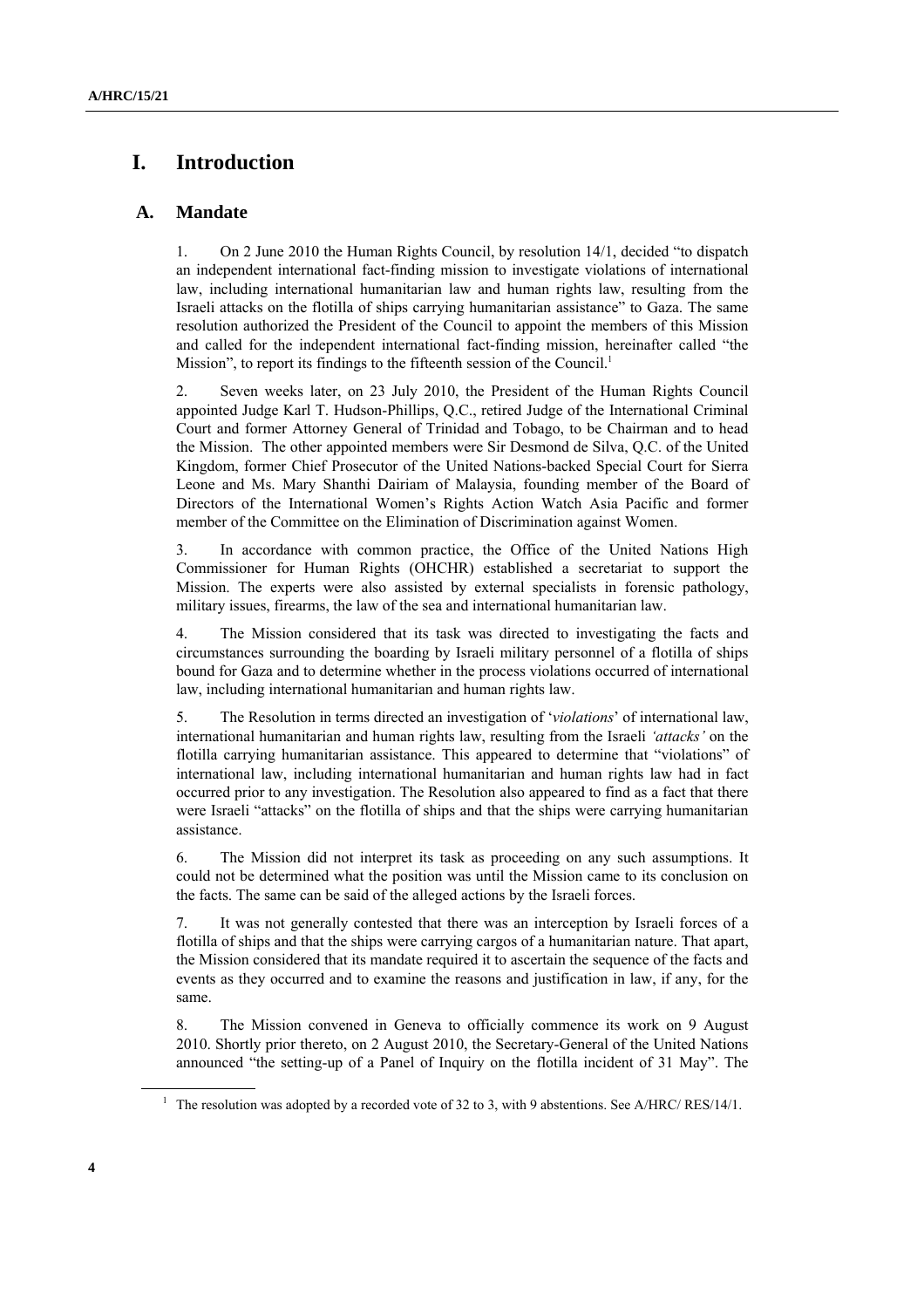# I. Introduction

## A. Mandate

1. On 2 June 2010 the Human Rights Council, by resolution 14/1, decided "to dispatch an independent international fact-finding mission to investigate violations of international law, including international humanitarian law and human rights law, resulting from the Israeli attacks on the flotilla of ships carrying humanitarian assistance" to Gaza. The same resolution authorized the President of the Council to appoint the members of this Mission and called for the independent international fact-finding mission, hereinafter called "the Mission", to report its findings to the fifteenth session of the Council.[1]

2. Seven weeks later, on 23 July 2010, the President of the Human Rights Council appointed Judge Karl T. Hudson-Phillips, Q.C., retired Judge of the International Criminal Court and former Attorney General of Trinidad and Tobago, to be Chairman and to head the Mission. The other appointed members were Sir Desmond de Silva, Q.C. of the United Kingdom, former Chief Prosecutor of the United Nations-backed Special Court for Sierra Leone and Ms. Mary Shanthi Dairiam of Malaysia, founding member of the Board of Directors of the International Women's Rights Action Watch Asia Pacific and former member of the Committee on the Elimination of Discrimination against Women.

3. In accordance with common practice, the Office of the United Nations High Commissioner for Human Rights (OHCHR) established a secretariat to support the Mission. The experts were also assisted by external specialists in forensic pathology, military issues, firearms, the law of the sea and international humanitarian law.

4. The Mission considered that its task was directed to investigating the facts and circumstances surrounding the boarding by Israeli military personnel of a flotilla of ships bound for Gaza and to determine whether in the process violations occurred of international law, including international humanitarian and human rights law.

5. The Resolution in terms directed an investigation of '*violations*' of international law, international humanitarian and human rights law, resulting from the Israeli *'attacks'* on the flotilla carrying humanitarian assistance. This appeared to determine that "violations" of international law, including international humanitarian and human rights law had in fact occurred prior to any investigation. The Resolution also appeared to find as a fact that there were Israeli "attacks" on the flotilla of ships and that the ships were carrying humanitarian assistance.

6. The Mission did not interpret its task as proceeding on any such assumptions. It could not be determined what the position was until the Mission came to its conclusion on the facts. The same can be said of the alleged actions by the Israeli forces.

7. It was not generally contested that there was an interception by Israeli forces of a flotilla of ships and that the ships were carrying cargos of a humanitarian nature. That apart, the Mission considered that its mandate required it to ascertain the sequence of the facts and events as they occurred and to examine the reasons and justification in law, if any, for the same.

8. The Mission convened in Geneva to officially commence its work on 9 August 2010. Shortly prior thereto, on 2 August 2010, the Secretary-General of the United Nations announced "the setting-up of a Panel of Inquiry on the flotilla incident of 31 May". The

[1] The resolution was adopted by a recorded vote of 32 to 3, with 9 abstentions. See A/HRC/ RES/14/1.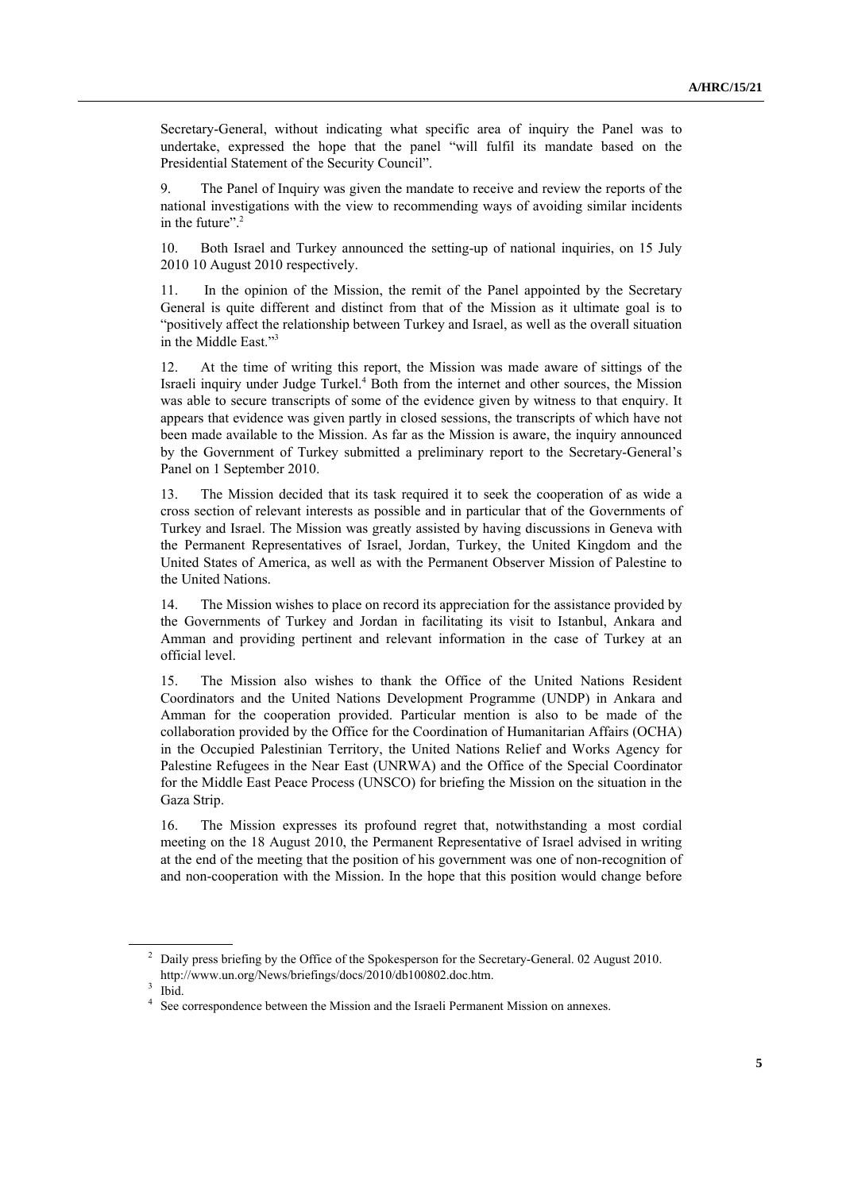Secretary-General, without indicating what specific area of inquiry the Panel was to undertake, expressed the hope that the panel "will fulfil its mandate based on the Presidential Statement of the Security Council".

9. The Panel of Inquiry was given the mandate to receive and review the reports of the national investigations with the view to recommending ways of avoiding similar incidents in the future".[2]

10. Both Israel and Turkey announced the setting-up of national inquiries, on 15 July 2010 10 August 2010 respectively.

11. In the opinion of the Mission, the remit of the Panel appointed by the Secretary General is quite different and distinct from that of the Mission as it ultimate goal is to "positively affect the relationship between Turkey and Israel, as well as the overall situation in the Middle East."[3]

12. At the time of writing this report, the Mission was made aware of sittings of the Israeli inquiry under Judge Turkel.[4] Both from the internet and other sources, the Mission was able to secure transcripts of some of the evidence given by witness to that enquiry. It appears that evidence was given partly in closed sessions, the transcripts of which have not been made available to the Mission. As far as the Mission is aware, the inquiry announced by the Government of Turkey submitted a preliminary report to the Secretary-General's Panel on 1 September 2010.

13. The Mission decided that its task required it to seek the cooperation of as wide a cross section of relevant interests as possible and in particular that of the Governments of Turkey and Israel. The Mission was greatly assisted by having discussions in Geneva with the Permanent Representatives of Israel, Jordan, Turkey, the United Kingdom and the United States of America, as well as with the Permanent Observer Mission of Palestine to the United Nations.

14. The Mission wishes to place on record its appreciation for the assistance provided by the Governments of Turkey and Jordan in facilitating its visit to Istanbul, Ankara and Amman and providing pertinent and relevant information in the case of Turkey at an official level.

15. The Mission also wishes to thank the Office of the United Nations Resident Coordinators and the United Nations Development Programme (UNDP) in Ankara and Amman for the cooperation provided. Particular mention is also to be made of the collaboration provided by the Office for the Coordination of Humanitarian Affairs (OCHA) in the Occupied Palestinian Territory, the United Nations Relief and Works Agency for Palestine Refugees in the Near East (UNRWA) and the Office of the Special Coordinator for the Middle East Peace Process (UNSCO) for briefing the Mission on the situation in the Gaza Strip.

16. The Mission expresses its profound regret that, notwithstanding a most cordial meeting on the 18 August 2010, the Permanent Representative of Israel advised in writing at the end of the meeting that the position of his government was one of non-recognition of and non-cooperation with the Mission. In the hope that this position would change before

---

[2] Daily press briefing by the Office of the Spokesperson for the Secretary-General. 02 August 2010. http://www.un.org/News/briefings/docs/2010/db100802.doc.htm.

[3] Ibid.

[4] See correspondence between the Mission and the Israeli Permanent Mission on annexes.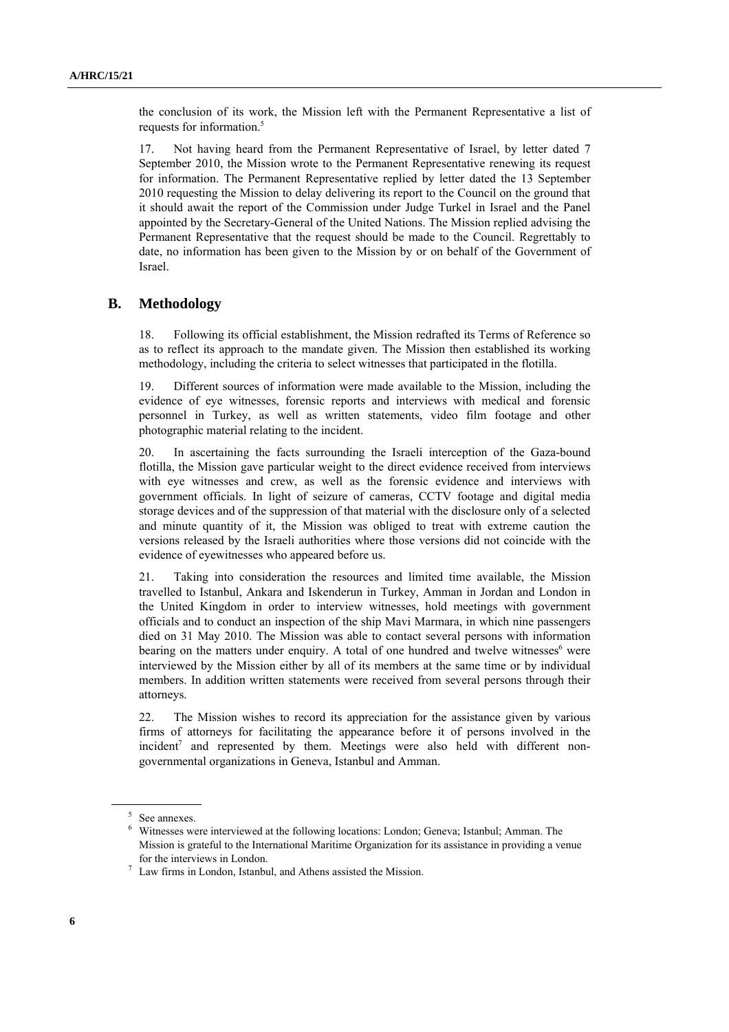the conclusion of its work, the Mission left with the Permanent Representative a list of requests for information.[5]

17. Not having heard from the Permanent Representative of Israel, by letter dated 7 September 2010, the Mission wrote to the Permanent Representative renewing its request for information. The Permanent Representative replied by letter dated the 13 September 2010 requesting the Mission to delay delivering its report to the Council on the ground that it should await the report of the Commission under Judge Turkel in Israel and the Panel appointed by the Secretary-General of the United Nations. The Mission replied advising the Permanent Representative that the request should be made to the Council. Regrettably to date, no information has been given to the Mission by or on behalf of the Government of Israel.

## B. Methodology

18. Following its official establishment, the Mission redrafted its Terms of Reference so as to reflect its approach to the mandate given. The Mission then established its working methodology, including the criteria to select witnesses that participated in the flotilla.

19. Different sources of information were made available to the Mission, including the evidence of eye witnesses, forensic reports and interviews with medical and forensic personnel in Turkey, as well as written statements, video film footage and other photographic material relating to the incident.

20. In ascertaining the facts surrounding the Israeli interception of the Gaza-bound flotilla, the Mission gave particular weight to the direct evidence received from interviews with eye witnesses and crew, as well as the forensic evidence and interviews with government officials. In light of seizure of cameras, CCTV footage and digital media storage devices and of the suppression of that material with the disclosure only of a selected and minute quantity of it, the Mission was obliged to treat with extreme caution the versions released by the Israeli authorities where those versions did not coincide with the evidence of eyewitnesses who appeared before us.

21. Taking into consideration the resources and limited time available, the Mission travelled to Istanbul, Ankara and Iskenderun in Turkey, Amman in Jordan and London in the United Kingdom in order to interview witnesses, hold meetings with government officials and to conduct an inspection of the ship Mavi Marmara, in which nine passengers died on 31 May 2010. The Mission was able to contact several persons with information bearing on the matters under enquiry. A total of one hundred and twelve witnesses[6] were interviewed by the Mission either by all of its members at the same time or by individual members. In addition written statements were received from several persons through their attorneys.

22. The Mission wishes to record its appreciation for the assistance given by various firms of attorneys for facilitating the appearance before it of persons involved in the incident[7] and represented by them. Meetings were also held with different non-governmental organizations in Geneva, Istanbul and Amman.

---

[5] See annexes.

[6] Witnesses were interviewed at the following locations: London; Geneva; Istanbul; Amman. The Mission is grateful to the International Maritime Organization for its assistance in providing a venue for the interviews in London.

[7] Law firms in London, Istanbul, and Athens assisted the Mission.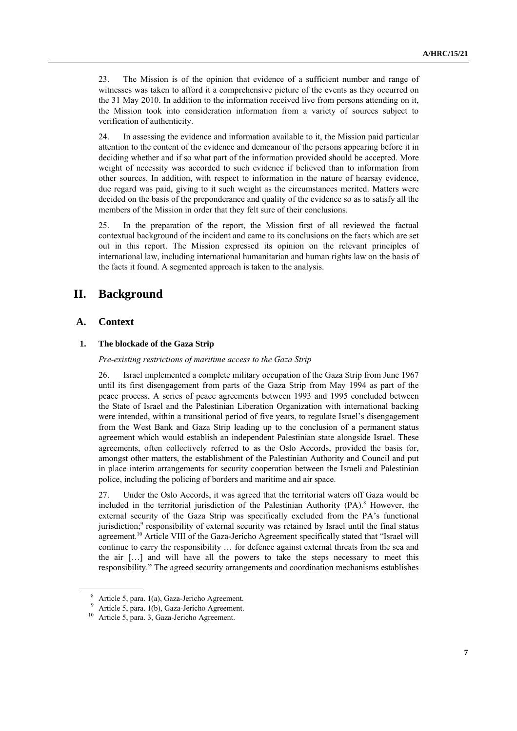23. The Mission is of the opinion that evidence of a sufficient number and range of witnesses was taken to afford it a comprehensive picture of the events as they occurred on the 31 May 2010. In addition to the information received live from persons attending on it, the Mission took into consideration information from a variety of sources subject to verification of authenticity.

24. In assessing the evidence and information available to it, the Mission paid particular attention to the content of the evidence and demeanour of the persons appearing before it in deciding whether and if so what part of the information provided should be accepted. More weight of necessity was accorded to such evidence if believed than to information from other sources. In addition, with respect to information in the nature of hearsay evidence, due regard was paid, giving to it such weight as the circumstances merited. Matters were decided on the basis of the preponderance and quality of the evidence so as to satisfy all the members of the Mission in order that they felt sure of their conclusions.

25. In the preparation of the report, the Mission first of all reviewed the factual contextual background of the incident and came to its conclusions on the facts which are set out in this report. The Mission expressed its opinion on the relevant principles of international law, including international humanitarian and human rights law on the basis of the facts it found. A segmented approach is taken to the analysis.

# II. Background

## A. Context

### 1. The blockade of the Gaza Strip

*Pre-existing restrictions of maritime access to the Gaza Strip*

26. Israel implemented a complete military occupation of the Gaza Strip from June 1967 until its first disengagement from parts of the Gaza Strip from May 1994 as part of the peace process. A series of peace agreements between 1993 and 1995 concluded between the State of Israel and the Palestinian Liberation Organization with international backing were intended, within a transitional period of five years, to regulate Israel's disengagement from the West Bank and Gaza Strip leading up to the conclusion of a permanent status agreement which would establish an independent Palestinian state alongside Israel. These agreements, often collectively referred to as the Oslo Accords, provided the basis for, amongst other matters, the establishment of the Palestinian Authority and Council and put in place interim arrangements for security cooperation between the Israeli and Palestinian police, including the policing of borders and maritime and air space.

27. Under the Oslo Accords, it was agreed that the territorial waters off Gaza would be included in the territorial jurisdiction of the Palestinian Authority (PA).[8] However, the external security of the Gaza Strip was specifically excluded from the PA's functional jurisdiction;[9] responsibility of external security was retained by Israel until the final status agreement.[10] Article VIII of the Gaza-Jericho Agreement specifically stated that "Israel will continue to carry the responsibility … for defence against external threats from the sea and the air […] and will have all the powers to take the steps necessary to meet this responsibility." The agreed security arrangements and coordination mechanisms establishes

[8] Article 5, para. 1(a), Gaza-Jericho Agreement.

[9] Article 5, para. 1(b), Gaza-Jericho Agreement.

[10] Article 5, para. 3, Gaza-Jericho Agreement.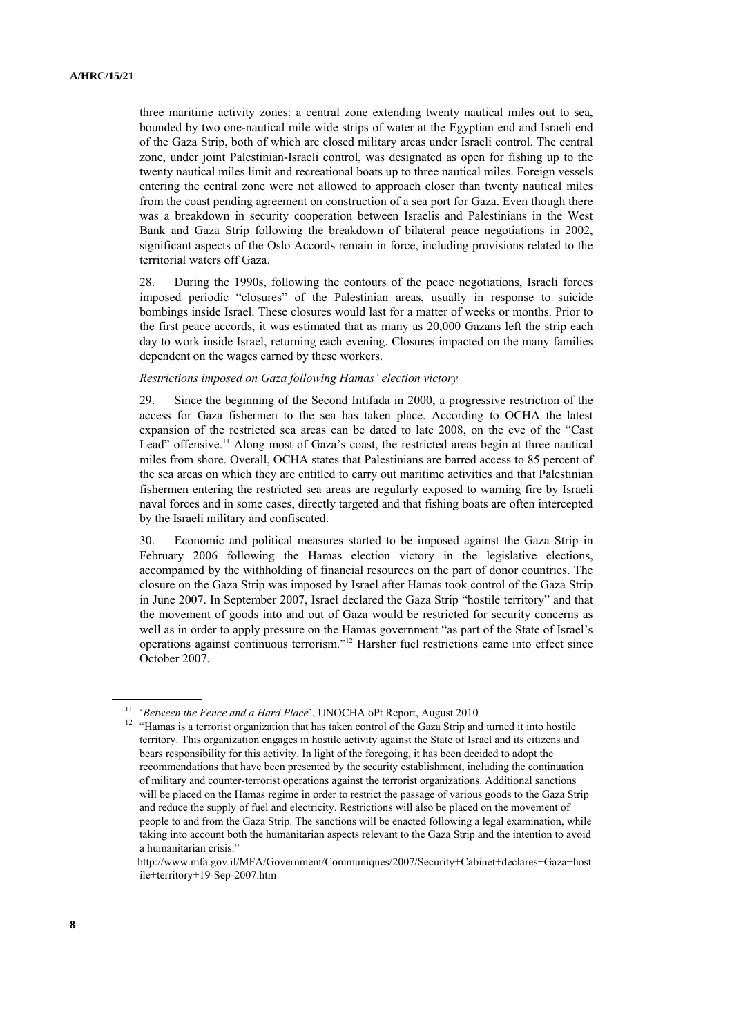three maritime activity zones: a central zone extending twenty nautical miles out to sea, bounded by two one-nautical mile wide strips of water at the Egyptian end and Israeli end of the Gaza Strip, both of which are closed military areas under Israeli control. The central zone, under joint Palestinian-Israeli control, was designated as open for fishing up to the twenty nautical miles limit and recreational boats up to three nautical miles. Foreign vessels entering the central zone were not allowed to approach closer than twenty nautical miles from the coast pending agreement on construction of a sea port for Gaza. Even though there was a breakdown in security cooperation between Israelis and Palestinians in the West Bank and Gaza Strip following the breakdown of bilateral peace negotiations in 2002, significant aspects of the Oslo Accords remain in force, including provisions related to the territorial waters off Gaza.

28. During the 1990s, following the contours of the peace negotiations, Israeli forces imposed periodic "closures" of the Palestinian areas, usually in response to suicide bombings inside Israel. These closures would last for a matter of weeks or months. Prior to the first peace accords, it was estimated that as many as 20,000 Gazans left the strip each day to work inside Israel, returning each evening. Closures impacted on the many families dependent on the wages earned by these workers.

*Restrictions imposed on Gaza following Hamas' election victory*

29. Since the beginning of the Second Intifada in 2000, a progressive restriction of the access for Gaza fishermen to the sea has taken place. According to OCHA the latest expansion of the restricted sea areas can be dated to late 2008, on the eve of the "Cast Lead" offensive.[11] Along most of Gaza's coast, the restricted areas begin at three nautical miles from shore. Overall, OCHA states that Palestinians are barred access to 85 percent of the sea areas on which they are entitled to carry out maritime activities and that Palestinian fishermen entering the restricted sea areas are regularly exposed to warning fire by Israeli naval forces and in some cases, directly targeted and that fishing boats are often intercepted by the Israeli military and confiscated.

30. Economic and political measures started to be imposed against the Gaza Strip in February 2006 following the Hamas election victory in the legislative elections, accompanied by the withholding of financial resources on the part of donor countries. The closure on the Gaza Strip was imposed by Israel after Hamas took control of the Gaza Strip in June 2007. In September 2007, Israel declared the Gaza Strip "hostile territory" and that the movement of goods into and out of Gaza would be restricted for security concerns as well as in order to apply pressure on the Hamas government "as part of the State of Israel's operations against continuous terrorism."[12] Harsher fuel restrictions came into effect since October 2007.

---

[11] '*Between the Fence and a Hard Place*', UNOCHA oPt Report, August 2010

[12] "Hamas is a terrorist organization that has taken control of the Gaza Strip and turned it into hostile territory. This organization engages in hostile activity against the State of Israel and its citizens and bears responsibility for this activity. In light of the foregoing, it has been decided to adopt the recommendations that have been presented by the security establishment, including the continuation of military and counter-terrorist operations against the terrorist organizations. Additional sanctions will be placed on the Hamas regime in order to restrict the passage of various goods to the Gaza Strip and reduce the supply of fuel and electricity. Restrictions will also be placed on the movement of people to and from the Gaza Strip. The sanctions will be enacted following a legal examination, while taking into account both the humanitarian aspects relevant to the Gaza Strip and the intention to avoid a humanitarian crisis."

http://www.mfa.gov.il/MFA/Government/Communiques/2007/Security+Cabinet+declares+Gaza+hostile+territory+19-Sep-2007.htm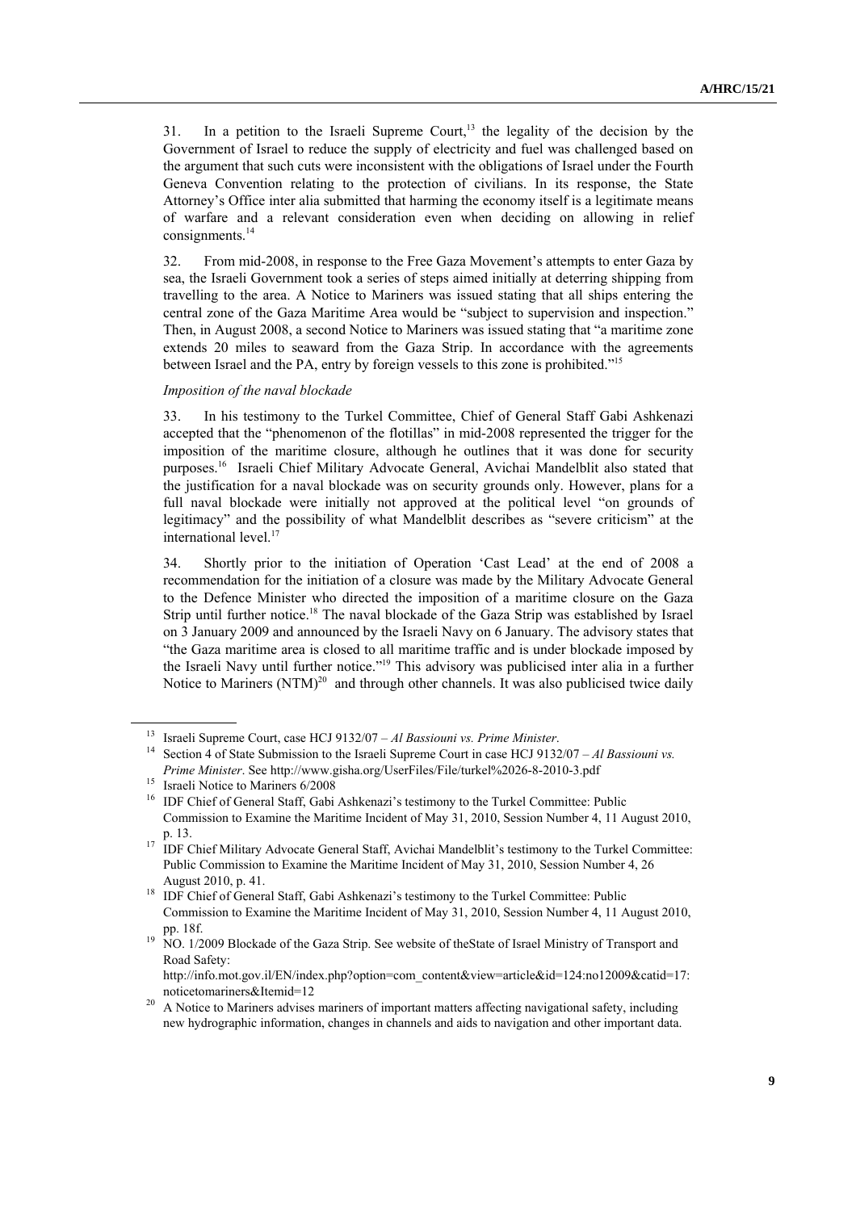31. In a petition to the Israeli Supreme Court,[13] the legality of the decision by the Government of Israel to reduce the supply of electricity and fuel was challenged based on the argument that such cuts were inconsistent with the obligations of Israel under the Fourth Geneva Convention relating to the protection of civilians. In its response, the State Attorney's Office inter alia submitted that harming the economy itself is a legitimate means of warfare and a relevant consideration even when deciding on allowing in relief consignments.[14]

32. From mid-2008, in response to the Free Gaza Movement's attempts to enter Gaza by sea, the Israeli Government took a series of steps aimed initially at deterring shipping from travelling to the area. A Notice to Mariners was issued stating that all ships entering the central zone of the Gaza Maritime Area would be "subject to supervision and inspection." Then, in August 2008, a second Notice to Mariners was issued stating that "a maritime zone extends 20 miles to seaward from the Gaza Strip. In accordance with the agreements between Israel and the PA, entry by foreign vessels to this zone is prohibited."[15]

*Imposition of the naval blockade*

33. In his testimony to the Turkel Committee, Chief of General Staff Gabi Ashkenazi accepted that the "phenomenon of the flotillas" in mid-2008 represented the trigger for the imposition of the maritime closure, although he outlines that it was done for security purposes.[16] Israeli Chief Military Advocate General, Avichai Mandelblit also stated that the justification for a naval blockade was on security grounds only. However, plans for a full naval blockade were initially not approved at the political level "on grounds of legitimacy" and the possibility of what Mandelblit describes as "severe criticism" at the international level.[17]

34. Shortly prior to the initiation of Operation 'Cast Lead' at the end of 2008 a recommendation for the initiation of a closure was made by the Military Advocate General to the Defence Minister who directed the imposition of a maritime closure on the Gaza Strip until further notice.[18] The naval blockade of the Gaza Strip was established by Israel on 3 January 2009 and announced by the Israeli Navy on 6 January. The advisory states that "the Gaza maritime area is closed to all maritime traffic and is under blockade imposed by the Israeli Navy until further notice."[19] This advisory was publicised inter alia in a further Notice to Mariners (NTM)[20] and through other channels. It was also publicised twice daily

---

[13] Israeli Supreme Court, case HCJ 9132/07 – *Al Bassiouni vs. Prime Minister*.

[14] Section 4 of State Submission to the Israeli Supreme Court in case HCJ 9132/07 – *Al Bassiouni vs. Prime Minister*. See http://www.gisha.org/UserFiles/File/turkel%2026-8-2010-3.pdf

[15] Israeli Notice to Mariners 6/2008

[16] IDF Chief of General Staff, Gabi Ashkenazi's testimony to the Turkel Committee: Public Commission to Examine the Maritime Incident of May 31, 2010, Session Number 4, 11 August 2010, p. 13.

[17] IDF Chief Military Advocate General Staff, Avichai Mandelblit's testimony to the Turkel Committee: Public Commission to Examine the Maritime Incident of May 31, 2010, Session Number 4, 26 August 2010, p. 41.

[18] IDF Chief of General Staff, Gabi Ashkenazi's testimony to the Turkel Committee: Public Commission to Examine the Maritime Incident of May 31, 2010, Session Number 4, 11 August 2010, pp. 18f.

[19] NO. 1/2009 Blockade of the Gaza Strip. See website of theState of Israel Ministry of Transport and Road Safety: http://info.mot.gov.il/EN/index.php?option=com_content&view=article&id=124:no12009&catid=17:noticetomariners&Itemid=12

[20] A Notice to Mariners advises mariners of important matters affecting navigational safety, including new hydrographic information, changes in channels and aids to navigation and other important data.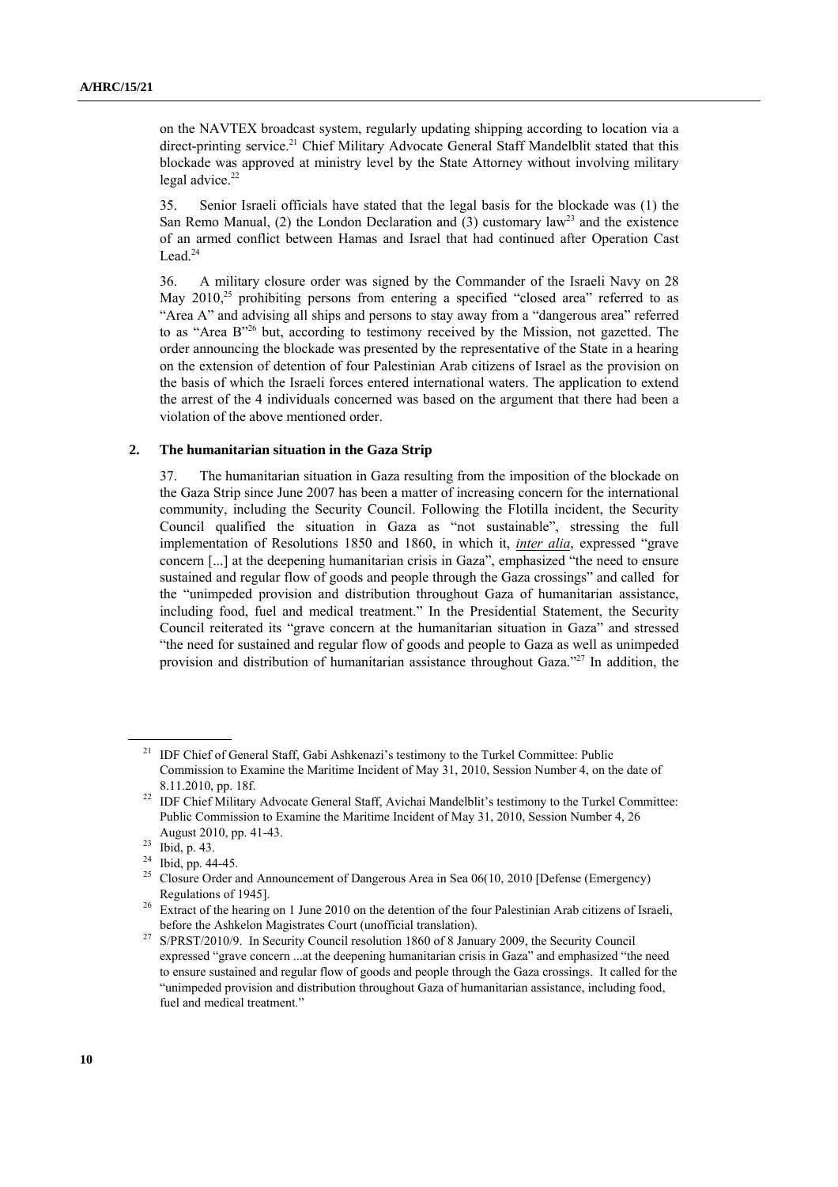on the NAVTEX broadcast system, regularly updating shipping according to location via a direct-printing service.[21] Chief Military Advocate General Staff Mandelblit stated that this blockade was approved at ministry level by the State Attorney without involving military legal advice.[22]

35. Senior Israeli officials have stated that the legal basis for the blockade was (1) the San Remo Manual, (2) the London Declaration and (3) customary law[23] and the existence of an armed conflict between Hamas and Israel that had continued after Operation Cast Lead.[24]

36. A military closure order was signed by the Commander of the Israeli Navy on 28 May 2010,[25] prohibiting persons from entering a specified "closed area" referred to as "Area A" and advising all ships and persons to stay away from a "dangerous area" referred to as "Area B"[26] but, according to testimony received by the Mission, not gazetted. The order announcing the blockade was presented by the representative of the State in a hearing on the extension of detention of four Palestinian Arab citizens of Israel as the provision on the basis of which the Israeli forces entered international waters. The application to extend the arrest of the 4 individuals concerned was based on the argument that there had been a violation of the above mentioned order.

## 2. The humanitarian situation in the Gaza Strip

37. The humanitarian situation in Gaza resulting from the imposition of the blockade on the Gaza Strip since June 2007 has been a matter of increasing concern for the international community, including the Security Council. Following the Flotilla incident, the Security Council qualified the situation in Gaza as "not sustainable", stressing the full implementation of Resolutions 1850 and 1860, in which it, ***inter alia***, expressed "grave concern [...] at the deepening humanitarian crisis in Gaza", emphasized "the need to ensure sustained and regular flow of goods and people through the Gaza crossings" and called for the "unimpeded provision and distribution throughout Gaza of humanitarian assistance, including food, fuel and medical treatment." In the Presidential Statement, the Security Council reiterated its "grave concern at the humanitarian situation in Gaza" and stressed "the need for sustained and regular flow of goods and people to Gaza as well as unimpeded provision and distribution of humanitarian assistance throughout Gaza."[27] In addition, the

---

[21] IDF Chief of General Staff, Gabi Ashkenazi's testimony to the Turkel Committee: Public Commission to Examine the Maritime Incident of May 31, 2010, Session Number 4, on the date of 8.11.2010, pp. 18f.

[22] IDF Chief Military Advocate General Staff, Avichai Mandelblit's testimony to the Turkel Committee: Public Commission to Examine the Maritime Incident of May 31, 2010, Session Number 4, 26 August 2010, pp. 41-43.

[23] Ibid, p. 43.

[24] Ibid, pp. 44-45.

[25] Closure Order and Announcement of Dangerous Area in Sea 06(10, 2010 [Defense (Emergency) Regulations of 1945].

[26] Extract of the hearing on 1 June 2010 on the detention of the four Palestinian Arab citizens of Israeli, before the Ashkelon Magistrates Court (unofficial translation).

[27] S/PRST/2010/9. In Security Council resolution 1860 of 8 January 2009, the Security Council expressed "grave concern ...at the deepening humanitarian crisis in Gaza" and emphasized "the need to ensure sustained and regular flow of goods and people through the Gaza crossings. It called for the "unimpeded provision and distribution throughout Gaza of humanitarian assistance, including food, fuel and medical treatment."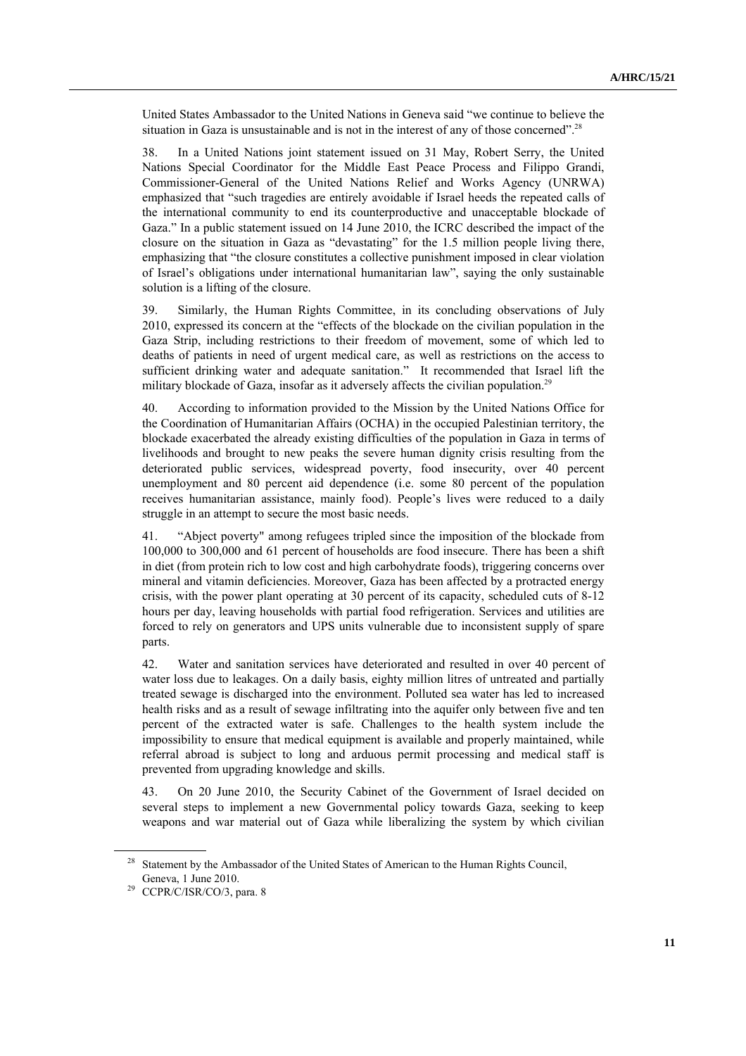United States Ambassador to the United Nations in Geneva said "we continue to believe the situation in Gaza is unsustainable and is not in the interest of any of those concerned".[28]

38. In a United Nations joint statement issued on 31 May, Robert Serry, the United Nations Special Coordinator for the Middle East Peace Process and Filippo Grandi, Commissioner-General of the United Nations Relief and Works Agency (UNRWA) emphasized that "such tragedies are entirely avoidable if Israel heeds the repeated calls of the international community to end its counterproductive and unacceptable blockade of Gaza." In a public statement issued on 14 June 2010, the ICRC described the impact of the closure on the situation in Gaza as "devastating" for the 1.5 million people living there, emphasizing that "the closure constitutes a collective punishment imposed in clear violation of Israel's obligations under international humanitarian law", saying the only sustainable solution is a lifting of the closure.

39. Similarly, the Human Rights Committee, in its concluding observations of July 2010, expressed its concern at the "effects of the blockade on the civilian population in the Gaza Strip, including restrictions to their freedom of movement, some of which led to deaths of patients in need of urgent medical care, as well as restrictions on the access to sufficient drinking water and adequate sanitation." It recommended that Israel lift the military blockade of Gaza, insofar as it adversely affects the civilian population.[29]

40. According to information provided to the Mission by the United Nations Office for the Coordination of Humanitarian Affairs (OCHA) in the occupied Palestinian territory, the blockade exacerbated the already existing difficulties of the population in Gaza in terms of livelihoods and brought to new peaks the severe human dignity crisis resulting from the deteriorated public services, widespread poverty, food insecurity, over 40 percent unemployment and 80 percent aid dependence (i.e. some 80 percent of the population receives humanitarian assistance, mainly food). People's lives were reduced to a daily struggle in an attempt to secure the most basic needs.

41. "Abject poverty" among refugees tripled since the imposition of the blockade from 100,000 to 300,000 and 61 percent of households are food insecure. There has been a shift in diet (from protein rich to low cost and high carbohydrate foods), triggering concerns over mineral and vitamin deficiencies. Moreover, Gaza has been affected by a protracted energy crisis, with the power plant operating at 30 percent of its capacity, scheduled cuts of 8-12 hours per day, leaving households with partial food refrigeration. Services and utilities are forced to rely on generators and UPS units vulnerable due to inconsistent supply of spare parts.

42. Water and sanitation services have deteriorated and resulted in over 40 percent of water loss due to leakages. On a daily basis, eighty million litres of untreated and partially treated sewage is discharged into the environment. Polluted sea water has led to increased health risks and as a result of sewage infiltrating into the aquifer only between five and ten percent of the extracted water is safe. Challenges to the health system include the impossibility to ensure that medical equipment is available and properly maintained, while referral abroad is subject to long and arduous permit processing and medical staff is prevented from upgrading knowledge and skills.

43. On 20 June 2010, the Security Cabinet of the Government of Israel decided on several steps to implement a new Governmental policy towards Gaza, seeking to keep weapons and war material out of Gaza while liberalizing the system by which civilian

---

[28] Statement by the Ambassador of the United States of American to the Human Rights Council, Geneva, 1 June 2010.

[29] CCPR/C/ISR/CO/3, para. 8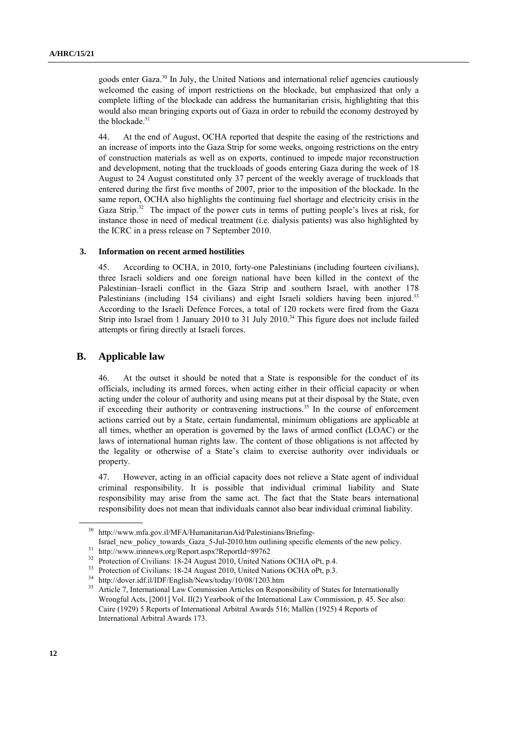goods enter Gaza.[30] In July, the United Nations and international relief agencies cautiously welcomed the easing of import restrictions on the blockade, but emphasized that only a complete lifting of the blockade can address the humanitarian crisis, highlighting that this would also mean bringing exports out of Gaza in order to rebuild the economy destroyed by the blockade.[31]

44. At the end of August, OCHA reported that despite the easing of the restrictions and an increase of imports into the Gaza Strip for some weeks, ongoing restrictions on the entry of construction materials as well as on exports, continued to impede major reconstruction and development, noting that the truckloads of goods entering Gaza during the week of 18 August to 24 August constituted only 37 percent of the weekly average of truckloads that entered during the first five months of 2007, prior to the imposition of the blockade. In the same report, OCHA also highlights the continuing fuel shortage and electricity crisis in the Gaza Strip.[32] The impact of the power cuts in terms of putting people's lives at risk, for instance those in need of medical treatment (i.e. dialysis patients) was also highlighted by the ICRC in a press release on 7 September 2010.

### 3. Information on recent armed hostilities

45. According to OCHA, in 2010, forty-one Palestinians (including fourteen civilians), three Israeli soldiers and one foreign national have been killed in the context of the Palestinian–Israeli conflict in the Gaza Strip and southern Israel, with another 178 Palestinians (including 154 civilians) and eight Israeli soldiers having been injured.[33] According to the Israeli Defence Forces, a total of 120 rockets were fired from the Gaza Strip into Israel from 1 January 2010 to 31 July 2010.[34] This figure does not include failed attempts or firing directly at Israeli forces.

## B. Applicable law

46. At the outset it should be noted that a State is responsible for the conduct of its officials, including its armed forces, when acting either in their official capacity or when acting under the colour of authority and using means put at their disposal by the State, even if exceeding their authority or contravening instructions.[35] In the course of enforcement actions carried out by a State, certain fundamental, minimum obligations are applicable at all times, whether an operation is governed by the laws of armed conflict (LOAC) or the laws of international human rights law. The content of those obligations is not affected by the legality or otherwise of a State's claim to exercise authority over individuals or property.

47. However, acting in an official capacity does not relieve a State agent of individual criminal responsibility. It is possible that individual criminal liability and State responsibility may arise from the same act. The fact that the State bears international responsibility does not mean that individuals cannot also bear individual criminal liability.

---

[30] http://www.mfa.gov.il/MFA/HumanitarianAid/Palestinians/Briefing-Israel_new_policy_towards_Gaza_5-Jul-2010.htm outlining specific elements of the new policy.

[31] http://www.irinnews.org/Report.aspx?ReportId=89762

[32] Protection of Civilians: 18-24 August 2010, United Nations OCHA oPt, p.4.

[33] Protection of Civilians: 18-24 August 2010, United Nations OCHA oPt, p.3.

[34] http://dover.idf.il/IDF/English/News/today/10/08/1203.htm

[35] Article 7, International Law Commission Articles on Responsibility of States for Internationally Wrongful Acts, [2001] Vol. II(2) Yearbook of the International Law Commission, p. 45. See also: Caire (1929) 5 Reports of International Arbitral Awards 516; Mallén (1925) 4 Reports of International Arbitral Awards 173.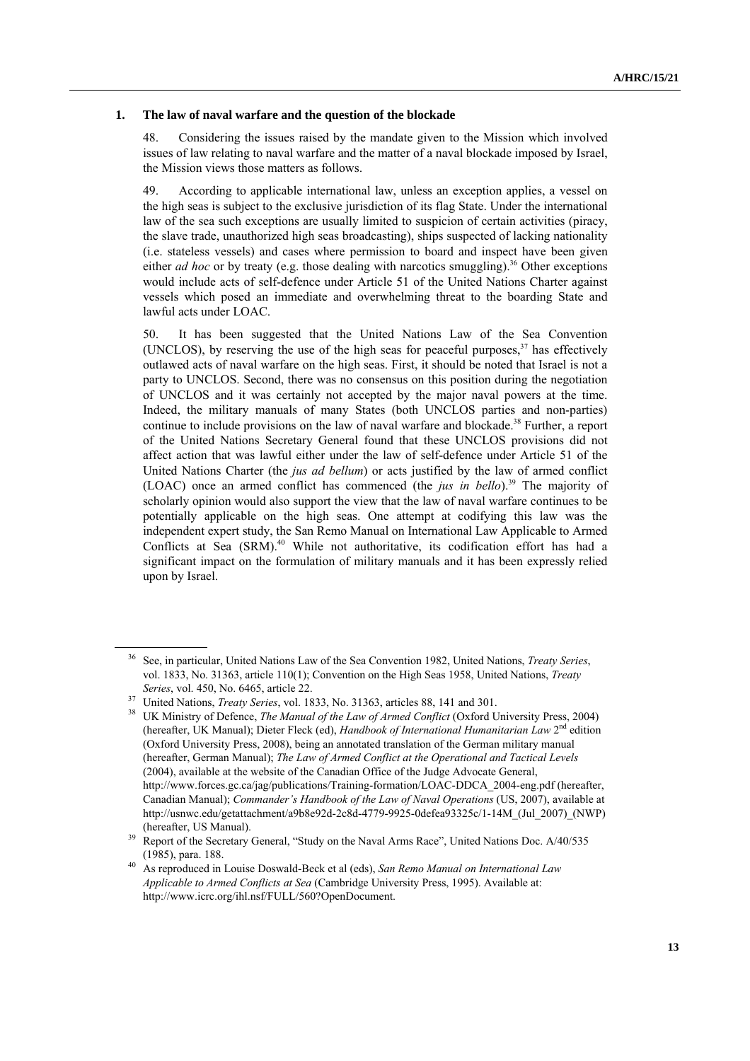### 1. The law of naval warfare and the question of the blockade

48. Considering the issues raised by the mandate given to the Mission which involved issues of law relating to naval warfare and the matter of a naval blockade imposed by Israel, the Mission views those matters as follows.

49. According to applicable international law, unless an exception applies, a vessel on the high seas is subject to the exclusive jurisdiction of its flag State. Under the international law of the sea such exceptions are usually limited to suspicion of certain activities (piracy, the slave trade, unauthorized high seas broadcasting), ships suspected of lacking nationality (i.e. stateless vessels) and cases where permission to board and inspect have been given either *ad hoc* or by treaty (e.g. those dealing with narcotics smuggling).[36] Other exceptions would include acts of self-defence under Article 51 of the United Nations Charter against vessels which posed an immediate and overwhelming threat to the boarding State and lawful acts under LOAC.

50. It has been suggested that the United Nations Law of the Sea Convention (UNCLOS), by reserving the use of the high seas for peaceful purposes,[37] has effectively outlawed acts of naval warfare on the high seas. First, it should be noted that Israel is not a party to UNCLOS. Second, there was no consensus on this position during the negotiation of UNCLOS and it was certainly not accepted by the major naval powers at the time. Indeed, the military manuals of many States (both UNCLOS parties and non-parties) continue to include provisions on the law of naval warfare and blockade.[38] Further, a report of the United Nations Secretary General found that these UNCLOS provisions did not affect action that was lawful either under the law of self-defence under Article 51 of the United Nations Charter (the *jus ad bellum*) or acts justified by the law of armed conflict (LOAC) once an armed conflict has commenced (the *jus in bello*).[39] The majority of scholarly opinion would also support the view that the law of naval warfare continues to be potentially applicable on the high seas. One attempt at codifying this law was the independent expert study, the San Remo Manual on International Law Applicable to Armed Conflicts at Sea (SRM).[40] While not authoritative, its codification effort has had a significant impact on the formulation of military manuals and it has been expressly relied upon by Israel.

---

[36] See, in particular, United Nations Law of the Sea Convention 1982, United Nations, *Treaty Series*, vol. 1833, No. 31363, article 110(1); Convention on the High Seas 1958, United Nations, *Treaty Series*, vol. 450, No. 6465, article 22.

[37] United Nations, *Treaty Series*, vol. 1833, No. 31363, articles 88, 141 and 301.

[38] UK Ministry of Defence, *The Manual of the Law of Armed Conflict* (Oxford University Press, 2004) (hereafter, UK Manual); Dieter Fleck (ed), *Handbook of International Humanitarian Law* 2nd edition (Oxford University Press, 2008), being an annotated translation of the German military manual (hereafter, German Manual); *The Law of Armed Conflict at the Operational and Tactical Levels* (2004), available at the website of the Canadian Office of the Judge Advocate General, http://www.forces.gc.ca/jag/publications/Training-formation/LOAC-DDCA_2004-eng.pdf (hereafter, Canadian Manual); *Commander's Handbook of the Law of Naval Operations* (US, 2007), available at http://usnwc.edu/getattachment/a9b8e92d-2c8d-4779-9925-0defea93325c/1-14M_(Jul_2007)_(NWP) (hereafter, US Manual).

[39] Report of the Secretary General, "Study on the Naval Arms Race", United Nations Doc. A/40/535 (1985), para. 188.

[40] As reproduced in Louise Doswald-Beck et al (eds), *San Remo Manual on International Law Applicable to Armed Conflicts at Sea* (Cambridge University Press, 1995). Available at: http://www.icrc.org/ihl.nsf/FULL/560?OpenDocument.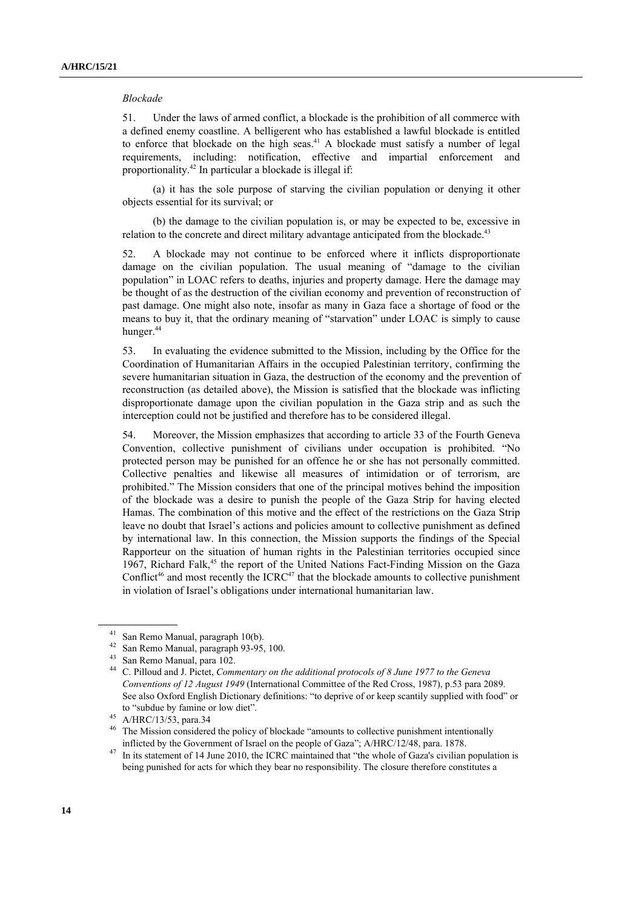*Blockade*

51. Under the laws of armed conflict, a blockade is the prohibition of all commerce with a defined enemy coastline. A belligerent who has established a lawful blockade is entitled to enforce that blockade on the high seas.[41] A blockade must satisfy a number of legal requirements, including: notification, effective and impartial enforcement and proportionality.[42] In particular a blockade is illegal if:

(a) it has the sole purpose of starving the civilian population or denying it other objects essential for its survival; or

(b) the damage to the civilian population is, or may be expected to be, excessive in relation to the concrete and direct military advantage anticipated from the blockade.[43]

52. A blockade may not continue to be enforced where it inflicts disproportionate damage on the civilian population. The usual meaning of "damage to the civilian population" in LOAC refers to deaths, injuries and property damage. Here the damage may be thought of as the destruction of the civilian economy and prevention of reconstruction of past damage. One might also note, insofar as many in Gaza face a shortage of food or the means to buy it, that the ordinary meaning of "starvation" under LOAC is simply to cause hunger.[44]

53. In evaluating the evidence submitted to the Mission, including by the Office for the Coordination of Humanitarian Affairs in the occupied Palestinian territory, confirming the severe humanitarian situation in Gaza, the destruction of the economy and the prevention of reconstruction (as detailed above), the Mission is satisfied that the blockade was inflicting disproportionate damage upon the civilian population in the Gaza strip and as such the interception could not be justified and therefore has to be considered illegal.

54. Moreover, the Mission emphasizes that according to article 33 of the Fourth Geneva Convention, collective punishment of civilians under occupation is prohibited. "No protected person may be punished for an offence he or she has not personally committed. Collective penalties and likewise all measures of intimidation or of terrorism, are prohibited." The Mission considers that one of the principal motives behind the imposition of the blockade was a desire to punish the people of the Gaza Strip for having elected Hamas. The combination of this motive and the effect of the restrictions on the Gaza Strip leave no doubt that Israel's actions and policies amount to collective punishment as defined by international law. In this connection, the Mission supports the findings of the Special Rapporteur on the situation of human rights in the Palestinian territories occupied since 1967, Richard Falk,[45] the report of the United Nations Fact-Finding Mission on the Gaza Conflict[46] and most recently the ICRC[47] that the blockade amounts to collective punishment in violation of Israel's obligations under international humanitarian law.

---

[41] San Remo Manual, paragraph 10(b).

[42] San Remo Manual, paragraph 93-95, 100.

[43] San Remo Manual, para 102.

[44] C. Pilloud and J. Pictet, *Commentary on the additional protocols of 8 June 1977 to the Geneva Conventions of 12 August 1949* (International Committee of the Red Cross, 1987), p.53 para 2089. See also Oxford English Dictionary definitions: "to deprive of or keep scantily supplied with food" or to "subdue by famine or low diet".

[45] A/HRC/13/53, para.34

[46] The Mission considered the policy of blockade "amounts to collective punishment intentionally inflicted by the Government of Israel on the people of Gaza"; A/HRC/12/48, para. 1878.

[47] In its statement of 14 June 2010, the ICRC maintained that "the whole of Gaza's civilian population is being punished for acts for which they bear no responsibility. The closure therefore constitutes a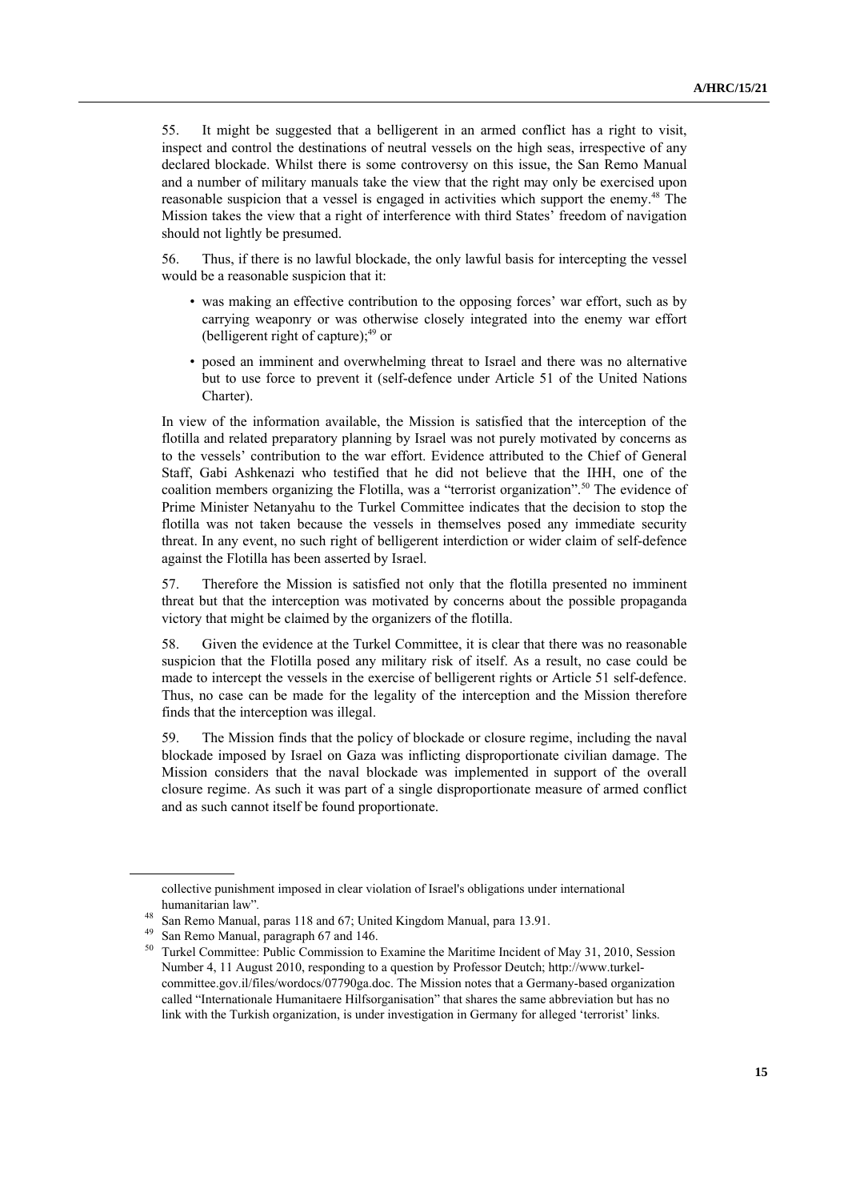55. It might be suggested that a belligerent in an armed conflict has a right to visit, inspect and control the destinations of neutral vessels on the high seas, irrespective of any declared blockade. Whilst there is some controversy on this issue, the San Remo Manual and a number of military manuals take the view that the right may only be exercised upon reasonable suspicion that a vessel is engaged in activities which support the enemy.[48] The Mission takes the view that a right of interference with third States' freedom of navigation should not lightly be presumed.

56. Thus, if there is no lawful blockade, the only lawful basis for intercepting the vessel would be a reasonable suspicion that it:

- was making an effective contribution to the opposing forces' war effort, such as by carrying weaponry or was otherwise closely integrated into the enemy war effort (belligerent right of capture);[49] or
- posed an imminent and overwhelming threat to Israel and there was no alternative but to use force to prevent it (self-defence under Article 51 of the United Nations Charter).

In view of the information available, the Mission is satisfied that the interception of the flotilla and related preparatory planning by Israel was not purely motivated by concerns as to the vessels' contribution to the war effort. Evidence attributed to the Chief of General Staff, Gabi Ashkenazi who testified that he did not believe that the IHH, one of the coalition members organizing the Flotilla, was a "terrorist organization".[50] The evidence of Prime Minister Netanyahu to the Turkel Committee indicates that the decision to stop the flotilla was not taken because the vessels in themselves posed any immediate security threat. In any event, no such right of belligerent interdiction or wider claim of self-defence against the Flotilla has been asserted by Israel.

57. Therefore the Mission is satisfied not only that the flotilla presented no imminent threat but that the interception was motivated by concerns about the possible propaganda victory that might be claimed by the organizers of the flotilla.

58. Given the evidence at the Turkel Committee, it is clear that there was no reasonable suspicion that the Flotilla posed any military risk of itself. As a result, no case could be made to intercept the vessels in the exercise of belligerent rights or Article 51 self-defence. Thus, no case can be made for the legality of the interception and the Mission therefore finds that the interception was illegal.

59. The Mission finds that the policy of blockade or closure regime, including the naval blockade imposed by Israel on Gaza was inflicting disproportionate civilian damage. The Mission considers that the naval blockade was implemented in support of the overall closure regime. As such it was part of a single disproportionate measure of armed conflict and as such cannot itself be found proportionate.

---

collective punishment imposed in clear violation of Israel's obligations under international humanitarian law".

[48] San Remo Manual, paras 118 and 67; United Kingdom Manual, para 13.91.

[49] San Remo Manual, paragraph 67 and 146.

[50] Turkel Committee: Public Commission to Examine the Maritime Incident of May 31, 2010, Session Number 4, 11 August 2010, responding to a question by Professor Deutch; http://www.turkel-committee.gov.il/files/wordocs/07790ga.doc. The Mission notes that a Germany-based organization called "Internationale Humanitaere Hilfsorganisation" that shares the same abbreviation but has no link with the Turkish organization, is under investigation in Germany for alleged 'terrorist' links.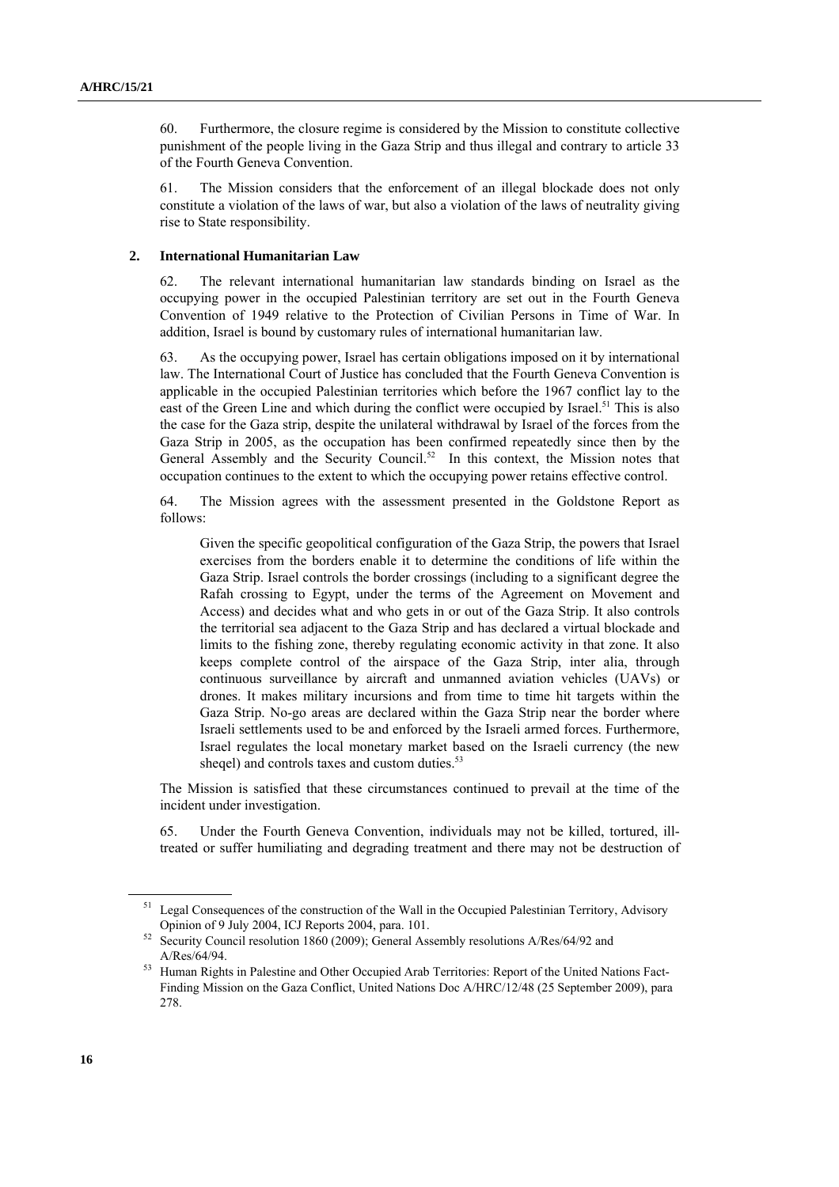60. Furthermore, the closure regime is considered by the Mission to constitute collective punishment of the people living in the Gaza Strip and thus illegal and contrary to article 33 of the Fourth Geneva Convention.

61. The Mission considers that the enforcement of an illegal blockade does not only constitute a violation of the laws of war, but also a violation of the laws of neutrality giving rise to State responsibility.

### 2. International Humanitarian Law

62. The relevant international humanitarian law standards binding on Israel as the occupying power in the occupied Palestinian territory are set out in the Fourth Geneva Convention of 1949 relative to the Protection of Civilian Persons in Time of War. In addition, Israel is bound by customary rules of international humanitarian law.

63. As the occupying power, Israel has certain obligations imposed on it by international law. The International Court of Justice has concluded that the Fourth Geneva Convention is applicable in the occupied Palestinian territories which before the 1967 conflict lay to the east of the Green Line and which during the conflict were occupied by Israel.[51] This is also the case for the Gaza strip, despite the unilateral withdrawal by Israel of the forces from the Gaza Strip in 2005, as the occupation has been confirmed repeatedly since then by the General Assembly and the Security Council.[52] In this context, the Mission notes that occupation continues to the extent to which the occupying power retains effective control.

64. The Mission agrees with the assessment presented in the Goldstone Report as follows:

> Given the specific geopolitical configuration of the Gaza Strip, the powers that Israel exercises from the borders enable it to determine the conditions of life within the Gaza Strip. Israel controls the border crossings (including to a significant degree the Rafah crossing to Egypt, under the terms of the Agreement on Movement and Access) and decides what and who gets in or out of the Gaza Strip. It also controls the territorial sea adjacent to the Gaza Strip and has declared a virtual blockade and limits to the fishing zone, thereby regulating economic activity in that zone. It also keeps complete control of the airspace of the Gaza Strip, inter alia, through continuous surveillance by aircraft and unmanned aviation vehicles (UAVs) or drones. It makes military incursions and from time to time hit targets within the Gaza Strip. No-go areas are declared within the Gaza Strip near the border where Israeli settlements used to be and enforced by the Israeli armed forces. Furthermore, Israel regulates the local monetary market based on the Israeli currency (the new sheqel) and controls taxes and custom duties.[53]

The Mission is satisfied that these circumstances continued to prevail at the time of the incident under investigation.

65. Under the Fourth Geneva Convention, individuals may not be killed, tortured, ill-treated or suffer humiliating and degrading treatment and there may not be destruction of

---

[51] Legal Consequences of the construction of the Wall in the Occupied Palestinian Territory, Advisory Opinion of 9 July 2004, ICJ Reports 2004, para. 101.

[52] Security Council resolution 1860 (2009); General Assembly resolutions A/Res/64/92 and A/Res/64/94.

[53] Human Rights in Palestine and Other Occupied Arab Territories: Report of the United Nations Fact-Finding Mission on the Gaza Conflict, United Nations Doc A/HRC/12/48 (25 September 2009), para 278.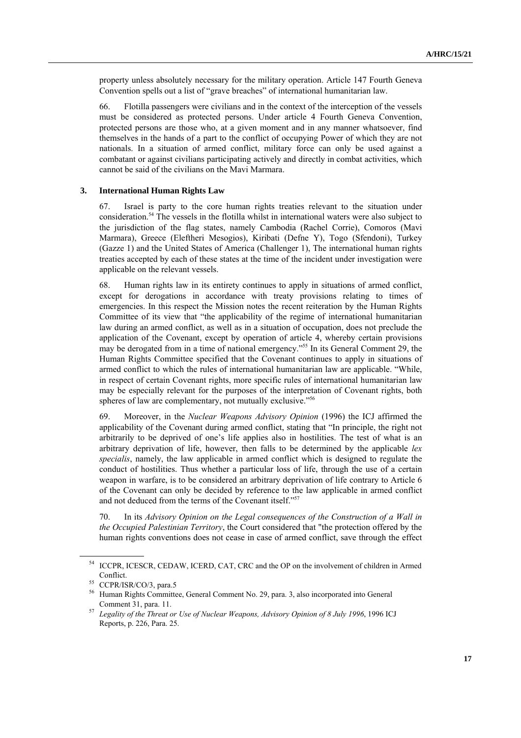property unless absolutely necessary for the military operation. Article 147 Fourth Geneva Convention spells out a list of "grave breaches" of international humanitarian law.

66. Flotilla passengers were civilians and in the context of the interception of the vessels must be considered as protected persons. Under article 4 Fourth Geneva Convention, protected persons are those who, at a given moment and in any manner whatsoever, find themselves in the hands of a part to the conflict of occupying Power of which they are not nationals. In a situation of armed conflict, military force can only be used against a combatant or against civilians participating actively and directly in combat activities, which cannot be said of the civilians on the Mavi Marmara.

### 3. International Human Rights Law

67. Israel is party to the core human rights treaties relevant to the situation under consideration.[54] The vessels in the flotilla whilst in international waters were also subject to the jurisdiction of the flag states, namely Cambodia (Rachel Corrie), Comoros (Mavi Marmara), Greece (Eleftheri Mesogios), Kiribati (Defne Y), Togo (Sfendoni), Turkey (Gazze 1) and the United States of America (Challenger 1), The international human rights treaties accepted by each of these states at the time of the incident under investigation were applicable on the relevant vessels.

68. Human rights law in its entirety continues to apply in situations of armed conflict, except for derogations in accordance with treaty provisions relating to times of emergencies. In this respect the Mission notes the recent reiteration by the Human Rights Committee of its view that "the applicability of the regime of international humanitarian law during an armed conflict, as well as in a situation of occupation, does not preclude the application of the Covenant, except by operation of article 4, whereby certain provisions may be derogated from in a time of national emergency."[55] In its General Comment 29, the Human Rights Committee specified that the Covenant continues to apply in situations of armed conflict to which the rules of international humanitarian law are applicable. "While, in respect of certain Covenant rights, more specific rules of international humanitarian law may be especially relevant for the purposes of the interpretation of Covenant rights, both spheres of law are complementary, not mutually exclusive."[56]

69. Moreover, in the *Nuclear Weapons Advisory Opinion* (1996) the ICJ affirmed the applicability of the Covenant during armed conflict, stating that "In principle, the right not arbitrarily to be deprived of one's life applies also in hostilities. The test of what is an arbitrary deprivation of life, however, then falls to be determined by the applicable *lex specialis*, namely, the law applicable in armed conflict which is designed to regulate the conduct of hostilities. Thus whether a particular loss of life, through the use of a certain weapon in warfare, is to be considered an arbitrary deprivation of life contrary to Article 6 of the Covenant can only be decided by reference to the law applicable in armed conflict and not deduced from the terms of the Covenant itself."[57]

70. In its *Advisory Opinion on the Legal consequences of the Construction of a Wall in the Occupied Palestinian Territory*, the Court considered that "the protection offered by the human rights conventions does not cease in case of armed conflict, save through the effect

---

[54] ICCPR, ICESCR, CEDAW, ICERD, CAT, CRC and the OP on the involvement of children in Armed Conflict.

[55] CCPR/ISR/CO/3, para.5

[56] Human Rights Committee, General Comment No. 29, para. 3, also incorporated into General Comment 31, para. 11.

[57] *Legality of the Threat or Use of Nuclear Weapons, Advisory Opinion of 8 July 1996*, 1996 ICJ Reports, p. 226, Para. 25.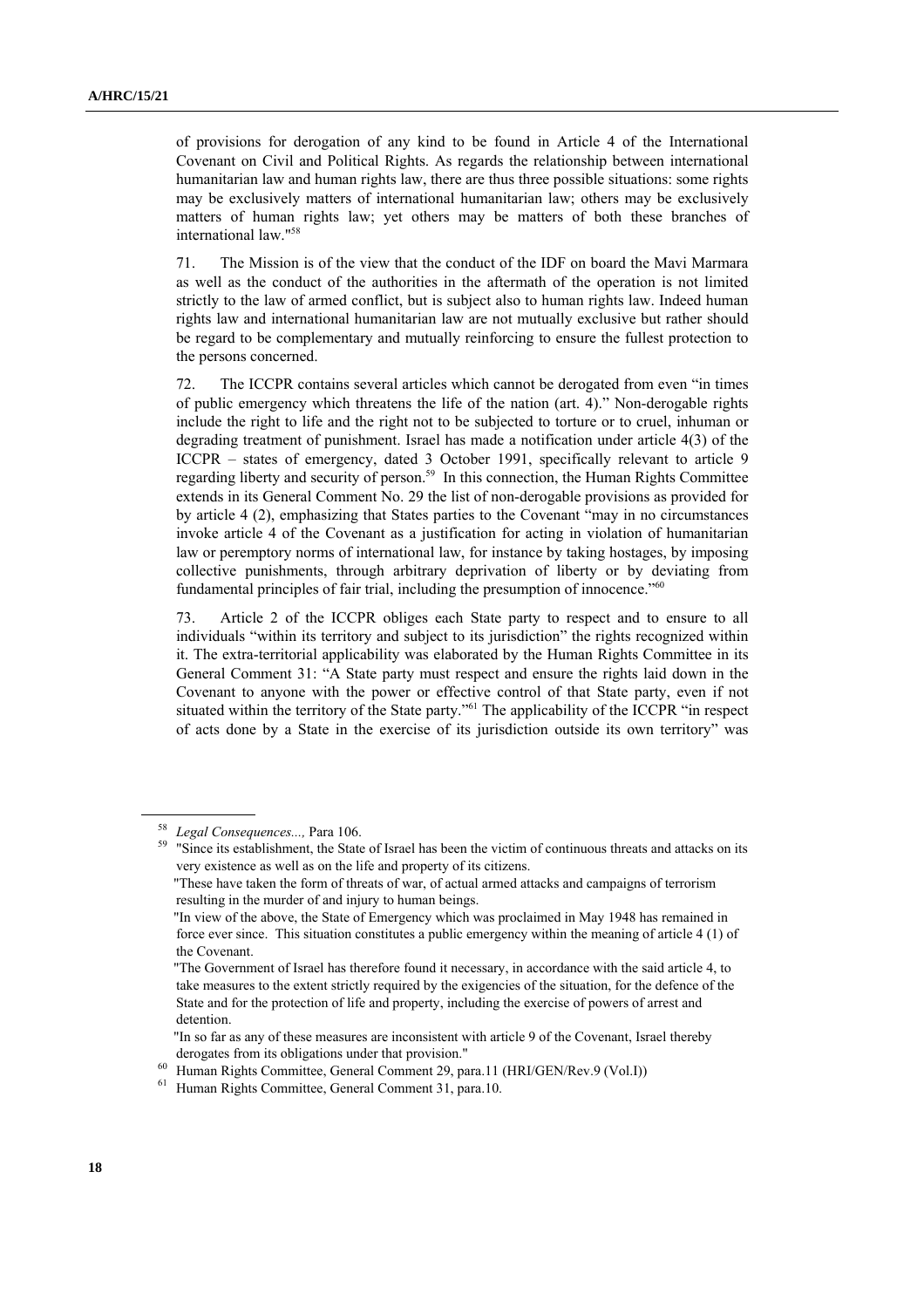of provisions for derogation of any kind to be found in Article 4 of the International Covenant on Civil and Political Rights. As regards the relationship between international humanitarian law and human rights law, there are thus three possible situations: some rights may be exclusively matters of international humanitarian law; others may be exclusively matters of human rights law; yet others may be matters of both these branches of international law."[58]

71. The Mission is of the view that the conduct of the IDF on board the Mavi Marmara as well as the conduct of the authorities in the aftermath of the operation is not limited strictly to the law of armed conflict, but is subject also to human rights law. Indeed human rights law and international humanitarian law are not mutually exclusive but rather should be regard to be complementary and mutually reinforcing to ensure the fullest protection to the persons concerned.

72. The ICCPR contains several articles which cannot be derogated from even "in times of public emergency which threatens the life of the nation (art. 4)." Non-derogable rights include the right to life and the right not to be subjected to torture or to cruel, inhuman or degrading treatment of punishment. Israel has made a notification under article 4(3) of the ICCPR – states of emergency, dated 3 October 1991, specifically relevant to article 9 regarding liberty and security of person.[59] In this connection, the Human Rights Committee extends in its General Comment No. 29 the list of non-derogable provisions as provided for by article 4 (2), emphasizing that States parties to the Covenant "may in no circumstances invoke article 4 of the Covenant as a justification for acting in violation of humanitarian law or peremptory norms of international law, for instance by taking hostages, by imposing collective punishments, through arbitrary deprivation of liberty or by deviating from fundamental principles of fair trial, including the presumption of innocence."[60]

73. Article 2 of the ICCPR obliges each State party to respect and to ensure to all individuals "within its territory and subject to its jurisdiction" the rights recognized within it. The extra-territorial applicability was elaborated by the Human Rights Committee in its General Comment 31: "A State party must respect and ensure the rights laid down in the Covenant to anyone with the power or effective control of that State party, even if not situated within the territory of the State party."[61] The applicability of the ICCPR "in respect of acts done by a State in the exercise of its jurisdiction outside its own territory" was

---

[58] *Legal Consequences...,* Para 106.

[59] "Since its establishment, the State of Israel has been the victim of continuous threats and attacks on its very existence as well as on the life and property of its citizens.

"These have taken the form of threats of war, of actual armed attacks and campaigns of terrorism resulting in the murder of and injury to human beings.

"In view of the above, the State of Emergency which was proclaimed in May 1948 has remained in force ever since. This situation constitutes a public emergency within the meaning of article 4 (1) of the Covenant.

"The Government of Israel has therefore found it necessary, in accordance with the said article 4, to take measures to the extent strictly required by the exigencies of the situation, for the defence of the State and for the protection of life and property, including the exercise of powers of arrest and detention.

"In so far as any of these measures are inconsistent with article 9 of the Covenant, Israel thereby derogates from its obligations under that provision."

[60] Human Rights Committee, General Comment 29, para.11 (HRI/GEN/Rev.9 (Vol.I))

[61] Human Rights Committee, General Comment 31, para.10.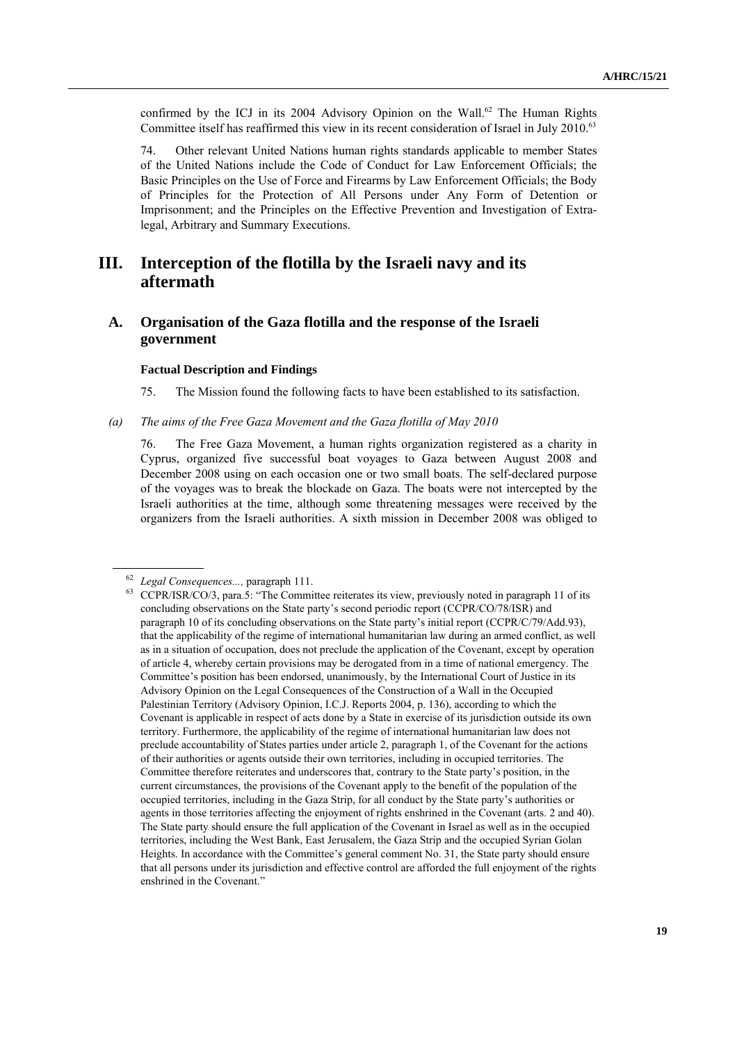confirmed by the ICJ in its 2004 Advisory Opinion on the Wall.[62] The Human Rights Committee itself has reaffirmed this view in its recent consideration of Israel in July 2010.[63]

74. Other relevant United Nations human rights standards applicable to member States of the United Nations include the Code of Conduct for Law Enforcement Officials; the Basic Principles on the Use of Force and Firearms by Law Enforcement Officials; the Body of Principles for the Protection of All Persons under Any Form of Detention or Imprisonment; and the Principles on the Effective Prevention and Investigation of Extra-legal, Arbitrary and Summary Executions.

# III. Interception of the flotilla by the Israeli navy and its aftermath

## A. Organisation of the Gaza flotilla and the response of the Israeli government

#### Factual Description and Findings

75. The Mission found the following facts to have been established to its satisfaction.

*(a) The aims of the Free Gaza Movement and the Gaza flotilla of May 2010*

76. The Free Gaza Movement, a human rights organization registered as a charity in Cyprus, organized five successful boat voyages to Gaza between August 2008 and December 2008 using on each occasion one or two small boats. The self-declared purpose of the voyages was to break the blockade on Gaza. The boats were not intercepted by the Israeli authorities at the time, although some threatening messages were received by the organizers from the Israeli authorities. A sixth mission in December 2008 was obliged to

---

[62] *Legal Consequences...,* paragraph 111.

[63] CCPR/ISR/CO/3, para.5: "The Committee reiterates its view, previously noted in paragraph 11 of its concluding observations on the State party's second periodic report (CCPR/CO/78/ISR) and paragraph 10 of its concluding observations on the State party's initial report (CCPR/C/79/Add.93), that the applicability of the regime of international humanitarian law during an armed conflict, as well as in a situation of occupation, does not preclude the application of the Covenant, except by operation of article 4, whereby certain provisions may be derogated from in a time of national emergency. The Committee's position has been endorsed, unanimously, by the International Court of Justice in its Advisory Opinion on the Legal Consequences of the Construction of a Wall in the Occupied Palestinian Territory (Advisory Opinion, I.C.J. Reports 2004, p. 136), according to which the Covenant is applicable in respect of acts done by a State in exercise of its jurisdiction outside its own territory. Furthermore, the applicability of the regime of international humanitarian law does not preclude accountability of States parties under article 2, paragraph 1, of the Covenant for the actions of their authorities or agents outside their own territories, including in occupied territories. The Committee therefore reiterates and underscores that, contrary to the State party's position, in the current circumstances, the provisions of the Covenant apply to the benefit of the population of the occupied territories, including in the Gaza Strip, for all conduct by the State party's authorities or agents in those territories affecting the enjoyment of rights enshrined in the Covenant (arts. 2 and 40). The State party should ensure the full application of the Covenant in Israel as well as in the occupied territories, including the West Bank, East Jerusalem, the Gaza Strip and the occupied Syrian Golan Heights. In accordance with the Committee's general comment No. 31, the State party should ensure that all persons under its jurisdiction and effective control are afforded the full enjoyment of the rights enshrined in the Covenant."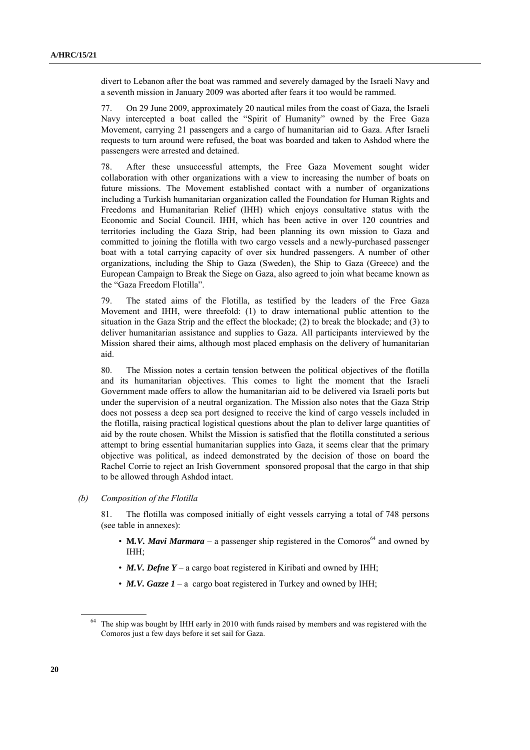divert to Lebanon after the boat was rammed and severely damaged by the Israeli Navy and a seventh mission in January 2009 was aborted after fears it too would be rammed.

77. On 29 June 2009, approximately 20 nautical miles from the coast of Gaza, the Israeli Navy intercepted a boat called the "Spirit of Humanity" owned by the Free Gaza Movement, carrying 21 passengers and a cargo of humanitarian aid to Gaza. After Israeli requests to turn around were refused, the boat was boarded and taken to Ashdod where the passengers were arrested and detained.

78. After these unsuccessful attempts, the Free Gaza Movement sought wider collaboration with other organizations with a view to increasing the number of boats on future missions. The Movement established contact with a number of organizations including a Turkish humanitarian organization called the Foundation for Human Rights and Freedoms and Humanitarian Relief (IHH) which enjoys consultative status with the Economic and Social Council. IHH, which has been active in over 120 countries and territories including the Gaza Strip, had been planning its own mission to Gaza and committed to joining the flotilla with two cargo vessels and a newly-purchased passenger boat with a total carrying capacity of over six hundred passengers. A number of other organizations, including the Ship to Gaza (Sweden), the Ship to Gaza (Greece) and the European Campaign to Break the Siege on Gaza, also agreed to join what became known as the "Gaza Freedom Flotilla".

79. The stated aims of the Flotilla, as testified by the leaders of the Free Gaza Movement and IHH, were threefold: (1) to draw international public attention to the situation in the Gaza Strip and the effect the blockade; (2) to break the blockade; and (3) to deliver humanitarian assistance and supplies to Gaza. All participants interviewed by the Mission shared their aims, although most placed emphasis on the delivery of humanitarian aid.

80. The Mission notes a certain tension between the political objectives of the flotilla and its humanitarian objectives. This comes to light the moment that the Israeli Government made offers to allow the humanitarian aid to be delivered via Israeli ports but under the supervision of a neutral organization. The Mission also notes that the Gaza Strip does not possess a deep sea port designed to receive the kind of cargo vessels included in the flotilla, raising practical logistical questions about the plan to deliver large quantities of aid by the route chosen. Whilst the Mission is satisfied that the flotilla constituted a serious attempt to bring essential humanitarian supplies into Gaza, it seems clear that the primary objective was political, as indeed demonstrated by the decision of those on board the Rachel Corrie to reject an Irish Government sponsored proposal that the cargo in that ship to be allowed through Ashdod intact.

*(b) Composition of the Flotilla*

81. The flotilla was composed initially of eight vessels carrying a total of 748 persons (see table in annexes):

- ***M.V. Mavi Marmara*** – a passenger ship registered in the Comoros[64] and owned by IHH;
- ***M.V. Defne Y*** – a cargo boat registered in Kiribati and owned by IHH;
- ***M.V. Gazze 1*** – a cargo boat registered in Turkey and owned by IHH;

[64] The ship was bought by IHH early in 2010 with funds raised by members and was registered with the Comoros just a few days before it set sail for Gaza.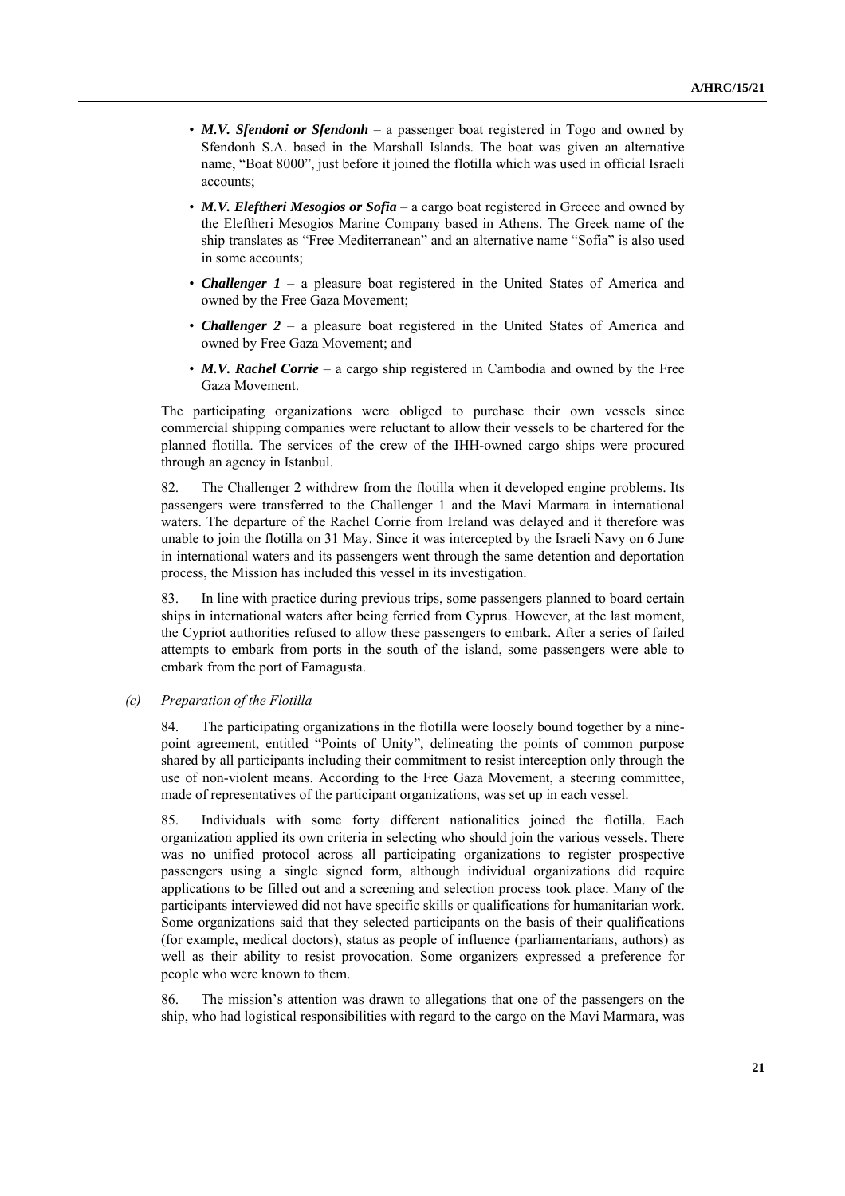- ***M.V. Sfendoni or Sfendonh*** – a passenger boat registered in Togo and owned by Sfendonh S.A. based in the Marshall Islands. The boat was given an alternative name, "Boat 8000", just before it joined the flotilla which was used in official Israeli accounts;
- ***M.V. Eleftheri Mesogios or Sofia*** – a cargo boat registered in Greece and owned by the Eleftheri Mesogios Marine Company based in Athens. The Greek name of the ship translates as "Free Mediterranean" and an alternative name "Sofia" is also used in some accounts;
- ***Challenger 1*** – a pleasure boat registered in the United States of America and owned by the Free Gaza Movement;
- ***Challenger 2*** – a pleasure boat registered in the United States of America and owned by Free Gaza Movement; and
- ***M.V. Rachel Corrie*** – a cargo ship registered in Cambodia and owned by the Free Gaza Movement.

The participating organizations were obliged to purchase their own vessels since commercial shipping companies were reluctant to allow their vessels to be chartered for the planned flotilla. The services of the crew of the IHH-owned cargo ships were procured through an agency in Istanbul.

82. The Challenger 2 withdrew from the flotilla when it developed engine problems. Its passengers were transferred to the Challenger 1 and the Mavi Marmara in international waters. The departure of the Rachel Corrie from Ireland was delayed and it therefore was unable to join the flotilla on 31 May. Since it was intercepted by the Israeli Navy on 6 June in international waters and its passengers went through the same detention and deportation process, the Mission has included this vessel in its investigation.

83. In line with practice during previous trips, some passengers planned to board certain ships in international waters after being ferried from Cyprus. However, at the last moment, the Cypriot authorities refused to allow these passengers to embark. After a series of failed attempts to embark from ports in the south of the island, some passengers were able to embark from the port of Famagusta.

*(c) Preparation of the Flotilla*

84. The participating organizations in the flotilla were loosely bound together by a nine-point agreement, entitled "Points of Unity", delineating the points of common purpose shared by all participants including their commitment to resist interception only through the use of non-violent means. According to the Free Gaza Movement, a steering committee, made of representatives of the participant organizations, was set up in each vessel.

85. Individuals with some forty different nationalities joined the flotilla. Each organization applied its own criteria in selecting who should join the various vessels. There was no unified protocol across all participating organizations to register prospective passengers using a single signed form, although individual organizations did require applications to be filled out and a screening and selection process took place. Many of the participants interviewed did not have specific skills or qualifications for humanitarian work. Some organizations said that they selected participants on the basis of their qualifications (for example, medical doctors), status as people of influence (parliamentarians, authors) as well as their ability to resist provocation. Some organizers expressed a preference for people who were known to them.

86. The mission's attention was drawn to allegations that one of the passengers on the ship, who had logistical responsibilities with regard to the cargo on the Mavi Marmara, was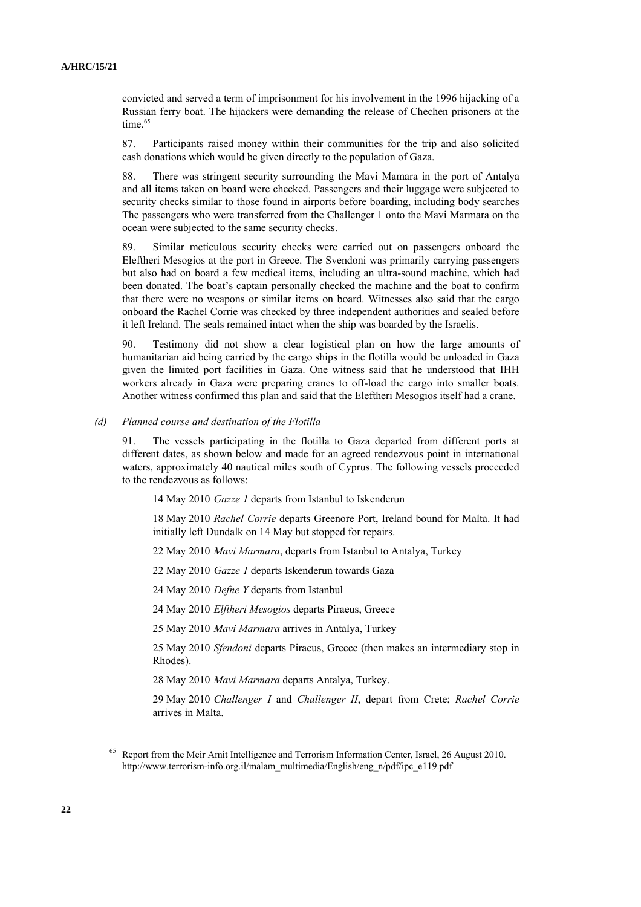convicted and served a term of imprisonment for his involvement in the 1996 hijacking of a Russian ferry boat. The hijackers were demanding the release of Chechen prisoners at the time.[65]

87. Participants raised money within their communities for the trip and also solicited cash donations which would be given directly to the population of Gaza.

88. There was stringent security surrounding the Mavi Mamara in the port of Antalya and all items taken on board were checked. Passengers and their luggage were subjected to security checks similar to those found in airports before boarding, including body searches The passengers who were transferred from the Challenger 1 onto the Mavi Marmara on the ocean were subjected to the same security checks.

89. Similar meticulous security checks were carried out on passengers onboard the Eleftheri Mesogios at the port in Greece. The Svendoni was primarily carrying passengers but also had on board a few medical items, including an ultra-sound machine, which had been donated. The boat's captain personally checked the machine and the boat to confirm that there were no weapons or similar items on board. Witnesses also said that the cargo onboard the Rachel Corrie was checked by three independent authorities and sealed before it left Ireland. The seals remained intact when the ship was boarded by the Israelis.

90. Testimony did not show a clear logistical plan on how the large amounts of humanitarian aid being carried by the cargo ships in the flotilla would be unloaded in Gaza given the limited port facilities in Gaza. One witness said that he understood that IHH workers already in Gaza were preparing cranes to off-load the cargo into smaller boats. Another witness confirmed this plan and said that the Eleftheri Mesogios itself had a crane.

### *(d) Planned course and destination of the Flotilla*

91. The vessels participating in the flotilla to Gaza departed from different ports at different dates, as shown below and made for an agreed rendezvous point in international waters, approximately 40 nautical miles south of Cyprus. The following vessels proceeded to the rendezvous as follows:

14 May 2010 *Gazze 1* departs from Istanbul to Iskenderun

18 May 2010 *Rachel Corrie* departs Greenore Port, Ireland bound for Malta. It had initially left Dundalk on 14 May but stopped for repairs.

22 May 2010 *Mavi Marmara*, departs from Istanbul to Antalya, Turkey

22 May 2010 *Gazze 1* departs Iskenderun towards Gaza

24 May 2010 *Defne Y* departs from Istanbul

24 May 2010 *Elftheri Mesogios* departs Piraeus, Greece

25 May 2010 *Mavi Marmara* arrives in Antalya, Turkey

25 May 2010 *Sfendoni* departs Piraeus, Greece (then makes an intermediary stop in Rhodes).

28 May 2010 *Mavi Marmara* departs Antalya, Turkey.

29 May 2010 *Challenger I* and *Challenger II*, depart from Crete; *Rachel Corrie* arrives in Malta.

[65] Report from the Meir Amit Intelligence and Terrorism Information Center, Israel, 26 August 2010. http://www.terrorism-info.org.il/malam_multimedia/English/eng_n/pdf/ipc_e119.pdf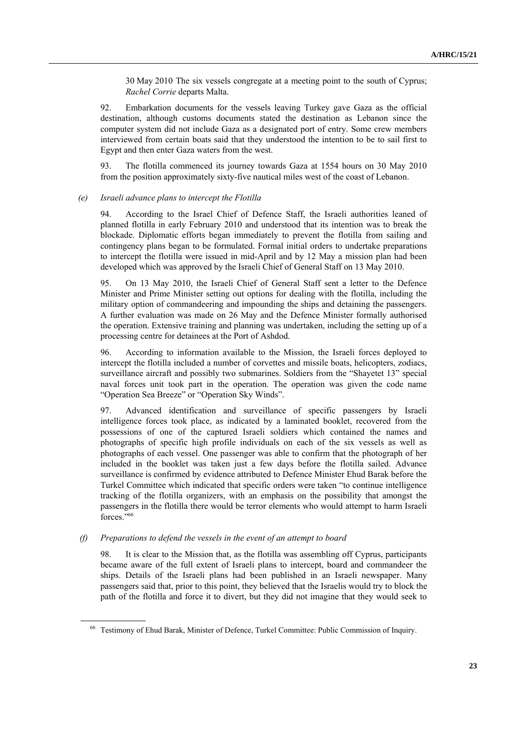30 May 2010 The six vessels congregate at a meeting point to the south of Cyprus; *Rachel Corrie* departs Malta.

92. Embarkation documents for the vessels leaving Turkey gave Gaza as the official destination, although customs documents stated the destination as Lebanon since the computer system did not include Gaza as a designated port of entry. Some crew members interviewed from certain boats said that they understood the intention to be to sail first to Egypt and then enter Gaza waters from the west.

93. The flotilla commenced its journey towards Gaza at 1554 hours on 30 May 2010 from the position approximately sixty-five nautical miles west of the coast of Lebanon.

*(e) Israeli advance plans to intercept the Flotilla*

94. According to the Israel Chief of Defence Staff, the Israeli authorities leaned of planned flotilla in early February 2010 and understood that its intention was to break the blockade. Diplomatic efforts began immediately to prevent the flotilla from sailing and contingency plans began to be formulated. Formal initial orders to undertake preparations to intercept the flotilla were issued in mid-April and by 12 May a mission plan had been developed which was approved by the Israeli Chief of General Staff on 13 May 2010.

95. On 13 May 2010, the Israeli Chief of General Staff sent a letter to the Defence Minister and Prime Minister setting out options for dealing with the flotilla, including the military option of commandeering and impounding the ships and detaining the passengers. A further evaluation was made on 26 May and the Defence Minister formally authorised the operation. Extensive training and planning was undertaken, including the setting up of a processing centre for detainees at the Port of Ashdod.

96. According to information available to the Mission, the Israeli forces deployed to intercept the flotilla included a number of corvettes and missile boats, helicopters, zodiacs, surveillance aircraft and possibly two submarines. Soldiers from the "Shayetet 13" special naval forces unit took part in the operation. The operation was given the code name "Operation Sea Breeze" or "Operation Sky Winds".

97. Advanced identification and surveillance of specific passengers by Israeli intelligence forces took place, as indicated by a laminated booklet, recovered from the possessions of one of the captured Israeli soldiers which contained the names and photographs of specific high profile individuals on each of the six vessels as well as photographs of each vessel. One passenger was able to confirm that the photograph of her included in the booklet was taken just a few days before the flotilla sailed. Advance surveillance is confirmed by evidence attributed to Defence Minister Ehud Barak before the Turkel Committee which indicated that specific orders were taken "to continue intelligence tracking of the flotilla organizers, with an emphasis on the possibility that amongst the passengers in the flotilla there would be terror elements who would attempt to harm Israeli forces."[66]

*(f) Preparations to defend the vessels in the event of an attempt to board*

98. It is clear to the Mission that, as the flotilla was assembling off Cyprus, participants became aware of the full extent of Israeli plans to intercept, board and commandeer the ships. Details of the Israeli plans had been published in an Israeli newspaper. Many passengers said that, prior to this point, they believed that the Israelis would try to block the path of the flotilla and force it to divert, but they did not imagine that they would seek to

---

[66] Testimony of Ehud Barak, Minister of Defence, Turkel Committee: Public Commission of Inquiry.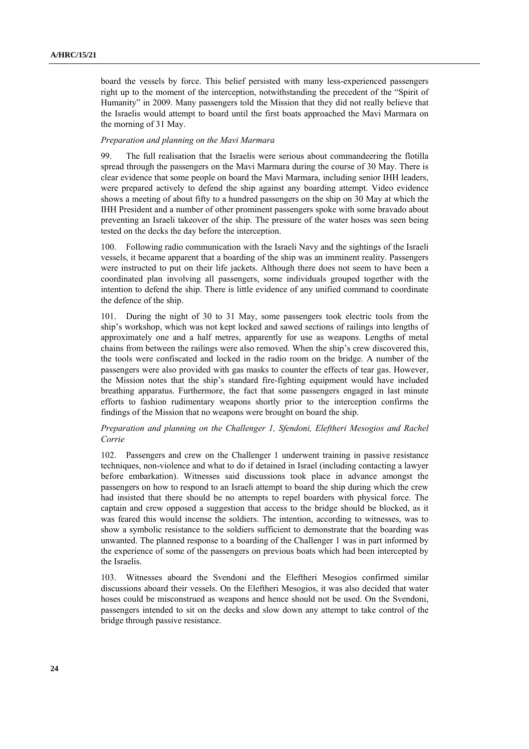board the vessels by force. This belief persisted with many less-experienced passengers right up to the moment of the interception, notwithstanding the precedent of the "Spirit of Humanity" in 2009. Many passengers told the Mission that they did not really believe that the Israelis would attempt to board until the first boats approached the Mavi Marmara on the morning of 31 May.

*Preparation and planning on the Mavi Marmara*

99. The full realisation that the Israelis were serious about commandeering the flotilla spread through the passengers on the Mavi Marmara during the course of 30 May. There is clear evidence that some people on board the Mavi Marmara, including senior IHH leaders, were prepared actively to defend the ship against any boarding attempt. Video evidence shows a meeting of about fifty to a hundred passengers on the ship on 30 May at which the IHH President and a number of other prominent passengers spoke with some bravado about preventing an Israeli takeover of the ship. The pressure of the water hoses was seen being tested on the decks the day before the interception.

100. Following radio communication with the Israeli Navy and the sightings of the Israeli vessels, it became apparent that a boarding of the ship was an imminent reality. Passengers were instructed to put on their life jackets. Although there does not seem to have been a coordinated plan involving all passengers, some individuals grouped together with the intention to defend the ship. There is little evidence of any unified command to coordinate the defence of the ship.

101. During the night of 30 to 31 May, some passengers took electric tools from the ship's workshop, which was not kept locked and sawed sections of railings into lengths of approximately one and a half metres, apparently for use as weapons. Lengths of metal chains from between the railings were also removed. When the ship's crew discovered this, the tools were confiscated and locked in the radio room on the bridge. A number of the passengers were also provided with gas masks to counter the effects of tear gas. However, the Mission notes that the ship's standard fire-fighting equipment would have included breathing apparatus. Furthermore, the fact that some passengers engaged in last minute efforts to fashion rudimentary weapons shortly prior to the interception confirms the findings of the Mission that no weapons were brought on board the ship.

*Preparation and planning on the Challenger 1, Sfendoni, Eleftheri Mesogios and Rachel Corrie*

102. Passengers and crew on the Challenger 1 underwent training in passive resistance techniques, non-violence and what to do if detained in Israel (including contacting a lawyer before embarkation). Witnesses said discussions took place in advance amongst the passengers on how to respond to an Israeli attempt to board the ship during which the crew had insisted that there should be no attempts to repel boarders with physical force. The captain and crew opposed a suggestion that access to the bridge should be blocked, as it was feared this would incense the soldiers. The intention, according to witnesses, was to show a symbolic resistance to the soldiers sufficient to demonstrate that the boarding was unwanted. The planned response to a boarding of the Challenger 1 was in part informed by the experience of some of the passengers on previous boats which had been intercepted by the Israelis.

103. Witnesses aboard the Svendoni and the Eleftheri Mesogios confirmed similar discussions aboard their vessels. On the Eleftheri Mesogios, it was also decided that water hoses could be misconstrued as weapons and hence should not be used. On the Svendoni, passengers intended to sit on the decks and slow down any attempt to take control of the bridge through passive resistance.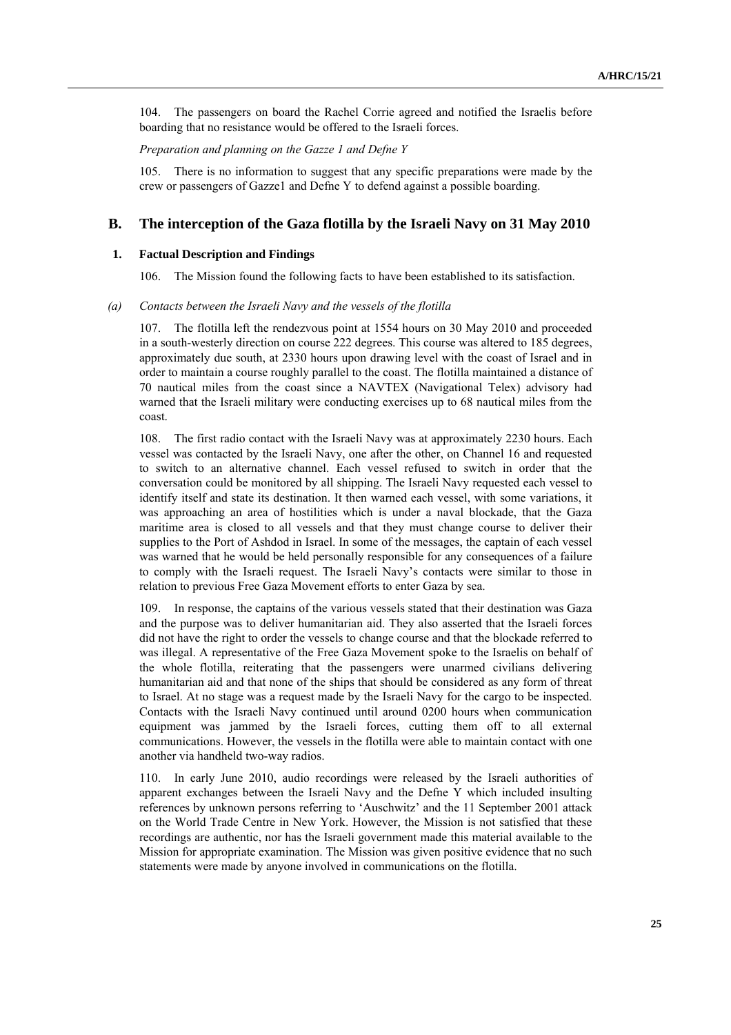104. The passengers on board the Rachel Corrie agreed and notified the Israelis before boarding that no resistance would be offered to the Israeli forces.

*Preparation and planning on the Gazze 1 and Defne Y*

105. There is no information to suggest that any specific preparations were made by the crew or passengers of Gazze1 and Defne Y to defend against a possible boarding.

## B. The interception of the Gaza flotilla by the Israeli Navy on 31 May 2010

### 1. Factual Description and Findings

106. The Mission found the following facts to have been established to its satisfaction.

#### *(a) Contacts between the Israeli Navy and the vessels of the flotilla*

107. The flotilla left the rendezvous point at 1554 hours on 30 May 2010 and proceeded in a south-westerly direction on course 222 degrees. This course was altered to 185 degrees, approximately due south, at 2330 hours upon drawing level with the coast of Israel and in order to maintain a course roughly parallel to the coast. The flotilla maintained a distance of 70 nautical miles from the coast since a NAVTEX (Navigational Telex) advisory had warned that the Israeli military were conducting exercises up to 68 nautical miles from the coast.

108. The first radio contact with the Israeli Navy was at approximately 2230 hours. Each vessel was contacted by the Israeli Navy, one after the other, on Channel 16 and requested to switch to an alternative channel. Each vessel refused to switch in order that the conversation could be monitored by all shipping. The Israeli Navy requested each vessel to identify itself and state its destination. It then warned each vessel, with some variations, it was approaching an area of hostilities which is under a naval blockade, that the Gaza maritime area is closed to all vessels and that they must change course to deliver their supplies to the Port of Ashdod in Israel. In some of the messages, the captain of each vessel was warned that he would be held personally responsible for any consequences of a failure to comply with the Israeli request. The Israeli Navy's contacts were similar to those in relation to previous Free Gaza Movement efforts to enter Gaza by sea.

109. In response, the captains of the various vessels stated that their destination was Gaza and the purpose was to deliver humanitarian aid. They also asserted that the Israeli forces did not have the right to order the vessels to change course and that the blockade referred to was illegal. A representative of the Free Gaza Movement spoke to the Israelis on behalf of the whole flotilla, reiterating that the passengers were unarmed civilians delivering humanitarian aid and that none of the ships that should be considered as any form of threat to Israel. At no stage was a request made by the Israeli Navy for the cargo to be inspected. Contacts with the Israeli Navy continued until around 0200 hours when communication equipment was jammed by the Israeli forces, cutting them off to all external communications. However, the vessels in the flotilla were able to maintain contact with one another via handheld two-way radios.

110. In early June 2010, audio recordings were released by the Israeli authorities of apparent exchanges between the Israeli Navy and the Defne Y which included insulting references by unknown persons referring to 'Auschwitz' and the 11 September 2001 attack on the World Trade Centre in New York. However, the Mission is not satisfied that these recordings are authentic, nor has the Israeli government made this material available to the Mission for appropriate examination. The Mission was given positive evidence that no such statements were made by anyone involved in communications on the flotilla.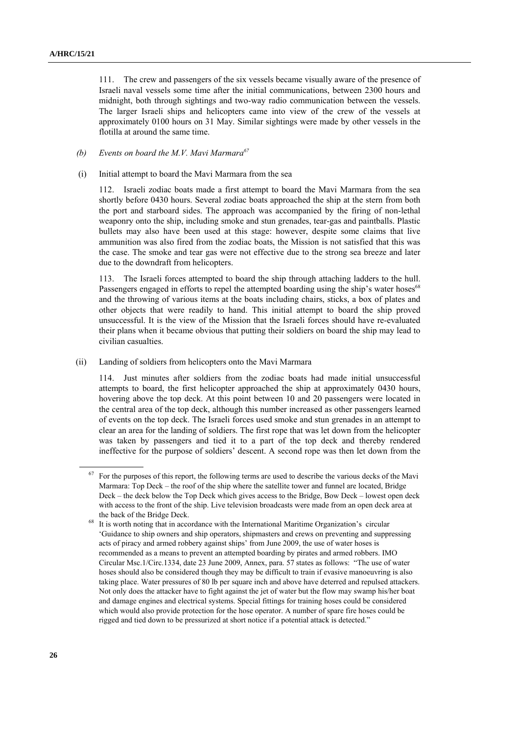111. The crew and passengers of the six vessels became visually aware of the presence of Israeli naval vessels some time after the initial communications, between 2300 hours and midnight, both through sightings and two-way radio communication between the vessels. The larger Israeli ships and helicopters came into view of the crew of the vessels at approximately 0100 hours on 31 May. Similar sightings were made by other vessels in the flotilla at around the same time.

*(b) Events on board the M.V. Mavi Marmara*[67]

(i) Initial attempt to board the Mavi Marmara from the sea

112. Israeli zodiac boats made a first attempt to board the Mavi Marmara from the sea shortly before 0430 hours. Several zodiac boats approached the ship at the stern from both the port and starboard sides. The approach was accompanied by the firing of non-lethal weaponry onto the ship, including smoke and stun grenades, tear-gas and paintballs. Plastic bullets may also have been used at this stage: however, despite some claims that live ammunition was also fired from the zodiac boats, the Mission is not satisfied that this was the case. The smoke and tear gas were not effective due to the strong sea breeze and later due to the downdraft from helicopters.

113. The Israeli forces attempted to board the ship through attaching ladders to the hull. Passengers engaged in efforts to repel the attempted boarding using the ship's water hoses[68] and the throwing of various items at the boats including chairs, sticks, a box of plates and other objects that were readily to hand. This initial attempt to board the ship proved unsuccessful. It is the view of the Mission that the Israeli forces should have re-evaluated their plans when it became obvious that putting their soldiers on board the ship may lead to civilian casualties.

(ii) Landing of soldiers from helicopters onto the Mavi Marmara

114. Just minutes after soldiers from the zodiac boats had made initial unsuccessful attempts to board, the first helicopter approached the ship at approximately 0430 hours, hovering above the top deck. At this point between 10 and 20 passengers were located in the central area of the top deck, although this number increased as other passengers learned of events on the top deck. The Israeli forces used smoke and stun grenades in an attempt to clear an area for the landing of soldiers. The first rope that was let down from the helicopter was taken by passengers and tied it to a part of the top deck and thereby rendered ineffective for the purpose of soldiers' descent. A second rope was then let down from the

---

[67] For the purposes of this report, the following terms are used to describe the various decks of the Mavi Marmara: Top Deck – the roof of the ship where the satellite tower and funnel are located, Bridge Deck – the deck below the Top Deck which gives access to the Bridge, Bow Deck – lowest open deck with access to the front of the ship. Live television broadcasts were made from an open deck area at the back of the Bridge Deck.

[68] It is worth noting that in accordance with the International Maritime Organization's circular 'Guidance to ship owners and ship operators, shipmasters and crews on preventing and suppressing acts of piracy and armed robbery against ships' from June 2009, the use of water hoses is recommended as a means to prevent an attempted boarding by pirates and armed robbers. IMO Circular Msc.1/Circ.1334, date 23 June 2009, Annex, para. 57 states as follows: "The use of water hoses should also be considered though they may be difficult to train if evasive manoeuvring is also taking place. Water pressures of 80 lb per square inch and above have deterred and repulsed attackers. Not only does the attacker have to fight against the jet of water but the flow may swamp his/her boat and damage engines and electrical systems. Special fittings for training hoses could be considered which would also provide protection for the hose operator. A number of spare fire hoses could be rigged and tied down to be pressurized at short notice if a potential attack is detected."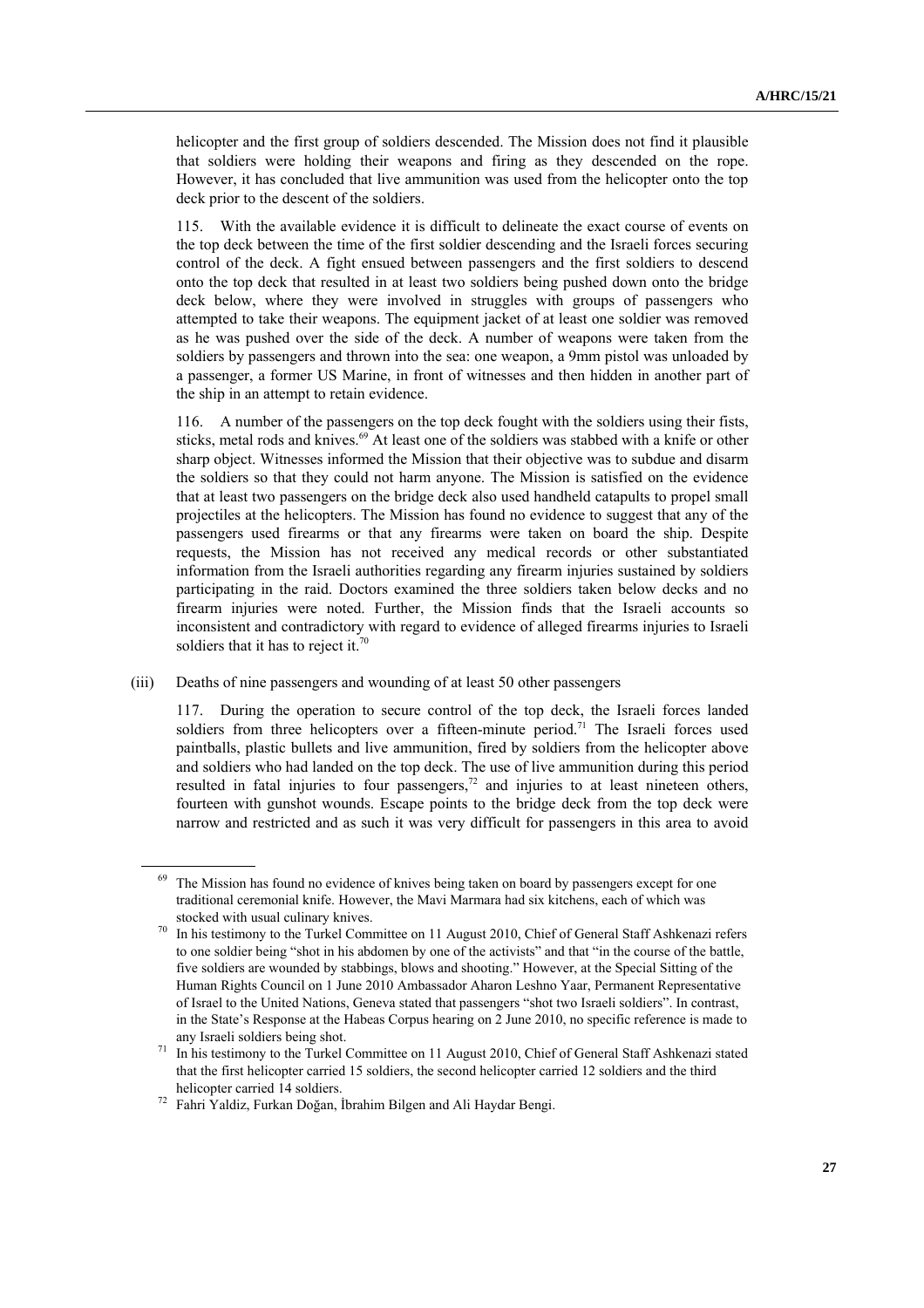helicopter and the first group of soldiers descended. The Mission does not find it plausible that soldiers were holding their weapons and firing as they descended on the rope. However, it has concluded that live ammunition was used from the helicopter onto the top deck prior to the descent of the soldiers.

115. With the available evidence it is difficult to delineate the exact course of events on the top deck between the time of the first soldier descending and the Israeli forces securing control of the deck. A fight ensued between passengers and the first soldiers to descend onto the top deck that resulted in at least two soldiers being pushed down onto the bridge deck below, where they were involved in struggles with groups of passengers who attempted to take their weapons. The equipment jacket of at least one soldier was removed as he was pushed over the side of the deck. A number of weapons were taken from the soldiers by passengers and thrown into the sea: one weapon, a 9mm pistol was unloaded by a passenger, a former US Marine, in front of witnesses and then hidden in another part of the ship in an attempt to retain evidence.

116. A number of the passengers on the top deck fought with the soldiers using their fists, sticks, metal rods and knives.[69] At least one of the soldiers was stabbed with a knife or other sharp object. Witnesses informed the Mission that their objective was to subdue and disarm the soldiers so that they could not harm anyone. The Mission is satisfied on the evidence that at least two passengers on the bridge deck also used handheld catapults to propel small projectiles at the helicopters. The Mission has found no evidence to suggest that any of the passengers used firearms or that any firearms were taken on board the ship. Despite requests, the Mission has not received any medical records or other substantiated information from the Israeli authorities regarding any firearm injuries sustained by soldiers participating in the raid. Doctors examined the three soldiers taken below decks and no firearm injuries were noted. Further, the Mission finds that the Israeli accounts so inconsistent and contradictory with regard to evidence of alleged firearms injuries to Israeli soldiers that it has to reject it.[70]

(iii) Deaths of nine passengers and wounding of at least 50 other passengers

117. During the operation to secure control of the top deck, the Israeli forces landed soldiers from three helicopters over a fifteen-minute period.[71] The Israeli forces used paintballs, plastic bullets and live ammunition, fired by soldiers from the helicopter above and soldiers who had landed on the top deck. The use of live ammunition during this period resulted in fatal injuries to four passengers,[72] and injuries to at least nineteen others, fourteen with gunshot wounds. Escape points to the bridge deck from the top deck were narrow and restricted and as such it was very difficult for passengers in this area to avoid

---

[69] The Mission has found no evidence of knives being taken on board by passengers except for one traditional ceremonial knife. However, the Mavi Marmara had six kitchens, each of which was stocked with usual culinary knives.

[70] In his testimony to the Turkel Committee on 11 August 2010, Chief of General Staff Ashkenazi refers to one soldier being "shot in his abdomen by one of the activists" and that "in the course of the battle, five soldiers are wounded by stabbings, blows and shooting." However, at the Special Sitting of the Human Rights Council on 1 June 2010 Ambassador Aharon Leshno Yaar, Permanent Representative of Israel to the United Nations, Geneva stated that passengers "shot two Israeli soldiers". In contrast, in the State's Response at the Habeas Corpus hearing on 2 June 2010, no specific reference is made to any Israeli soldiers being shot.

[71] In his testimony to the Turkel Committee on 11 August 2010, Chief of General Staff Ashkenazi stated that the first helicopter carried 15 soldiers, the second helicopter carried 12 soldiers and the third helicopter carried 14 soldiers.

[72] Fahri Yaldiz, Furkan Doğan, İbrahim Bilgen and Ali Haydar Bengi.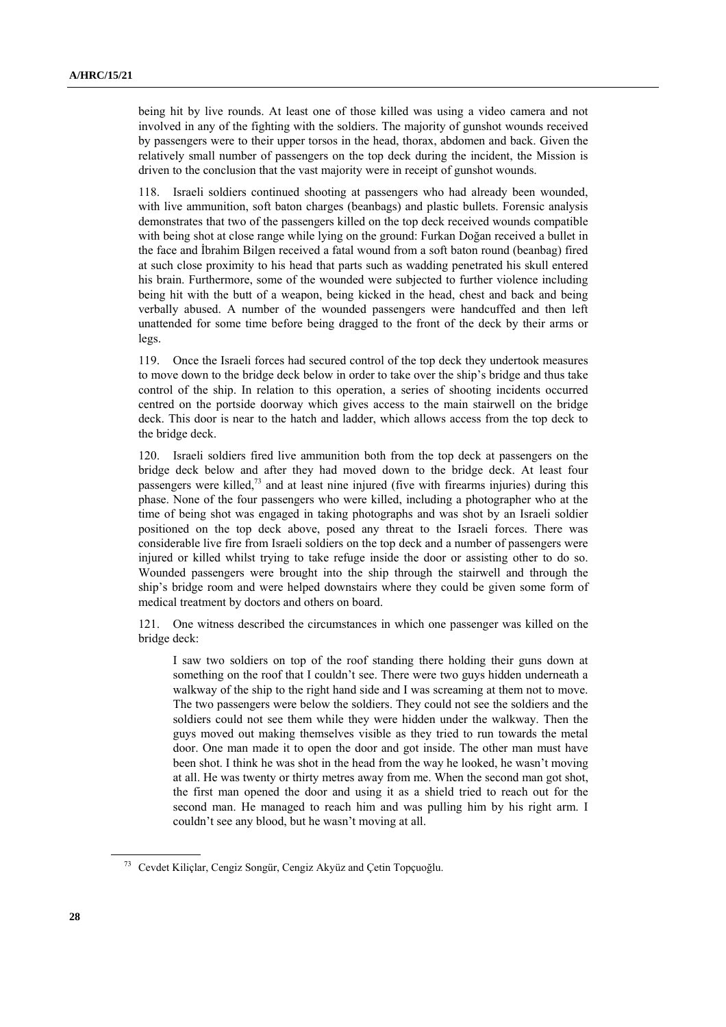being hit by live rounds. At least one of those killed was using a video camera and not involved in any of the fighting with the soldiers. The majority of gunshot wounds received by passengers were to their upper torsos in the head, thorax, abdomen and back. Given the relatively small number of passengers on the top deck during the incident, the Mission is driven to the conclusion that the vast majority were in receipt of gunshot wounds.

118. Israeli soldiers continued shooting at passengers who had already been wounded, with live ammunition, soft baton charges (beanbags) and plastic bullets. Forensic analysis demonstrates that two of the passengers killed on the top deck received wounds compatible with being shot at close range while lying on the ground: Furkan Doğan received a bullet in the face and İbrahim Bilgen received a fatal wound from a soft baton round (beanbag) fired at such close proximity to his head that parts such as wadding penetrated his skull entered his brain. Furthermore, some of the wounded were subjected to further violence including being hit with the butt of a weapon, being kicked in the head, chest and back and being verbally abused. A number of the wounded passengers were handcuffed and then left unattended for some time before being dragged to the front of the deck by their arms or legs.

119. Once the Israeli forces had secured control of the top deck they undertook measures to move down to the bridge deck below in order to take over the ship's bridge and thus take control of the ship. In relation to this operation, a series of shooting incidents occurred centred on the portside doorway which gives access to the main stairwell on the bridge deck. This door is near to the hatch and ladder, which allows access from the top deck to the bridge deck.

120. Israeli soldiers fired live ammunition both from the top deck at passengers on the bridge deck below and after they had moved down to the bridge deck. At least four passengers were killed,[73] and at least nine injured (five with firearms injuries) during this phase. None of the four passengers who were killed, including a photographer who at the time of being shot was engaged in taking photographs and was shot by an Israeli soldier positioned on the top deck above, posed any threat to the Israeli forces. There was considerable live fire from Israeli soldiers on the top deck and a number of passengers were injured or killed whilst trying to take refuge inside the door or assisting other to do so. Wounded passengers were brought into the ship through the stairwell and through the ship's bridge room and were helped downstairs where they could be given some form of medical treatment by doctors and others on board.

121. One witness described the circumstances in which one passenger was killed on the bridge deck:

> I saw two soldiers on top of the roof standing there holding their guns down at something on the roof that I couldn't see. There were two guys hidden underneath a walkway of the ship to the right hand side and I was screaming at them not to move. The two passengers were below the soldiers. They could not see the soldiers and the soldiers could not see them while they were hidden under the walkway. Then the guys moved out making themselves visible as they tried to run towards the metal door. One man made it to open the door and got inside. The other man must have been shot. I think he was shot in the head from the way he looked, he wasn't moving at all. He was twenty or thirty metres away from me. When the second man got shot, the first man opened the door and using it as a shield tried to reach out for the second man. He managed to reach him and was pulling him by his right arm. I couldn't see any blood, but he wasn't moving at all.

[73] Cevdet Kiliçlar, Cengiz Songür, Cengiz Akyüz and Çetin Topçuoğlu.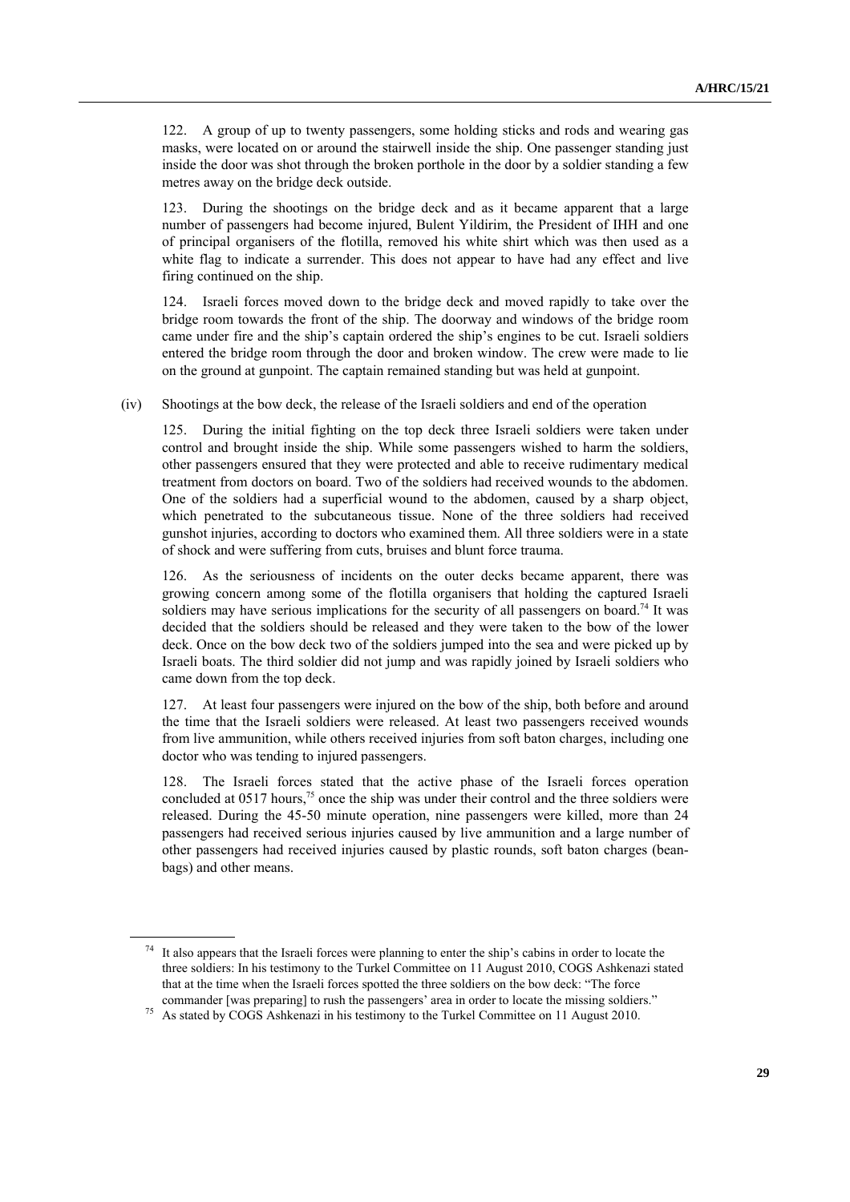122. A group of up to twenty passengers, some holding sticks and rods and wearing gas masks, were located on or around the stairwell inside the ship. One passenger standing just inside the door was shot through the broken porthole in the door by a soldier standing a few metres away on the bridge deck outside.

123. During the shootings on the bridge deck and as it became apparent that a large number of passengers had become injured, Bulent Yildirim, the President of IHH and one of principal organisers of the flotilla, removed his white shirt which was then used as a white flag to indicate a surrender. This does not appear to have had any effect and live firing continued on the ship.

124. Israeli forces moved down to the bridge deck and moved rapidly to take over the bridge room towards the front of the ship. The doorway and windows of the bridge room came under fire and the ship's captain ordered the ship's engines to be cut. Israeli soldiers entered the bridge room through the door and broken window. The crew were made to lie on the ground at gunpoint. The captain remained standing but was held at gunpoint.

(iv) Shootings at the bow deck, the release of the Israeli soldiers and end of the operation

125. During the initial fighting on the top deck three Israeli soldiers were taken under control and brought inside the ship. While some passengers wished to harm the soldiers, other passengers ensured that they were protected and able to receive rudimentary medical treatment from doctors on board. Two of the soldiers had received wounds to the abdomen. One of the soldiers had a superficial wound to the abdomen, caused by a sharp object, which penetrated to the subcutaneous tissue. None of the three soldiers had received gunshot injuries, according to doctors who examined them. All three soldiers were in a state of shock and were suffering from cuts, bruises and blunt force trauma.

126. As the seriousness of incidents on the outer decks became apparent, there was growing concern among some of the flotilla organisers that holding the captured Israeli soldiers may have serious implications for the security of all passengers on board.[74] It was decided that the soldiers should be released and they were taken to the bow of the lower deck. Once on the bow deck two of the soldiers jumped into the sea and were picked up by Israeli boats. The third soldier did not jump and was rapidly joined by Israeli soldiers who came down from the top deck.

127. At least four passengers were injured on the bow of the ship, both before and around the time that the Israeli soldiers were released. At least two passengers received wounds from live ammunition, while others received injuries from soft baton charges, including one doctor who was tending to injured passengers.

128. The Israeli forces stated that the active phase of the Israeli forces operation concluded at 0517 hours,[75] once the ship was under their control and the three soldiers were released. During the 45-50 minute operation, nine passengers were killed, more than 24 passengers had received serious injuries caused by live ammunition and a large number of other passengers had received injuries caused by plastic rounds, soft baton charges (bean-bags) and other means.

---

[74] It also appears that the Israeli forces were planning to enter the ship's cabins in order to locate the three soldiers: In his testimony to the Turkel Committee on 11 August 2010, COGS Ashkenazi stated that at the time when the Israeli forces spotted the three soldiers on the bow deck: "The force commander [was preparing] to rush the passengers' area in order to locate the missing soldiers."

[75] As stated by COGS Ashkenazi in his testimony to the Turkel Committee on 11 August 2010.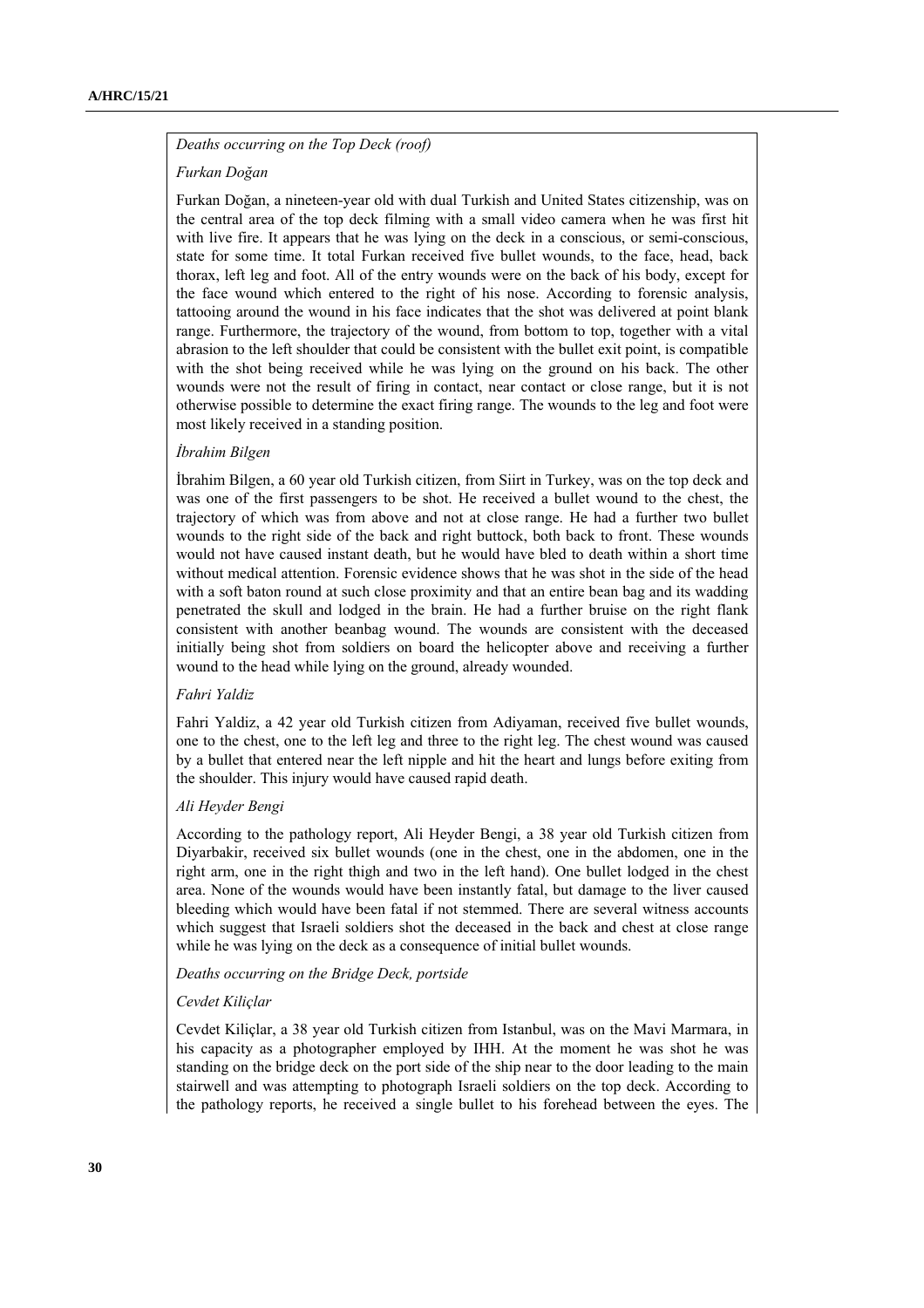*Deaths occurring on the Top Deck (roof)*

*Furkan Doğan*

Furkan Doğan, a nineteen-year old with dual Turkish and United States citizenship, was on the central area of the top deck filming with a small video camera when he was first hit with live fire. It appears that he was lying on the deck in a conscious, or semi-conscious, state for some time. It total Furkan received five bullet wounds, to the face, head, back thorax, left leg and foot. All of the entry wounds were on the back of his body, except for the face wound which entered to the right of his nose. According to forensic analysis, tattooing around the wound in his face indicates that the shot was delivered at point blank range. Furthermore, the trajectory of the wound, from bottom to top, together with a vital abrasion to the left shoulder that could be consistent with the bullet exit point, is compatible with the shot being received while he was lying on the ground on his back. The other wounds were not the result of firing in contact, near contact or close range, but it is not otherwise possible to determine the exact firing range. The wounds to the leg and foot were most likely received in a standing position.

*İbrahim Bilgen*

İbrahim Bilgen, a 60 year old Turkish citizen, from Siirt in Turkey, was on the top deck and was one of the first passengers to be shot. He received a bullet wound to the chest, the trajectory of which was from above and not at close range. He had a further two bullet wounds to the right side of the back and right buttock, both back to front. These wounds would not have caused instant death, but he would have bled to death within a short time without medical attention. Forensic evidence shows that he was shot in the side of the head with a soft baton round at such close proximity and that an entire bean bag and its wadding penetrated the skull and lodged in the brain. He had a further bruise on the right flank consistent with another beanbag wound. The wounds are consistent with the deceased initially being shot from soldiers on board the helicopter above and receiving a further wound to the head while lying on the ground, already wounded.

*Fahri Yaldiz*

Fahri Yaldiz, a 42 year old Turkish citizen from Adiyaman, received five bullet wounds, one to the chest, one to the left leg and three to the right leg. The chest wound was caused by a bullet that entered near the left nipple and hit the heart and lungs before exiting from the shoulder. This injury would have caused rapid death.

*Ali Heyder Bengi*

According to the pathology report, Ali Heyder Bengi, a 38 year old Turkish citizen from Diyarbakir, received six bullet wounds (one in the chest, one in the abdomen, one in the right arm, one in the right thigh and two in the left hand). One bullet lodged in the chest area. None of the wounds would have been instantly fatal, but damage to the liver caused bleeding which would have been fatal if not stemmed. There are several witness accounts which suggest that Israeli soldiers shot the deceased in the back and chest at close range while he was lying on the deck as a consequence of initial bullet wounds.

*Deaths occurring on the Bridge Deck, portside*

*Cevdet Kiliçlar*

Cevdet Kiliçlar, a 38 year old Turkish citizen from Istanbul, was on the Mavi Marmara, in his capacity as a photographer employed by IHH. At the moment he was shot he was standing on the bridge deck on the port side of the ship near to the door leading to the main stairwell and was attempting to photograph Israeli soldiers on the top deck. According to the pathology reports, he received a single bullet to his forehead between the eyes. The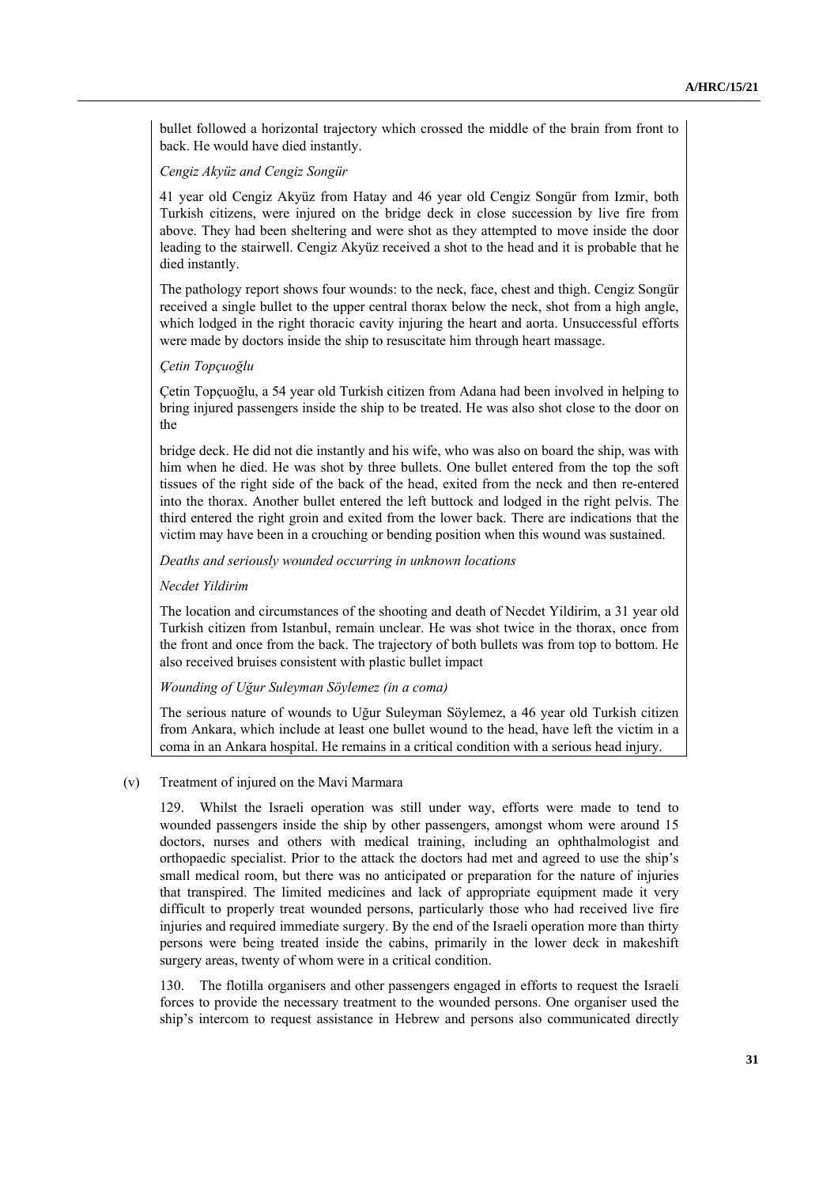bullet followed a horizontal trajectory which crossed the middle of the brain from front to back. He would have died instantly.

*Cengiz Akyüz and Cengiz Songür*

41 year old Cengiz Akyüz from Hatay and 46 year old Cengiz Songür from Izmir, both Turkish citizens, were injured on the bridge deck in close succession by live fire from above. They had been sheltering and were shot as they attempted to move inside the door leading to the stairwell. Cengiz Akyüz received a shot to the head and it is probable that he died instantly.

The pathology report shows four wounds: to the neck, face, chest and thigh. Cengiz Songür received a single bullet to the upper central thorax below the neck, shot from a high angle, which lodged in the right thoracic cavity injuring the heart and aorta. Unsuccessful efforts were made by doctors inside the ship to resuscitate him through heart massage.

*Çetin Topçuoğlu*

Çetin Topçuoğlu, a 54 year old Turkish citizen from Adana had been involved in helping to bring injured passengers inside the ship to be treated. He was also shot close to the door on the

bridge deck. He did not die instantly and his wife, who was also on board the ship, was with him when he died. He was shot by three bullets. One bullet entered from the top the soft tissues of the right side of the back of the head, exited from the neck and then re-entered into the thorax. Another bullet entered the left buttock and lodged in the right pelvis. The third entered the right groin and exited from the lower back. There are indications that the victim may have been in a crouching or bending position when this wound was sustained.

*Deaths and seriously wounded occurring in unknown locations*

*Necdet Yildirim*

The location and circumstances of the shooting and death of Necdet Yildirim, a 31 year old Turkish citizen from Istanbul, remain unclear. He was shot twice in the thorax, once from the front and once from the back. The trajectory of both bullets was from top to bottom. He also received bruises consistent with plastic bullet impact

*Wounding of Uğur Suleyman Söylemez (in a coma)*

The serious nature of wounds to Uğur Suleyman Söylemez, a 46 year old Turkish citizen from Ankara, which include at least one bullet wound to the head, have left the victim in a coma in an Ankara hospital. He remains in a critical condition with a serious head injury.

(v) Treatment of injured on the Mavi Marmara

129. Whilst the Israeli operation was still under way, efforts were made to tend to wounded passengers inside the ship by other passengers, amongst whom were around 15 doctors, nurses and others with medical training, including an ophthalmologist and orthopaedic specialist. Prior to the attack the doctors had met and agreed to use the ship's small medical room, but there was no anticipated or preparation for the nature of injuries that transpired. The limited medicines and lack of appropriate equipment made it very difficult to properly treat wounded persons, particularly those who had received live fire injuries and required immediate surgery. By the end of the Israeli operation more than thirty persons were being treated inside the cabins, primarily in the lower deck in makeshift surgery areas, twenty of whom were in a critical condition.

130. The flotilla organisers and other passengers engaged in efforts to request the Israeli forces to provide the necessary treatment to the wounded persons. One organiser used the ship's intercom to request assistance in Hebrew and persons also communicated directly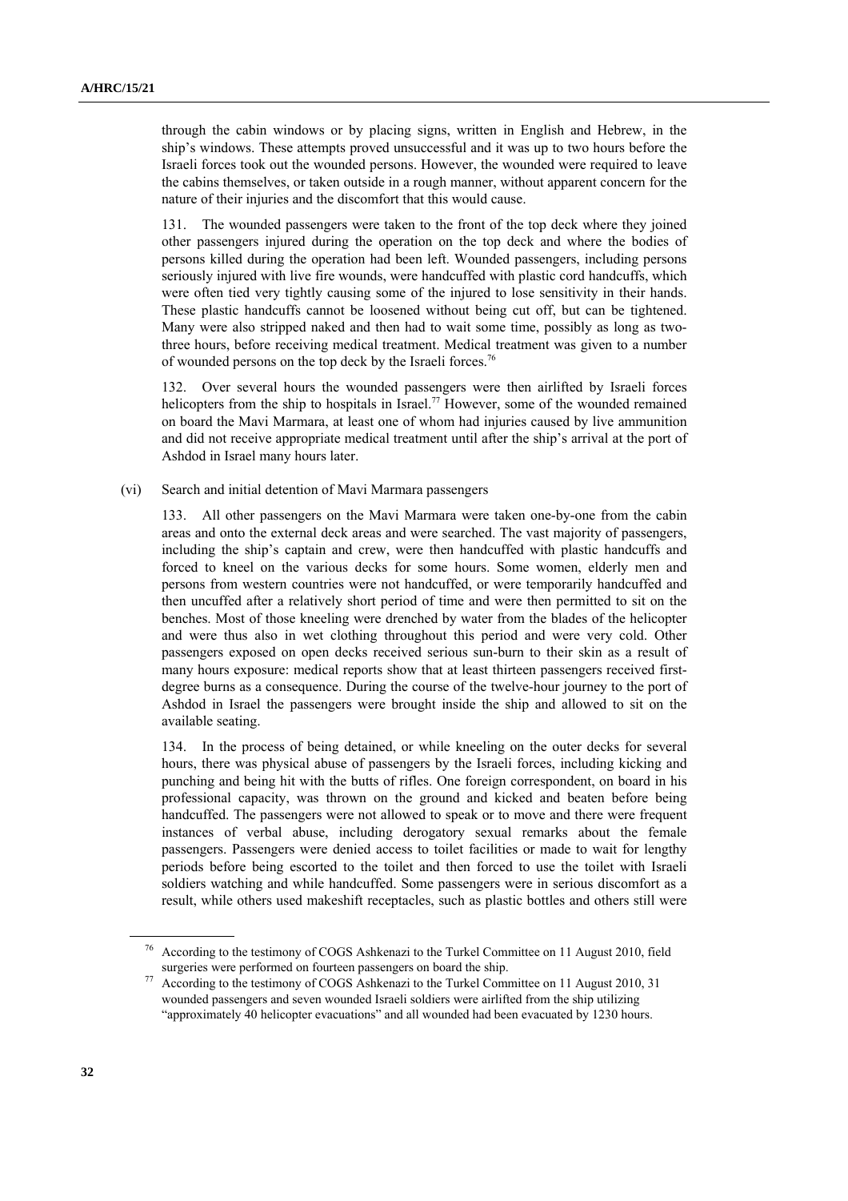through the cabin windows or by placing signs, written in English and Hebrew, in the ship's windows. These attempts proved unsuccessful and it was up to two hours before the Israeli forces took out the wounded persons. However, the wounded were required to leave the cabins themselves, or taken outside in a rough manner, without apparent concern for the nature of their injuries and the discomfort that this would cause.

131. The wounded passengers were taken to the front of the top deck where they joined other passengers injured during the operation on the top deck and where the bodies of persons killed during the operation had been left. Wounded passengers, including persons seriously injured with live fire wounds, were handcuffed with plastic cord handcuffs, which were often tied very tightly causing some of the injured to lose sensitivity in their hands. These plastic handcuffs cannot be loosened without being cut off, but can be tightened. Many were also stripped naked and then had to wait some time, possibly as long as two-three hours, before receiving medical treatment. Medical treatment was given to a number of wounded persons on the top deck by the Israeli forces.[76]

132. Over several hours the wounded passengers were then airlifted by Israeli forces helicopters from the ship to hospitals in Israel.[77] However, some of the wounded remained on board the Mavi Marmara, at least one of whom had injuries caused by live ammunition and did not receive appropriate medical treatment until after the ship's arrival at the port of Ashdod in Israel many hours later.

(vi) Search and initial detention of Mavi Marmara passengers

133. All other passengers on the Mavi Marmara were taken one-by-one from the cabin areas and onto the external deck areas and were searched. The vast majority of passengers, including the ship's captain and crew, were then handcuffed with plastic handcuffs and forced to kneel on the various decks for some hours. Some women, elderly men and persons from western countries were not handcuffed, or were temporarily handcuffed and then uncuffed after a relatively short period of time and were then permitted to sit on the benches. Most of those kneeling were drenched by water from the blades of the helicopter and were thus also in wet clothing throughout this period and were very cold. Other passengers exposed on open decks received serious sun-burn to their skin as a result of many hours exposure: medical reports show that at least thirteen passengers received first-degree burns as a consequence. During the course of the twelve-hour journey to the port of Ashdod in Israel the passengers were brought inside the ship and allowed to sit on the available seating.

134. In the process of being detained, or while kneeling on the outer decks for several hours, there was physical abuse of passengers by the Israeli forces, including kicking and punching and being hit with the butts of rifles. One foreign correspondent, on board in his professional capacity, was thrown on the ground and kicked and beaten before being handcuffed. The passengers were not allowed to speak or to move and there were frequent instances of verbal abuse, including derogatory sexual remarks about the female passengers. Passengers were denied access to toilet facilities or made to wait for lengthy periods before being escorted to the toilet and then forced to use the toilet with Israeli soldiers watching and while handcuffed. Some passengers were in serious discomfort as a result, while others used makeshift receptacles, such as plastic bottles and others still were

---

[76] According to the testimony of COGS Ashkenazi to the Turkel Committee on 11 August 2010, field surgeries were performed on fourteen passengers on board the ship.

[77] According to the testimony of COGS Ashkenazi to the Turkel Committee on 11 August 2010, 31 wounded passengers and seven wounded Israeli soldiers were airlifted from the ship utilizing "approximately 40 helicopter evacuations" and all wounded had been evacuated by 1230 hours.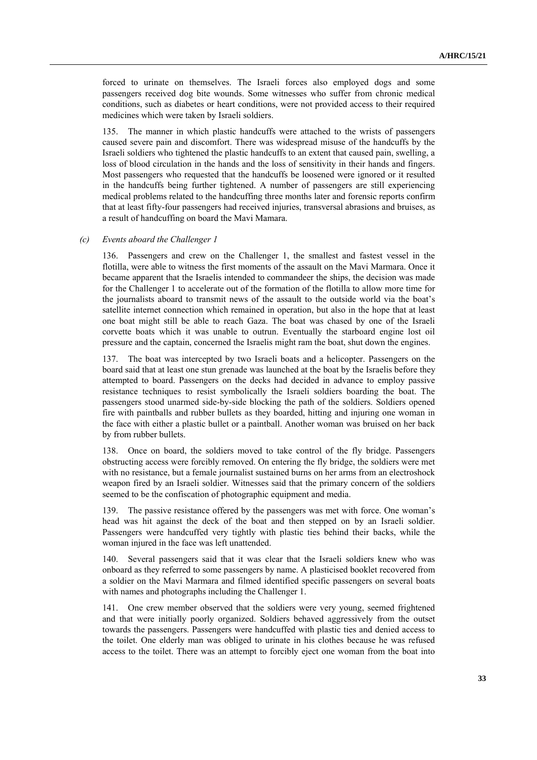forced to urinate on themselves. The Israeli forces also employed dogs and some passengers received dog bite wounds. Some witnesses who suffer from chronic medical conditions, such as diabetes or heart conditions, were not provided access to their required medicines which were taken by Israeli soldiers.

135. The manner in which plastic handcuffs were attached to the wrists of passengers caused severe pain and discomfort. There was widespread misuse of the handcuffs by the Israeli soldiers who tightened the plastic handcuffs to an extent that caused pain, swelling, a loss of blood circulation in the hands and the loss of sensitivity in their hands and fingers. Most passengers who requested that the handcuffs be loosened were ignored or it resulted in the handcuffs being further tightened. A number of passengers are still experiencing medical problems related to the handcuffing three months later and forensic reports confirm that at least fifty-four passengers had received injuries, transversal abrasions and bruises, as a result of handcuffing on board the Mavi Mamara.

*(c) Events aboard the Challenger 1*

136. Passengers and crew on the Challenger 1, the smallest and fastest vessel in the flotilla, were able to witness the first moments of the assault on the Mavi Marmara. Once it became apparent that the Israelis intended to commandeer the ships, the decision was made for the Challenger 1 to accelerate out of the formation of the flotilla to allow more time for the journalists aboard to transmit news of the assault to the outside world via the boat's satellite internet connection which remained in operation, but also in the hope that at least one boat might still be able to reach Gaza. The boat was chased by one of the Israeli corvette boats which it was unable to outrun. Eventually the starboard engine lost oil pressure and the captain, concerned the Israelis might ram the boat, shut down the engines.

137. The boat was intercepted by two Israeli boats and a helicopter. Passengers on the board said that at least one stun grenade was launched at the boat by the Israelis before they attempted to board. Passengers on the decks had decided in advance to employ passive resistance techniques to resist symbolically the Israeli soldiers boarding the boat. The passengers stood unarmed side-by-side blocking the path of the soldiers. Soldiers opened fire with paintballs and rubber bullets as they boarded, hitting and injuring one woman in the face with either a plastic bullet or a paintball. Another woman was bruised on her back by from rubber bullets.

138. Once on board, the soldiers moved to take control of the fly bridge. Passengers obstructing access were forcibly removed. On entering the fly bridge, the soldiers were met with no resistance, but a female journalist sustained burns on her arms from an electroshock weapon fired by an Israeli soldier. Witnesses said that the primary concern of the soldiers seemed to be the confiscation of photographic equipment and media.

139. The passive resistance offered by the passengers was met with force. One woman's head was hit against the deck of the boat and then stepped on by an Israeli soldier. Passengers were handcuffed very tightly with plastic ties behind their backs, while the woman injured in the face was left unattended.

140. Several passengers said that it was clear that the Israeli soldiers knew who was onboard as they referred to some passengers by name. A plasticised booklet recovered from a soldier on the Mavi Marmara and filmed identified specific passengers on several boats with names and photographs including the Challenger 1.

141. One crew member observed that the soldiers were very young, seemed frightened and that were initially poorly organized. Soldiers behaved aggressively from the outset towards the passengers. Passengers were handcuffed with plastic ties and denied access to the toilet. One elderly man was obliged to urinate in his clothes because he was refused access to the toilet. There was an attempt to forcibly eject one woman from the boat into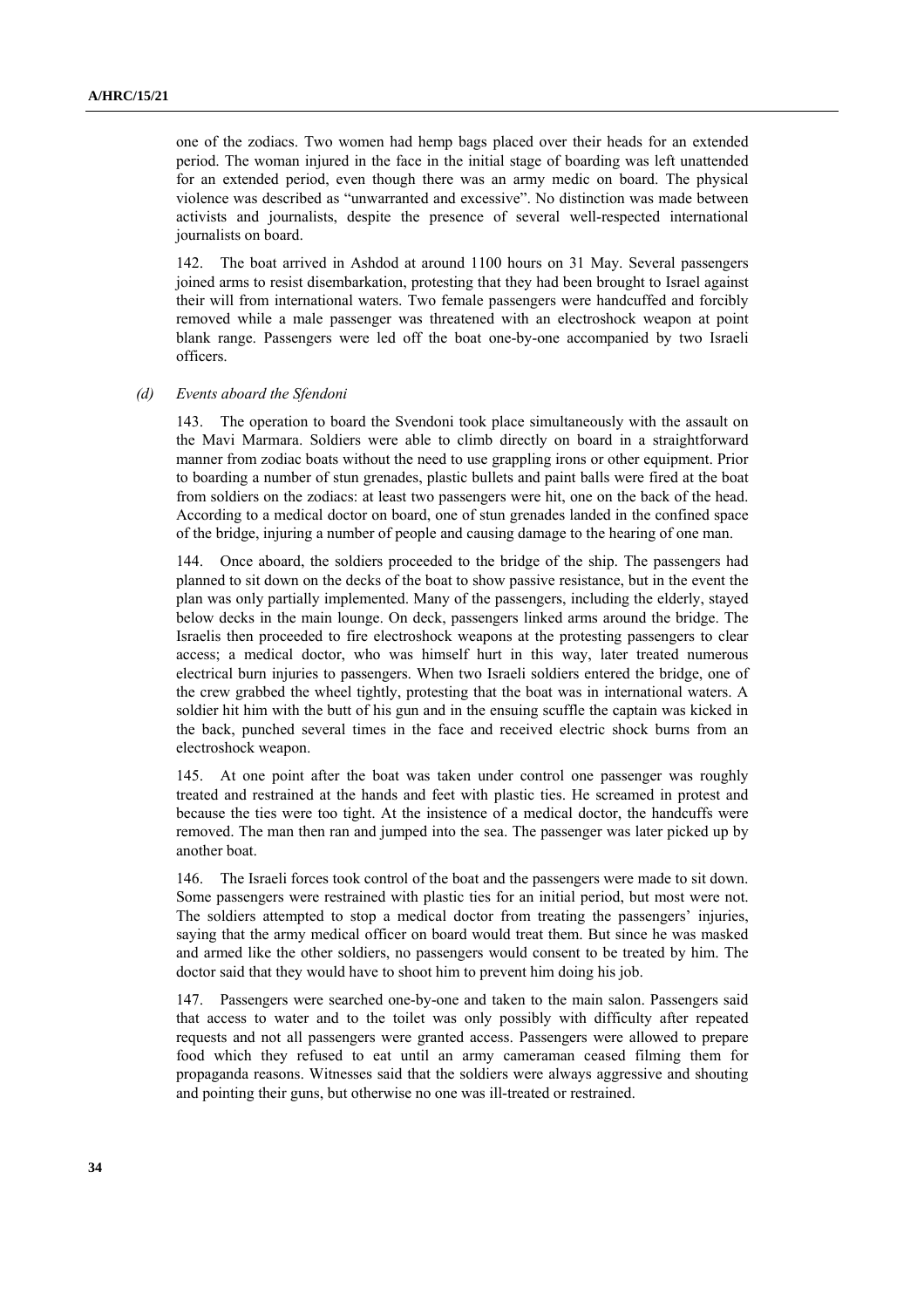one of the zodiacs. Two women had hemp bags placed over their heads for an extended period. The woman injured in the face in the initial stage of boarding was left unattended for an extended period, even though there was an army medic on board. The physical violence was described as "unwarranted and excessive". No distinction was made between activists and journalists, despite the presence of several well-respected international journalists on board.

142. The boat arrived in Ashdod at around 1100 hours on 31 May. Several passengers joined arms to resist disembarkation, protesting that they had been brought to Israel against their will from international waters. Two female passengers were handcuffed and forcibly removed while a male passenger was threatened with an electroshock weapon at point blank range. Passengers were led off the boat one-by-one accompanied by two Israeli officers.

*(d) Events aboard the Sfendoni*

143. The operation to board the Svendoni took place simultaneously with the assault on the Mavi Marmara. Soldiers were able to climb directly on board in a straightforward manner from zodiac boats without the need to use grappling irons or other equipment. Prior to boarding a number of stun grenades, plastic bullets and paint balls were fired at the boat from soldiers on the zodiacs: at least two passengers were hit, one on the back of the head. According to a medical doctor on board, one of stun grenades landed in the confined space of the bridge, injuring a number of people and causing damage to the hearing of one man.

144. Once aboard, the soldiers proceeded to the bridge of the ship. The passengers had planned to sit down on the decks of the boat to show passive resistance, but in the event the plan was only partially implemented. Many of the passengers, including the elderly, stayed below decks in the main lounge. On deck, passengers linked arms around the bridge. The Israelis then proceeded to fire electroshock weapons at the protesting passengers to clear access; a medical doctor, who was himself hurt in this way, later treated numerous electrical burn injuries to passengers. When two Israeli soldiers entered the bridge, one of the crew grabbed the wheel tightly, protesting that the boat was in international waters. A soldier hit him with the butt of his gun and in the ensuing scuffle the captain was kicked in the back, punched several times in the face and received electric shock burns from an electroshock weapon.

145. At one point after the boat was taken under control one passenger was roughly treated and restrained at the hands and feet with plastic ties. He screamed in protest and because the ties were too tight. At the insistence of a medical doctor, the handcuffs were removed. The man then ran and jumped into the sea. The passenger was later picked up by another boat.

146. The Israeli forces took control of the boat and the passengers were made to sit down. Some passengers were restrained with plastic ties for an initial period, but most were not. The soldiers attempted to stop a medical doctor from treating the passengers' injuries, saying that the army medical officer on board would treat them. But since he was masked and armed like the other soldiers, no passengers would consent to be treated by him. The doctor said that they would have to shoot him to prevent him doing his job.

147. Passengers were searched one-by-one and taken to the main salon. Passengers said that access to water and to the toilet was only possibly with difficulty after repeated requests and not all passengers were granted access. Passengers were allowed to prepare food which they refused to eat until an army cameraman ceased filming them for propaganda reasons. Witnesses said that the soldiers were always aggressive and shouting and pointing their guns, but otherwise no one was ill-treated or restrained.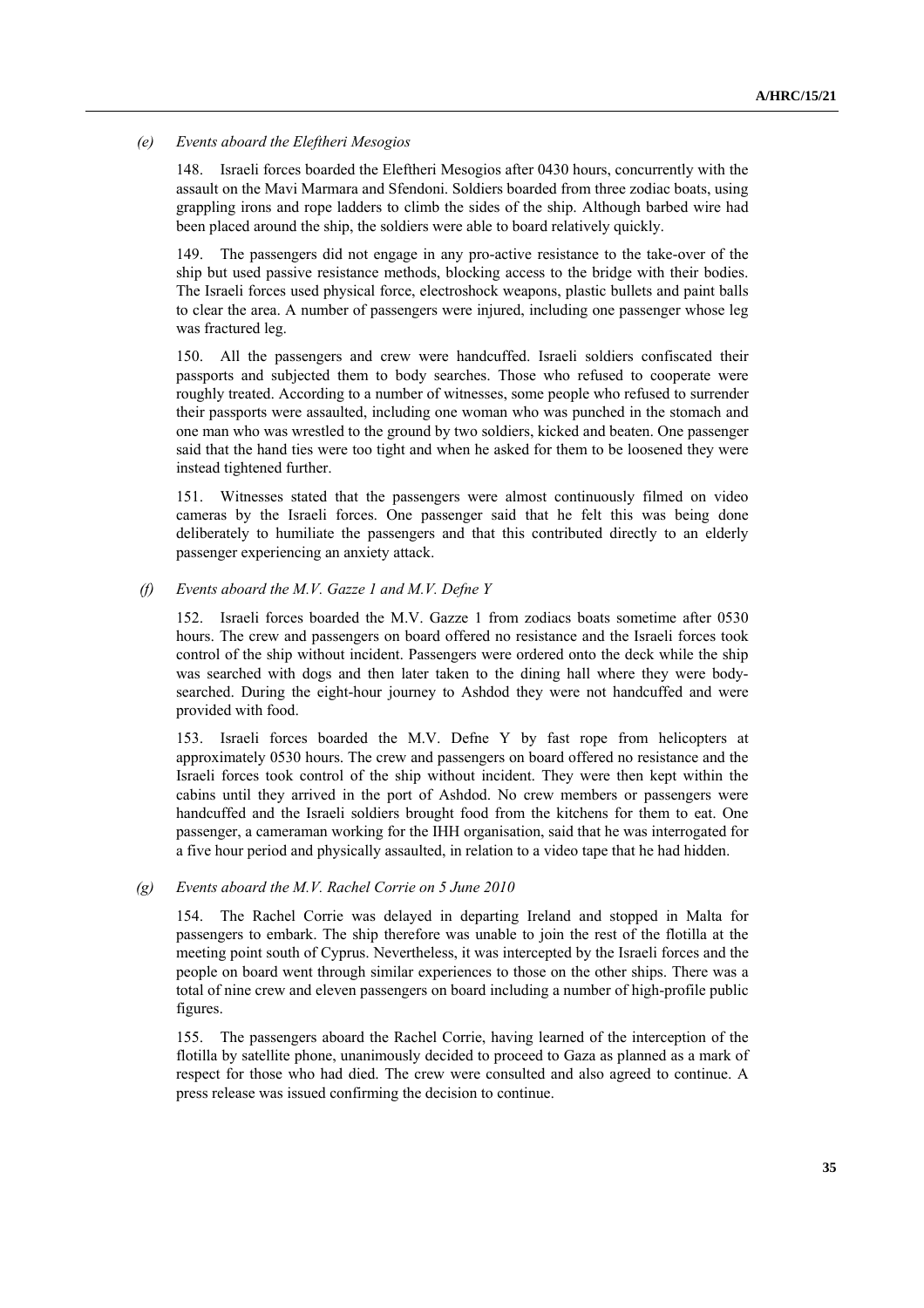*(e) Events aboard the Eleftheri Mesogios*

148. Israeli forces boarded the Eleftheri Mesogios after 0430 hours, concurrently with the assault on the Mavi Marmara and Sfendoni. Soldiers boarded from three zodiac boats, using grappling irons and rope ladders to climb the sides of the ship. Although barbed wire had been placed around the ship, the soldiers were able to board relatively quickly.

149. The passengers did not engage in any pro-active resistance to the take-over of the ship but used passive resistance methods, blocking access to the bridge with their bodies. The Israeli forces used physical force, electroshock weapons, plastic bullets and paint balls to clear the area. A number of passengers were injured, including one passenger whose leg was fractured leg.

150. All the passengers and crew were handcuffed. Israeli soldiers confiscated their passports and subjected them to body searches. Those who refused to cooperate were roughly treated. According to a number of witnesses, some people who refused to surrender their passports were assaulted, including one woman who was punched in the stomach and one man who was wrestled to the ground by two soldiers, kicked and beaten. One passenger said that the hand ties were too tight and when he asked for them to be loosened they were instead tightened further.

151. Witnesses stated that the passengers were almost continuously filmed on video cameras by the Israeli forces. One passenger said that he felt this was being done deliberately to humiliate the passengers and that this contributed directly to an elderly passenger experiencing an anxiety attack.

*(f) Events aboard the M.V. Gazze 1 and M.V. Defne Y*

152. Israeli forces boarded the M.V. Gazze 1 from zodiacs boats sometime after 0530 hours. The crew and passengers on board offered no resistance and the Israeli forces took control of the ship without incident. Passengers were ordered onto the deck while the ship was searched with dogs and then later taken to the dining hall where they were body-searched. During the eight-hour journey to Ashdod they were not handcuffed and were provided with food.

153. Israeli forces boarded the M.V. Defne Y by fast rope from helicopters at approximately 0530 hours. The crew and passengers on board offered no resistance and the Israeli forces took control of the ship without incident. They were then kept within the cabins until they arrived in the port of Ashdod. No crew members or passengers were handcuffed and the Israeli soldiers brought food from the kitchens for them to eat. One passenger, a cameraman working for the IHH organisation, said that he was interrogated for a five hour period and physically assaulted, in relation to a video tape that he had hidden.

*(g) Events aboard the M.V. Rachel Corrie on 5 June 2010*

154. The Rachel Corrie was delayed in departing Ireland and stopped in Malta for passengers to embark. The ship therefore was unable to join the rest of the flotilla at the meeting point south of Cyprus. Nevertheless, it was intercepted by the Israeli forces and the people on board went through similar experiences to those on the other ships. There was a total of nine crew and eleven passengers on board including a number of high-profile public figures.

155. The passengers aboard the Rachel Corrie, having learned of the interception of the flotilla by satellite phone, unanimously decided to proceed to Gaza as planned as a mark of respect for those who had died. The crew were consulted and also agreed to continue. A press release was issued confirming the decision to continue.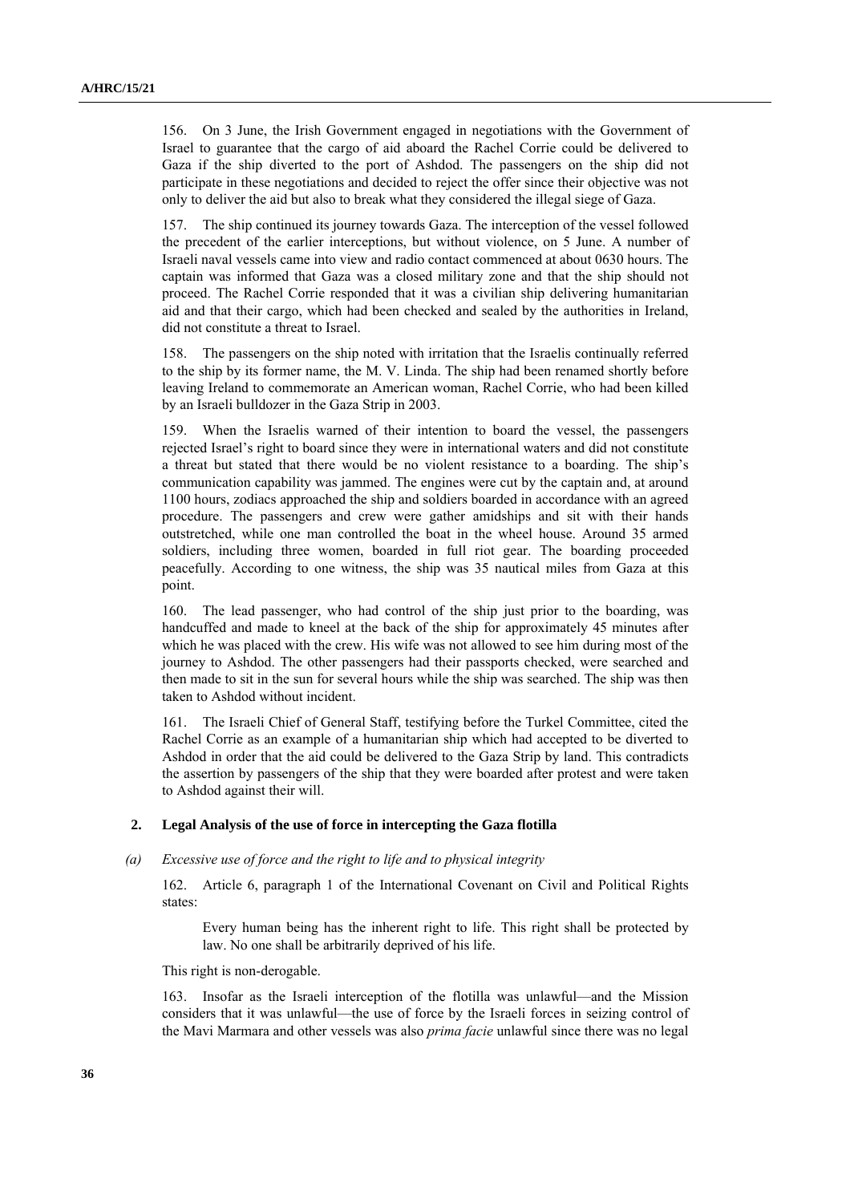156. On 3 June, the Irish Government engaged in negotiations with the Government of Israel to guarantee that the cargo of aid aboard the Rachel Corrie could be delivered to Gaza if the ship diverted to the port of Ashdod. The passengers on the ship did not participate in these negotiations and decided to reject the offer since their objective was not only to deliver the aid but also to break what they considered the illegal siege of Gaza.

157. The ship continued its journey towards Gaza. The interception of the vessel followed the precedent of the earlier interceptions, but without violence, on 5 June. A number of Israeli naval vessels came into view and radio contact commenced at about 0630 hours. The captain was informed that Gaza was a closed military zone and that the ship should not proceed. The Rachel Corrie responded that it was a civilian ship delivering humanitarian aid and that their cargo, which had been checked and sealed by the authorities in Ireland, did not constitute a threat to Israel.

158. The passengers on the ship noted with irritation that the Israelis continually referred to the ship by its former name, the M. V. Linda. The ship had been renamed shortly before leaving Ireland to commemorate an American woman, Rachel Corrie, who had been killed by an Israeli bulldozer in the Gaza Strip in 2003.

159. When the Israelis warned of their intention to board the vessel, the passengers rejected Israel's right to board since they were in international waters and did not constitute a threat but stated that there would be no violent resistance to a boarding. The ship's communication capability was jammed. The engines were cut by the captain and, at around 1100 hours, zodiacs approached the ship and soldiers boarded in accordance with an agreed procedure. The passengers and crew were gather amidships and sit with their hands outstretched, while one man controlled the boat in the wheel house. Around 35 armed soldiers, including three women, boarded in full riot gear. The boarding proceeded peacefully. According to one witness, the ship was 35 nautical miles from Gaza at this point.

160. The lead passenger, who had control of the ship just prior to the boarding, was handcuffed and made to kneel at the back of the ship for approximately 45 minutes after which he was placed with the crew. His wife was not allowed to see him during most of the journey to Ashdod. The other passengers had their passports checked, were searched and then made to sit in the sun for several hours while the ship was searched. The ship was then taken to Ashdod without incident.

161. The Israeli Chief of General Staff, testifying before the Turkel Committee, cited the Rachel Corrie as an example of a humanitarian ship which had accepted to be diverted to Ashdod in order that the aid could be delivered to the Gaza Strip by land. This contradicts the assertion by passengers of the ship that they were boarded after protest and were taken to Ashdod against their will.

## 2. Legal Analysis of the use of force in intercepting the Gaza flotilla

### *(a) Excessive use of force and the right to life and to physical integrity*

162. Article 6, paragraph 1 of the International Covenant on Civil and Political Rights states:

> Every human being has the inherent right to life. This right shall be protected by law. No one shall be arbitrarily deprived of his life.

This right is non-derogable.

163. Insofar as the Israeli interception of the flotilla was unlawful—and the Mission considers that it was unlawful—the use of force by the Israeli forces in seizing control of the Mavi Marmara and other vessels was also *prima facie* unlawful since there was no legal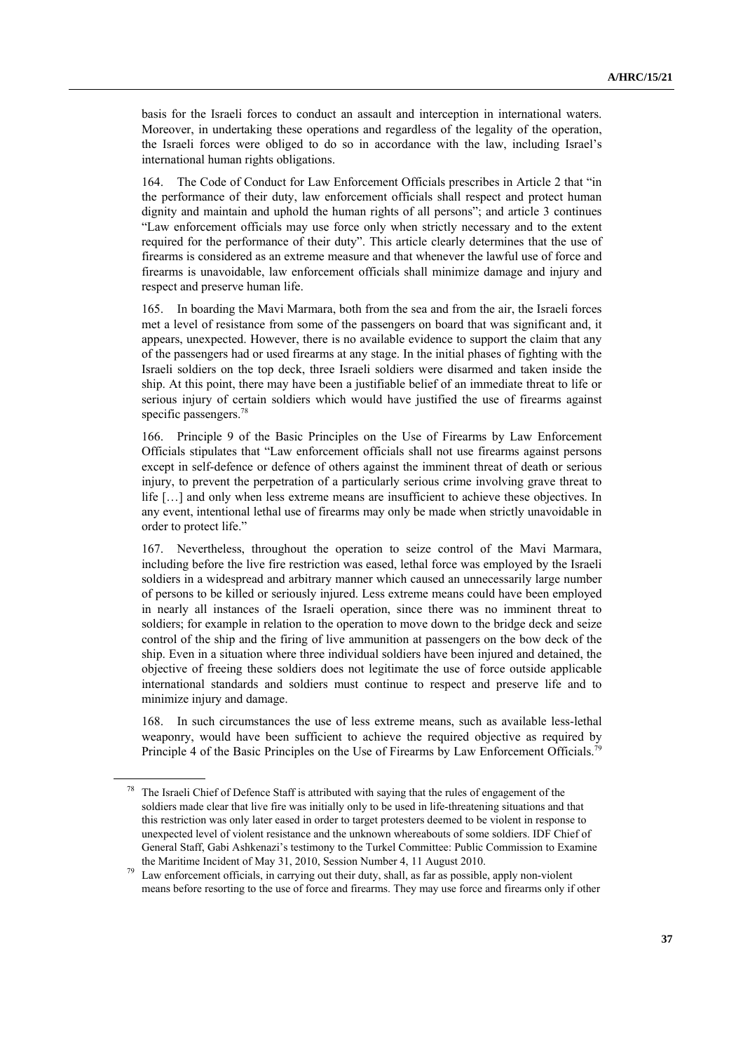basis for the Israeli forces to conduct an assault and interception in international waters. Moreover, in undertaking these operations and regardless of the legality of the operation, the Israeli forces were obliged to do so in accordance with the law, including Israel's international human rights obligations.

164. The Code of Conduct for Law Enforcement Officials prescribes in Article 2 that "in the performance of their duty, law enforcement officials shall respect and protect human dignity and maintain and uphold the human rights of all persons"; and article 3 continues "Law enforcement officials may use force only when strictly necessary and to the extent required for the performance of their duty". This article clearly determines that the use of firearms is considered as an extreme measure and that whenever the lawful use of force and firearms is unavoidable, law enforcement officials shall minimize damage and injury and respect and preserve human life.

165. In boarding the Mavi Marmara, both from the sea and from the air, the Israeli forces met a level of resistance from some of the passengers on board that was significant and, it appears, unexpected. However, there is no available evidence to support the claim that any of the passengers had or used firearms at any stage. In the initial phases of fighting with the Israeli soldiers on the top deck, three Israeli soldiers were disarmed and taken inside the ship. At this point, there may have been a justifiable belief of an immediate threat to life or serious injury of certain soldiers which would have justified the use of firearms against specific passengers.[78]

166. Principle 9 of the Basic Principles on the Use of Firearms by Law Enforcement Officials stipulates that "Law enforcement officials shall not use firearms against persons except in self-defence or defence of others against the imminent threat of death or serious injury, to prevent the perpetration of a particularly serious crime involving grave threat to life […] and only when less extreme means are insufficient to achieve these objectives. In any event, intentional lethal use of firearms may only be made when strictly unavoidable in order to protect life."

167. Nevertheless, throughout the operation to seize control of the Mavi Marmara, including before the live fire restriction was eased, lethal force was employed by the Israeli soldiers in a widespread and arbitrary manner which caused an unnecessarily large number of persons to be killed or seriously injured. Less extreme means could have been employed in nearly all instances of the Israeli operation, since there was no imminent threat to soldiers; for example in relation to the operation to move down to the bridge deck and seize control of the ship and the firing of live ammunition at passengers on the bow deck of the ship. Even in a situation where three individual soldiers have been injured and detained, the objective of freeing these soldiers does not legitimate the use of force outside applicable international standards and soldiers must continue to respect and preserve life and to minimize injury and damage.

168. In such circumstances the use of less extreme means, such as available less-lethal weaponry, would have been sufficient to achieve the required objective as required by Principle 4 of the Basic Principles on the Use of Firearms by Law Enforcement Officials.[79]

---

[78] The Israeli Chief of Defence Staff is attributed with saying that the rules of engagement of the soldiers made clear that live fire was initially only to be used in life-threatening situations and that this restriction was only later eased in order to target protesters deemed to be violent in response to unexpected level of violent resistance and the unknown whereabouts of some soldiers. IDF Chief of General Staff, Gabi Ashkenazi's testimony to the Turkel Committee: Public Commission to Examine the Maritime Incident of May 31, 2010, Session Number 4, 11 August 2010.

[79] Law enforcement officials, in carrying out their duty, shall, as far as possible, apply non-violent means before resorting to the use of force and firearms. They may use force and firearms only if other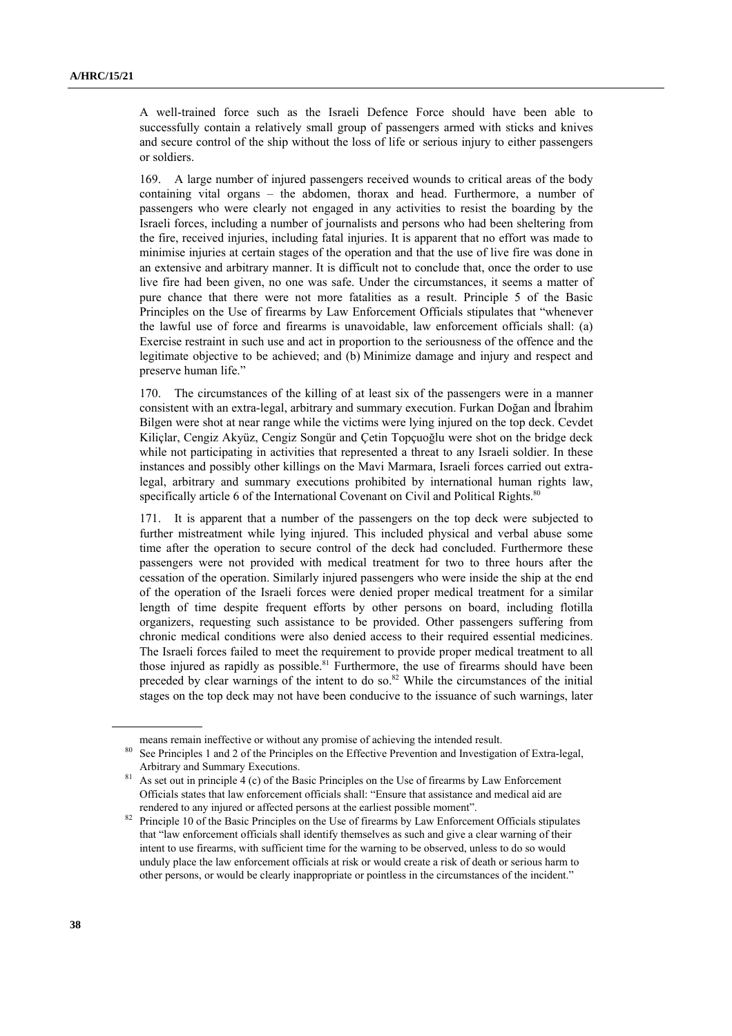A well-trained force such as the Israeli Defence Force should have been able to successfully contain a relatively small group of passengers armed with sticks and knives and secure control of the ship without the loss of life or serious injury to either passengers or soldiers.

169. A large number of injured passengers received wounds to critical areas of the body containing vital organs – the abdomen, thorax and head. Furthermore, a number of passengers who were clearly not engaged in any activities to resist the boarding by the Israeli forces, including a number of journalists and persons who had been sheltering from the fire, received injuries, including fatal injuries. It is apparent that no effort was made to minimise injuries at certain stages of the operation and that the use of live fire was done in an extensive and arbitrary manner. It is difficult not to conclude that, once the order to use live fire had been given, no one was safe. Under the circumstances, it seems a matter of pure chance that there were not more fatalities as a result. Principle 5 of the Basic Principles on the Use of firearms by Law Enforcement Officials stipulates that "whenever the lawful use of force and firearms is unavoidable, law enforcement officials shall: (a) Exercise restraint in such use and act in proportion to the seriousness of the offence and the legitimate objective to be achieved; and (b) Minimize damage and injury and respect and preserve human life."

170. The circumstances of the killing of at least six of the passengers were in a manner consistent with an extra-legal, arbitrary and summary execution. Furkan Doğan and İbrahim Bilgen were shot at near range while the victims were lying injured on the top deck. Cevdet Kiliçlar, Cengiz Akyüz, Cengiz Songür and Çetin Topçuoğlu were shot on the bridge deck while not participating in activities that represented a threat to any Israeli soldier. In these instances and possibly other killings on the Mavi Marmara, Israeli forces carried out extra-legal, arbitrary and summary executions prohibited by international human rights law, specifically article 6 of the International Covenant on Civil and Political Rights.[80]

171. It is apparent that a number of the passengers on the top deck were subjected to further mistreatment while lying injured. This included physical and verbal abuse some time after the operation to secure control of the deck had concluded. Furthermore these passengers were not provided with medical treatment for two to three hours after the cessation of the operation. Similarly injured passengers who were inside the ship at the end of the operation of the Israeli forces were denied proper medical treatment for a similar length of time despite frequent efforts by other persons on board, including flotilla organizers, requesting such assistance to be provided. Other passengers suffering from chronic medical conditions were also denied access to their required essential medicines. The Israeli forces failed to meet the requirement to provide proper medical treatment to all those injured as rapidly as possible.[81] Furthermore, the use of firearms should have been preceded by clear warnings of the intent to do so.[82] While the circumstances of the initial stages on the top deck may not have been conducive to the issuance of such warnings, later

---

means remain ineffective or without any promise of achieving the intended result.

[80] See Principles 1 and 2 of the Principles on the Effective Prevention and Investigation of Extra-legal, Arbitrary and Summary Executions.

[81] As set out in principle 4 (c) of the Basic Principles on the Use of firearms by Law Enforcement Officials states that law enforcement officials shall: "Ensure that assistance and medical aid are rendered to any injured or affected persons at the earliest possible moment".

[82] Principle 10 of the Basic Principles on the Use of firearms by Law Enforcement Officials stipulates that "law enforcement officials shall identify themselves as such and give a clear warning of their intent to use firearms, with sufficient time for the warning to be observed, unless to do so would unduly place the law enforcement officials at risk or would create a risk of death or serious harm to other persons, or would be clearly inappropriate or pointless in the circumstances of the incident."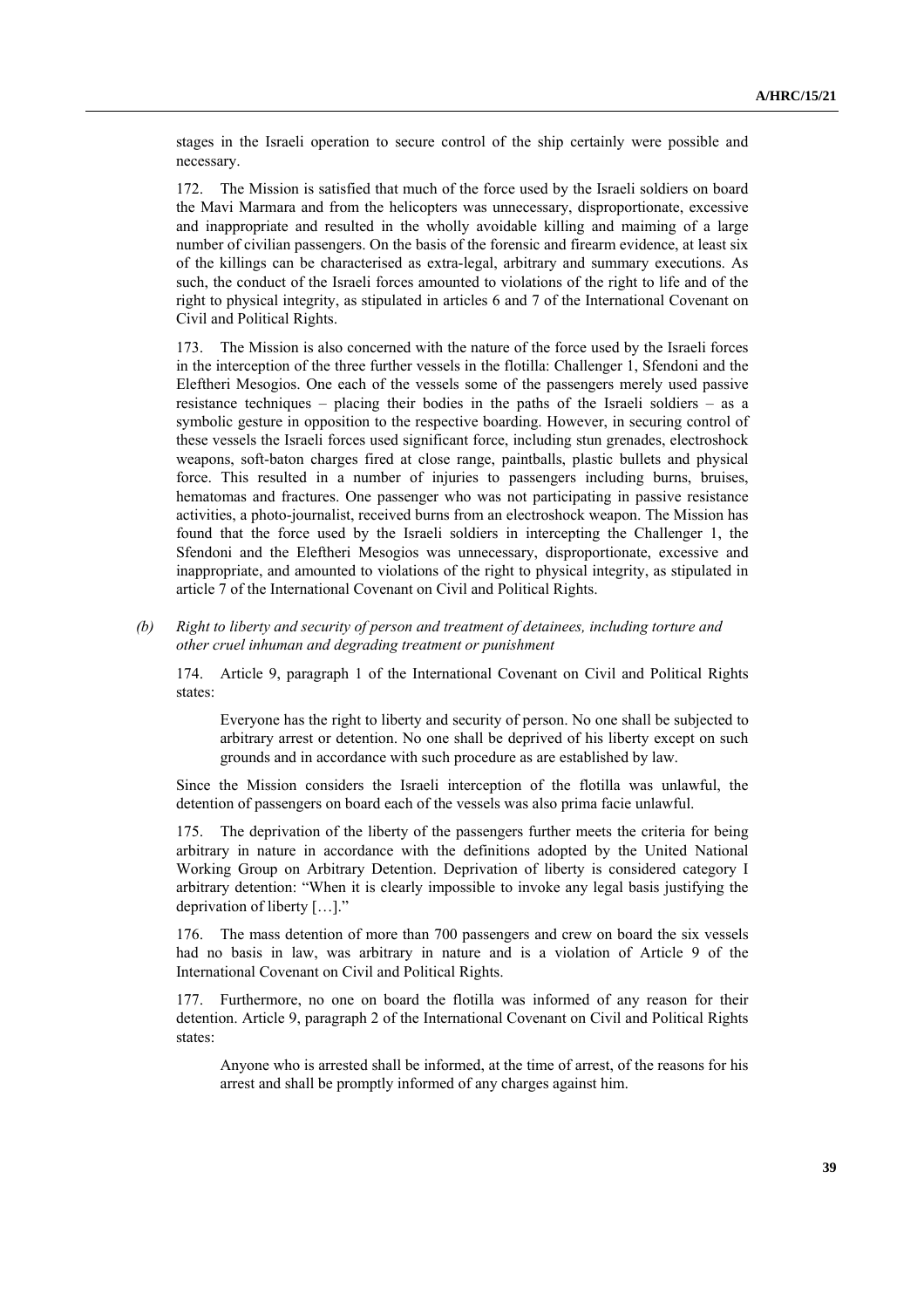stages in the Israeli operation to secure control of the ship certainly were possible and necessary.

172. The Mission is satisfied that much of the force used by the Israeli soldiers on board the Mavi Marmara and from the helicopters was unnecessary, disproportionate, excessive and inappropriate and resulted in the wholly avoidable killing and maiming of a large number of civilian passengers. On the basis of the forensic and firearm evidence, at least six of the killings can be characterised as extra-legal, arbitrary and summary executions. As such, the conduct of the Israeli forces amounted to violations of the right to life and of the right to physical integrity, as stipulated in articles 6 and 7 of the International Covenant on Civil and Political Rights.

173. The Mission is also concerned with the nature of the force used by the Israeli forces in the interception of the three further vessels in the flotilla: Challenger 1, Sfendoni and the Eleftheri Mesogios. One each of the vessels some of the passengers merely used passive resistance techniques – placing their bodies in the paths of the Israeli soldiers – as a symbolic gesture in opposition to the respective boarding. However, in securing control of these vessels the Israeli forces used significant force, including stun grenades, electroshock weapons, soft-baton charges fired at close range, paintballs, plastic bullets and physical force. This resulted in a number of injuries to passengers including burns, bruises, hematomas and fractures. One passenger who was not participating in passive resistance activities, a photo-journalist, received burns from an electroshock weapon. The Mission has found that the force used by the Israeli soldiers in intercepting the Challenger 1, the Sfendoni and the Eleftheri Mesogios was unnecessary, disproportionate, excessive and inappropriate, and amounted to violations of the right to physical integrity, as stipulated in article 7 of the International Covenant on Civil and Political Rights.

### *(b) Right to liberty and security of person and treatment of detainees, including torture and other cruel inhuman and degrading treatment or punishment*

174. Article 9, paragraph 1 of the International Covenant on Civil and Political Rights states:

> Everyone has the right to liberty and security of person. No one shall be subjected to arbitrary arrest or detention. No one shall be deprived of his liberty except on such grounds and in accordance with such procedure as are established by law.

Since the Mission considers the Israeli interception of the flotilla was unlawful, the detention of passengers on board each of the vessels was also prima facie unlawful.

175. The deprivation of the liberty of the passengers further meets the criteria for being arbitrary in nature in accordance with the definitions adopted by the United National Working Group on Arbitrary Detention. Deprivation of liberty is considered category I arbitrary detention: "When it is clearly impossible to invoke any legal basis justifying the deprivation of liberty […]."

176. The mass detention of more than 700 passengers and crew on board the six vessels had no basis in law, was arbitrary in nature and is a violation of Article 9 of the International Covenant on Civil and Political Rights.

177. Furthermore, no one on board the flotilla was informed of any reason for their detention. Article 9, paragraph 2 of the International Covenant on Civil and Political Rights states:

> Anyone who is arrested shall be informed, at the time of arrest, of the reasons for his arrest and shall be promptly informed of any charges against him.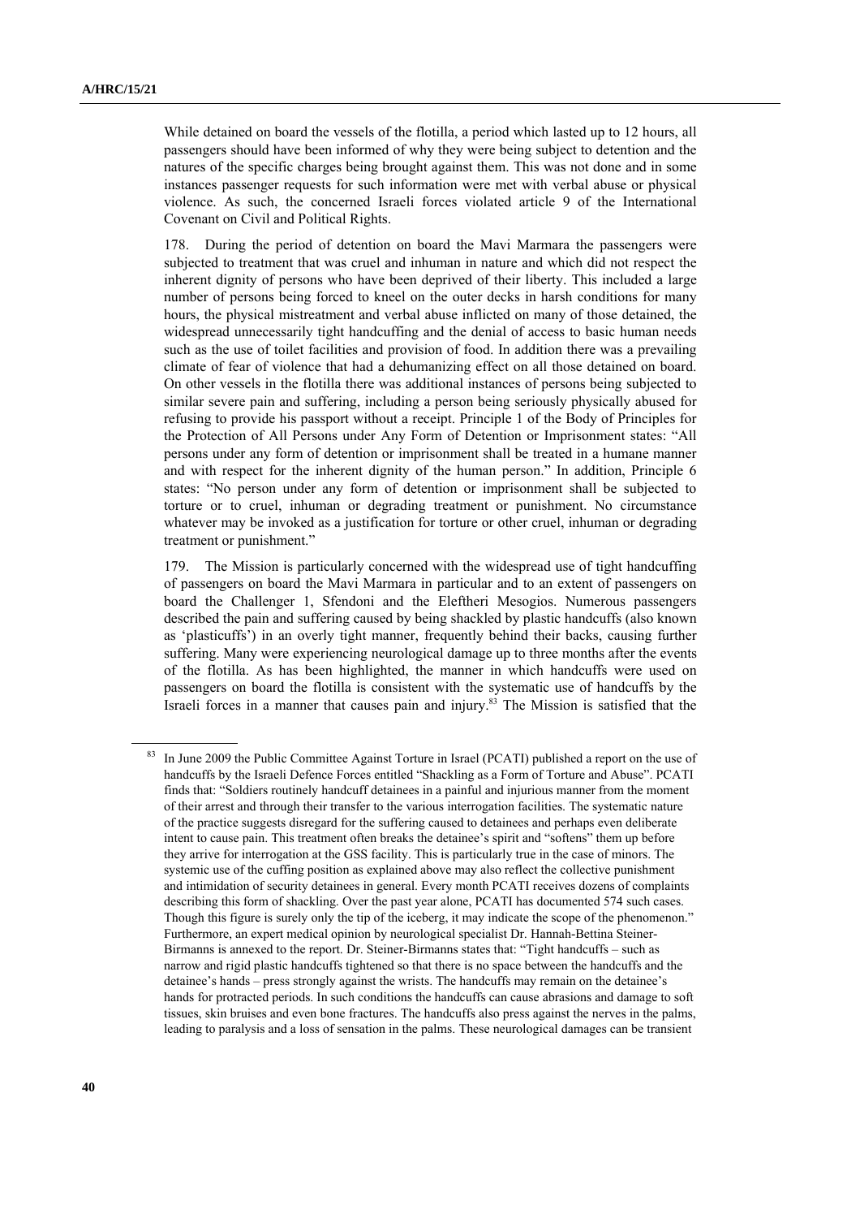While detained on board the vessels of the flotilla, a period which lasted up to 12 hours, all passengers should have been informed of why they were being subject to detention and the natures of the specific charges being brought against them. This was not done and in some instances passenger requests for such information were met with verbal abuse or physical violence. As such, the concerned Israeli forces violated article 9 of the International Covenant on Civil and Political Rights.

178. During the period of detention on board the Mavi Marmara the passengers were subjected to treatment that was cruel and inhuman in nature and which did not respect the inherent dignity of persons who have been deprived of their liberty. This included a large number of persons being forced to kneel on the outer decks in harsh conditions for many hours, the physical mistreatment and verbal abuse inflicted on many of those detained, the widespread unnecessarily tight handcuffing and the denial of access to basic human needs such as the use of toilet facilities and provision of food. In addition there was a prevailing climate of fear of violence that had a dehumanizing effect on all those detained on board. On other vessels in the flotilla there was additional instances of persons being subjected to similar severe pain and suffering, including a person being seriously physically abused for refusing to provide his passport without a receipt. Principle 1 of the Body of Principles for the Protection of All Persons under Any Form of Detention or Imprisonment states: "All persons under any form of detention or imprisonment shall be treated in a humane manner and with respect for the inherent dignity of the human person." In addition, Principle 6 states: "No person under any form of detention or imprisonment shall be subjected to torture or to cruel, inhuman or degrading treatment or punishment. No circumstance whatever may be invoked as a justification for torture or other cruel, inhuman or degrading treatment or punishment."

179. The Mission is particularly concerned with the widespread use of tight handcuffing of passengers on board the Mavi Marmara in particular and to an extent of passengers on board the Challenger 1, Sfendoni and the Eleftheri Mesogios. Numerous passengers described the pain and suffering caused by being shackled by plastic handcuffs (also known as 'plasticuffs') in an overly tight manner, frequently behind their backs, causing further suffering. Many were experiencing neurological damage up to three months after the events of the flotilla. As has been highlighted, the manner in which handcuffs were used on passengers on board the flotilla is consistent with the systematic use of handcuffs by the Israeli forces in a manner that causes pain and injury.[83] The Mission is satisfied that the

[83] In June 2009 the Public Committee Against Torture in Israel (PCATI) published a report on the use of handcuffs by the Israeli Defence Forces entitled "Shackling as a Form of Torture and Abuse". PCATI finds that: "Soldiers routinely handcuff detainees in a painful and injurious manner from the moment of their arrest and through their transfer to the various interrogation facilities. The systematic nature of the practice suggests disregard for the suffering caused to detainees and perhaps even deliberate intent to cause pain. This treatment often breaks the detainee's spirit and "softens" them up before they arrive for interrogation at the GSS facility. This is particularly true in the case of minors. The systemic use of the cuffing position as explained above may also reflect the collective punishment and intimidation of security detainees in general. Every month PCATI receives dozens of complaints describing this form of shackling. Over the past year alone, PCATI has documented 574 such cases. Though this figure is surely only the tip of the iceberg, it may indicate the scope of the phenomenon." Furthermore, an expert medical opinion by neurological specialist Dr. Hannah-Bettina Steiner-Birmanns is annexed to the report. Dr. Steiner-Birmanns states that: "Tight handcuffs – such as narrow and rigid plastic handcuffs tightened so that there is no space between the handcuffs and the detainee's hands – press strongly against the wrists. The handcuffs may remain on the detainee's hands for protracted periods. In such conditions the handcuffs can cause abrasions and damage to soft tissues, skin bruises and even bone fractures. The handcuffs also press against the nerves in the palms, leading to paralysis and a loss of sensation in the palms. These neurological damages can be transient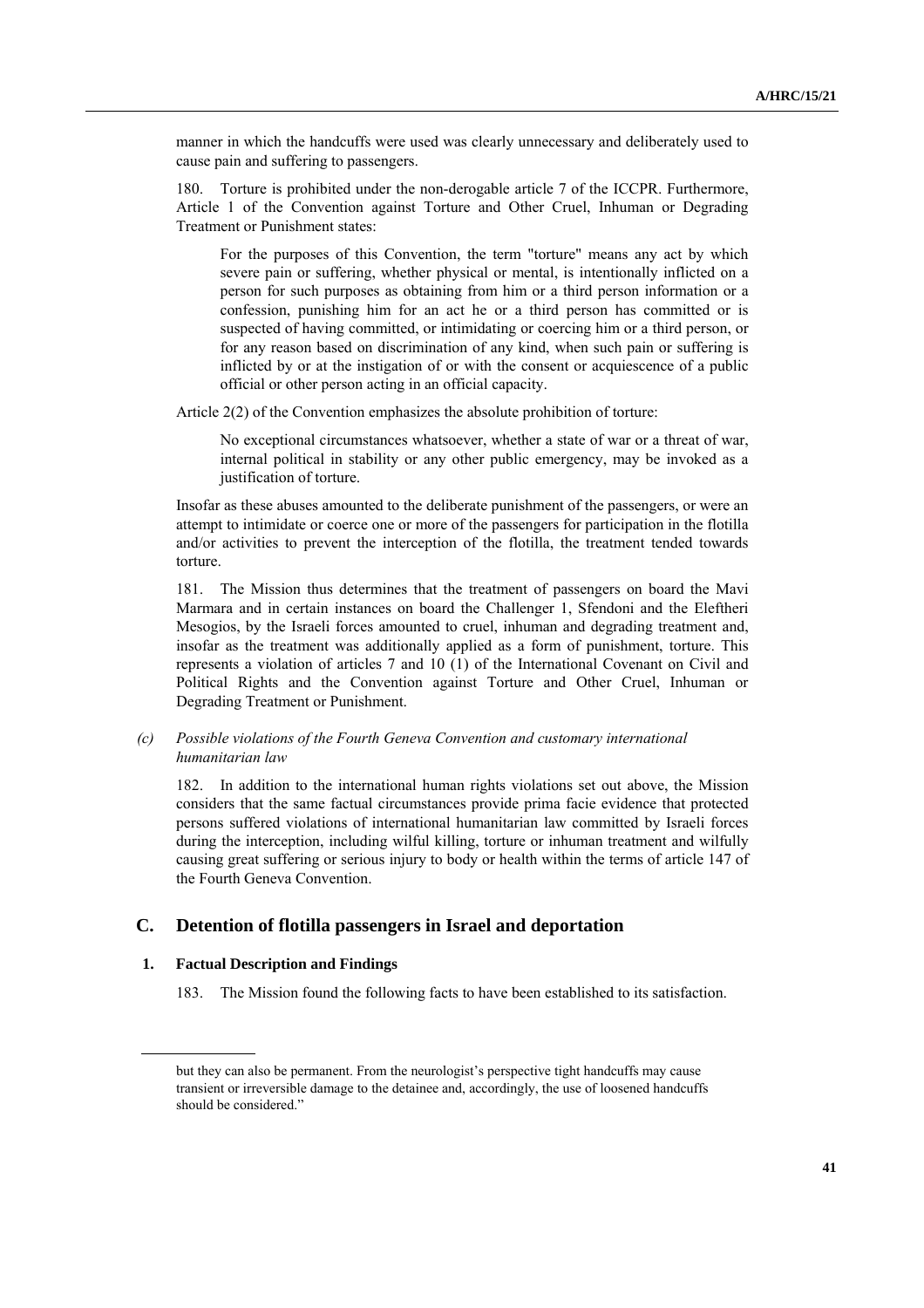manner in which the handcuffs were used was clearly unnecessary and deliberately used to cause pain and suffering to passengers.

180. Torture is prohibited under the non-derogable article 7 of the ICCPR. Furthermore, Article 1 of the Convention against Torture and Other Cruel, Inhuman or Degrading Treatment or Punishment states:

> For the purposes of this Convention, the term "torture" means any act by which severe pain or suffering, whether physical or mental, is intentionally inflicted on a person for such purposes as obtaining from him or a third person information or a confession, punishing him for an act he or a third person has committed or is suspected of having committed, or intimidating or coercing him or a third person, or for any reason based on discrimination of any kind, when such pain or suffering is inflicted by or at the instigation of or with the consent or acquiescence of a public official or other person acting in an official capacity.

Article 2(2) of the Convention emphasizes the absolute prohibition of torture:

> No exceptional circumstances whatsoever, whether a state of war or a threat of war, internal political in stability or any other public emergency, may be invoked as a justification of torture.

Insofar as these abuses amounted to the deliberate punishment of the passengers, or were an attempt to intimidate or coerce one or more of the passengers for participation in the flotilla and/or activities to prevent the interception of the flotilla, the treatment tended towards torture.

181. The Mission thus determines that the treatment of passengers on board the Mavi Marmara and in certain instances on board the Challenger 1, Sfendoni and the Eleftheri Mesogios, by the Israeli forces amounted to cruel, inhuman and degrading treatment and, insofar as the treatment was additionally applied as a form of punishment, torture. This represents a violation of articles 7 and 10 (1) of the International Covenant on Civil and Political Rights and the Convention against Torture and Other Cruel, Inhuman or Degrading Treatment or Punishment.

*(c) Possible violations of the Fourth Geneva Convention and customary international humanitarian law*

182. In addition to the international human rights violations set out above, the Mission considers that the same factual circumstances provide prima facie evidence that protected persons suffered violations of international humanitarian law committed by Israeli forces during the interception, including wilful killing, torture or inhuman treatment and wilfully causing great suffering or serious injury to body or health within the terms of article 147 of the Fourth Geneva Convention.

## C. Detention of flotilla passengers in Israel and deportation

### 1. Factual Description and Findings

183. The Mission found the following facts to have been established to its satisfaction.

---

but they can also be permanent. From the neurologist's perspective tight handcuffs may cause transient or irreversible damage to the detainee and, accordingly, the use of loosened handcuffs should be considered."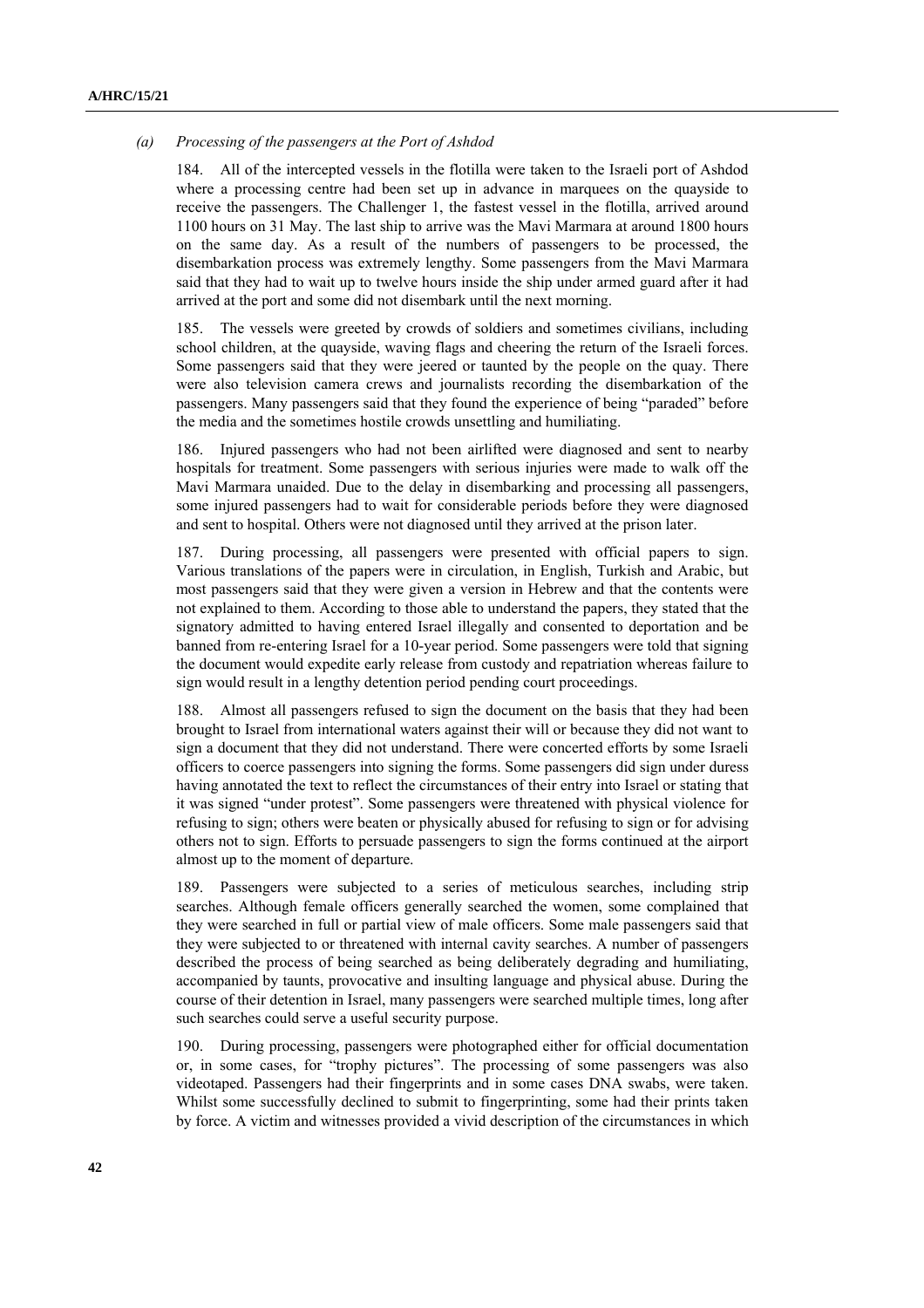*(a) Processing of the passengers at the Port of Ashdod*

184. All of the intercepted vessels in the flotilla were taken to the Israeli port of Ashdod where a processing centre had been set up in advance in marquees on the quayside to receive the passengers. The Challenger 1, the fastest vessel in the flotilla, arrived around 1100 hours on 31 May. The last ship to arrive was the Mavi Marmara at around 1800 hours on the same day. As a result of the numbers of passengers to be processed, the disembarkation process was extremely lengthy. Some passengers from the Mavi Marmara said that they had to wait up to twelve hours inside the ship under armed guard after it had arrived at the port and some did not disembark until the next morning.

185. The vessels were greeted by crowds of soldiers and sometimes civilians, including school children, at the quayside, waving flags and cheering the return of the Israeli forces. Some passengers said that they were jeered or taunted by the people on the quay. There were also television camera crews and journalists recording the disembarkation of the passengers. Many passengers said that they found the experience of being "paraded" before the media and the sometimes hostile crowds unsettling and humiliating.

186. Injured passengers who had not been airlifted were diagnosed and sent to nearby hospitals for treatment. Some passengers with serious injuries were made to walk off the Mavi Marmara unaided. Due to the delay in disembarking and processing all passengers, some injured passengers had to wait for considerable periods before they were diagnosed and sent to hospital. Others were not diagnosed until they arrived at the prison later.

187. During processing, all passengers were presented with official papers to sign. Various translations of the papers were in circulation, in English, Turkish and Arabic, but most passengers said that they were given a version in Hebrew and that the contents were not explained to them. According to those able to understand the papers, they stated that the signatory admitted to having entered Israel illegally and consented to deportation and be banned from re-entering Israel for a 10-year period. Some passengers were told that signing the document would expedite early release from custody and repatriation whereas failure to sign would result in a lengthy detention period pending court proceedings.

188. Almost all passengers refused to sign the document on the basis that they had been brought to Israel from international waters against their will or because they did not want to sign a document that they did not understand. There were concerted efforts by some Israeli officers to coerce passengers into signing the forms. Some passengers did sign under duress having annotated the text to reflect the circumstances of their entry into Israel or stating that it was signed "under protest". Some passengers were threatened with physical violence for refusing to sign; others were beaten or physically abused for refusing to sign or for advising others not to sign. Efforts to persuade passengers to sign the forms continued at the airport almost up to the moment of departure.

189. Passengers were subjected to a series of meticulous searches, including strip searches. Although female officers generally searched the women, some complained that they were searched in full or partial view of male officers. Some male passengers said that they were subjected to or threatened with internal cavity searches. A number of passengers described the process of being searched as being deliberately degrading and humiliating, accompanied by taunts, provocative and insulting language and physical abuse. During the course of their detention in Israel, many passengers were searched multiple times, long after such searches could serve a useful security purpose.

190. During processing, passengers were photographed either for official documentation or, in some cases, for "trophy pictures". The processing of some passengers was also videotaped. Passengers had their fingerprints and in some cases DNA swabs, were taken. Whilst some successfully declined to submit to fingerprinting, some had their prints taken by force. A victim and witnesses provided a vivid description of the circumstances in which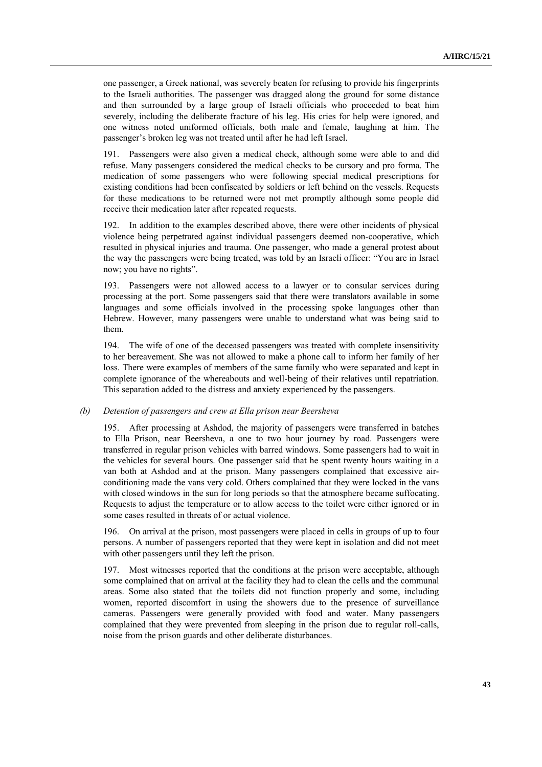one passenger, a Greek national, was severely beaten for refusing to provide his fingerprints to the Israeli authorities. The passenger was dragged along the ground for some distance and then surrounded by a large group of Israeli officials who proceeded to beat him severely, including the deliberate fracture of his leg. His cries for help were ignored, and one witness noted uniformed officials, both male and female, laughing at him. The passenger's broken leg was not treated until after he had left Israel.

191. Passengers were also given a medical check, although some were able to and did refuse. Many passengers considered the medical checks to be cursory and pro forma. The medication of some passengers who were following special medical prescriptions for existing conditions had been confiscated by soldiers or left behind on the vessels. Requests for these medications to be returned were not met promptly although some people did receive their medication later after repeated requests.

192. In addition to the examples described above, there were other incidents of physical violence being perpetrated against individual passengers deemed non-cooperative, which resulted in physical injuries and trauma. One passenger, who made a general protest about the way the passengers were being treated, was told by an Israeli officer: "You are in Israel now; you have no rights".

193. Passengers were not allowed access to a lawyer or to consular services during processing at the port. Some passengers said that there were translators available in some languages and some officials involved in the processing spoke languages other than Hebrew. However, many passengers were unable to understand what was being said to them.

194. The wife of one of the deceased passengers was treated with complete insensitivity to her bereavement. She was not allowed to make a phone call to inform her family of her loss. There were examples of members of the same family who were separated and kept in complete ignorance of the whereabouts and well-being of their relatives until repatriation. This separation added to the distress and anxiety experienced by the passengers.

*(b) Detention of passengers and crew at Ella prison near Beersheva*

195. After processing at Ashdod, the majority of passengers were transferred in batches to Ella Prison, near Beersheva, a one to two hour journey by road. Passengers were transferred in regular prison vehicles with barred windows. Some passengers had to wait in the vehicles for several hours. One passenger said that he spent twenty hours waiting in a van both at Ashdod and at the prison. Many passengers complained that excessive air-conditioning made the vans very cold. Others complained that they were locked in the vans with closed windows in the sun for long periods so that the atmosphere became suffocating. Requests to adjust the temperature or to allow access to the toilet were either ignored or in some cases resulted in threats of or actual violence.

196. On arrival at the prison, most passengers were placed in cells in groups of up to four persons. A number of passengers reported that they were kept in isolation and did not meet with other passengers until they left the prison.

197. Most witnesses reported that the conditions at the prison were acceptable, although some complained that on arrival at the facility they had to clean the cells and the communal areas. Some also stated that the toilets did not function properly and some, including women, reported discomfort in using the showers due to the presence of surveillance cameras. Passengers were generally provided with food and water. Many passengers complained that they were prevented from sleeping in the prison due to regular roll-calls, noise from the prison guards and other deliberate disturbances.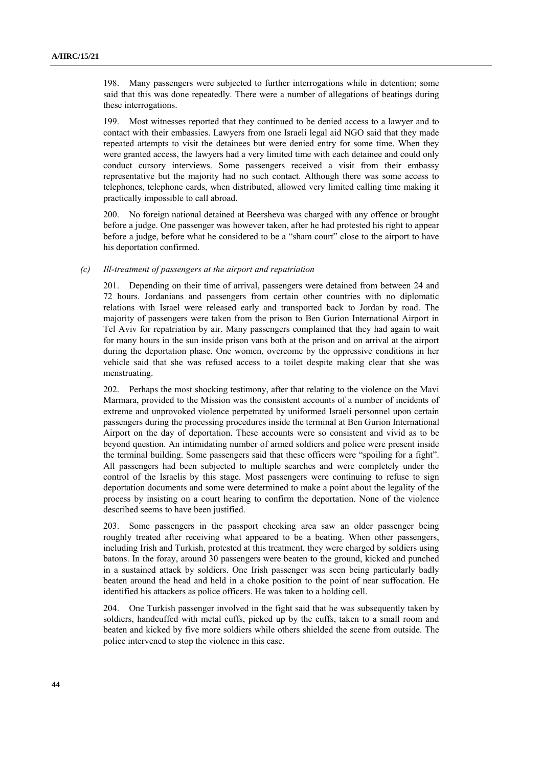198. Many passengers were subjected to further interrogations while in detention; some said that this was done repeatedly. There were a number of allegations of beatings during these interrogations.

199. Most witnesses reported that they continued to be denied access to a lawyer and to contact with their embassies. Lawyers from one Israeli legal aid NGO said that they made repeated attempts to visit the detainees but were denied entry for some time. When they were granted access, the lawyers had a very limited time with each detainee and could only conduct cursory interviews. Some passengers received a visit from their embassy representative but the majority had no such contact. Although there was some access to telephones, telephone cards, when distributed, allowed very limited calling time making it practically impossible to call abroad.

200. No foreign national detained at Beersheva was charged with any offence or brought before a judge. One passenger was however taken, after he had protested his right to appear before a judge, before what he considered to be a "sham court" close to the airport to have his deportation confirmed.

*(c) Ill-treatment of passengers at the airport and repatriation*

201. Depending on their time of arrival, passengers were detained from between 24 and 72 hours. Jordanians and passengers from certain other countries with no diplomatic relations with Israel were released early and transported back to Jordan by road. The majority of passengers were taken from the prison to Ben Gurion International Airport in Tel Aviv for repatriation by air. Many passengers complained that they had again to wait for many hours in the sun inside prison vans both at the prison and on arrival at the airport during the deportation phase. One women, overcome by the oppressive conditions in her vehicle said that she was refused access to a toilet despite making clear that she was menstruating.

202. Perhaps the most shocking testimony, after that relating to the violence on the Mavi Marmara, provided to the Mission was the consistent accounts of a number of incidents of extreme and unprovoked violence perpetrated by uniformed Israeli personnel upon certain passengers during the processing procedures inside the terminal at Ben Gurion International Airport on the day of deportation. These accounts were so consistent and vivid as to be beyond question. An intimidating number of armed soldiers and police were present inside the terminal building. Some passengers said that these officers were "spoiling for a fight". All passengers had been subjected to multiple searches and were completely under the control of the Israelis by this stage. Most passengers were continuing to refuse to sign deportation documents and some were determined to make a point about the legality of the process by insisting on a court hearing to confirm the deportation. None of the violence described seems to have been justified.

203. Some passengers in the passport checking area saw an older passenger being roughly treated after receiving what appeared to be a beating. When other passengers, including Irish and Turkish, protested at this treatment, they were charged by soldiers using batons. In the foray, around 30 passengers were beaten to the ground, kicked and punched in a sustained attack by soldiers. One Irish passenger was seen being particularly badly beaten around the head and held in a choke position to the point of near suffocation. He identified his attackers as police officers. He was taken to a holding cell.

204. One Turkish passenger involved in the fight said that he was subsequently taken by soldiers, handcuffed with metal cuffs, picked up by the cuffs, taken to a small room and beaten and kicked by five more soldiers while others shielded the scene from outside. The police intervened to stop the violence in this case.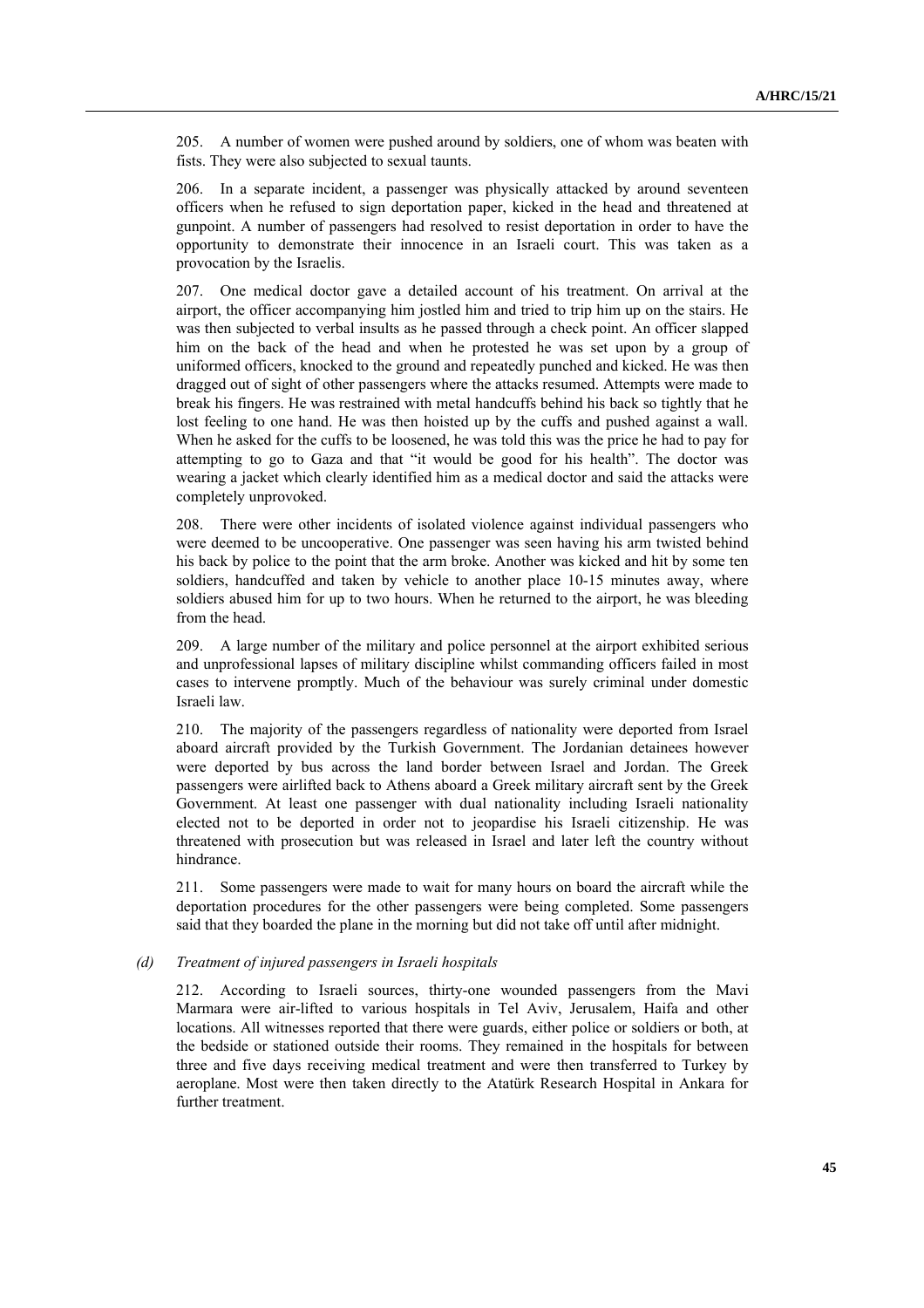205. A number of women were pushed around by soldiers, one of whom was beaten with fists. They were also subjected to sexual taunts.

206. In a separate incident, a passenger was physically attacked by around seventeen officers when he refused to sign deportation paper, kicked in the head and threatened at gunpoint. A number of passengers had resolved to resist deportation in order to have the opportunity to demonstrate their innocence in an Israeli court. This was taken as a provocation by the Israelis.

207. One medical doctor gave a detailed account of his treatment. On arrival at the airport, the officer accompanying him jostled him and tried to trip him up on the stairs. He was then subjected to verbal insults as he passed through a check point. An officer slapped him on the back of the head and when he protested he was set upon by a group of uniformed officers, knocked to the ground and repeatedly punched and kicked. He was then dragged out of sight of other passengers where the attacks resumed. Attempts were made to break his fingers. He was restrained with metal handcuffs behind his back so tightly that he lost feeling to one hand. He was then hoisted up by the cuffs and pushed against a wall. When he asked for the cuffs to be loosened, he was told this was the price he had to pay for attempting to go to Gaza and that "it would be good for his health". The doctor was wearing a jacket which clearly identified him as a medical doctor and said the attacks were completely unprovoked.

208. There were other incidents of isolated violence against individual passengers who were deemed to be uncooperative. One passenger was seen having his arm twisted behind his back by police to the point that the arm broke. Another was kicked and hit by some ten soldiers, handcuffed and taken by vehicle to another place 10-15 minutes away, where soldiers abused him for up to two hours. When he returned to the airport, he was bleeding from the head.

209. A large number of the military and police personnel at the airport exhibited serious and unprofessional lapses of military discipline whilst commanding officers failed in most cases to intervene promptly. Much of the behaviour was surely criminal under domestic Israeli law.

210. The majority of the passengers regardless of nationality were deported from Israel aboard aircraft provided by the Turkish Government. The Jordanian detainees however were deported by bus across the land border between Israel and Jordan. The Greek passengers were airlifted back to Athens aboard a Greek military aircraft sent by the Greek Government. At least one passenger with dual nationality including Israeli nationality elected not to be deported in order not to jeopardise his Israeli citizenship. He was threatened with prosecution but was released in Israel and later left the country without hindrance.

211. Some passengers were made to wait for many hours on board the aircraft while the deportation procedures for the other passengers were being completed. Some passengers said that they boarded the plane in the morning but did not take off until after midnight.

### *(d) Treatment of injured passengers in Israeli hospitals*

212. According to Israeli sources, thirty-one wounded passengers from the Mavi Marmara were air-lifted to various hospitals in Tel Aviv, Jerusalem, Haifa and other locations. All witnesses reported that there were guards, either police or soldiers or both, at the bedside or stationed outside their rooms. They remained in the hospitals for between three and five days receiving medical treatment and were then transferred to Turkey by aeroplane. Most were then taken directly to the Atatürk Research Hospital in Ankara for further treatment.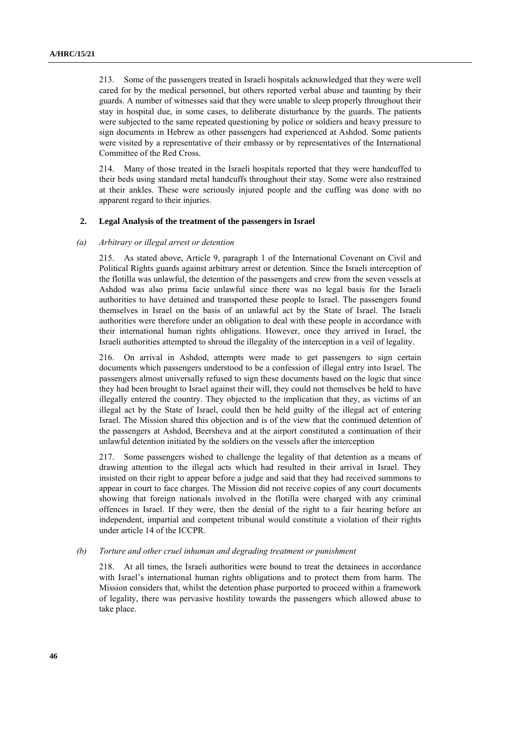213. Some of the passengers treated in Israeli hospitals acknowledged that they were well cared for by the medical personnel, but others reported verbal abuse and taunting by their guards. A number of witnesses said that they were unable to sleep properly throughout their stay in hospital due, in some cases, to deliberate disturbance by the guards. The patients were subjected to the same repeated questioning by police or soldiers and heavy pressure to sign documents in Hebrew as other passengers had experienced at Ashdod. Some patients were visited by a representative of their embassy or by representatives of the International Committee of the Red Cross.

214. Many of those treated in the Israeli hospitals reported that they were handcuffed to their beds using standard metal handcuffs throughout their stay. Some were also restrained at their ankles. These were seriously injured people and the cuffing was done with no apparent regard to their injuries.

### 2. Legal Analysis of the treatment of the passengers in Israel

#### *(a) Arbitrary or illegal arrest or detention*

215. As stated above, Article 9, paragraph 1 of the International Covenant on Civil and Political Rights guards against arbitrary arrest or detention. Since the Israeli interception of the flotilla was unlawful, the detention of the passengers and crew from the seven vessels at Ashdod was also prima facie unlawful since there was no legal basis for the Israeli authorities to have detained and transported these people to Israel. The passengers found themselves in Israel on the basis of an unlawful act by the State of Israel. The Israeli authorities were therefore under an obligation to deal with these people in accordance with their international human rights obligations. However, once they arrived in Israel, the Israeli authorities attempted to shroud the illegality of the interception in a veil of legality.

216. On arrival in Ashdod, attempts were made to get passengers to sign certain documents which passengers understood to be a confession of illegal entry into Israel. The passengers almost universally refused to sign these documents based on the logic that since they had been brought to Israel against their will, they could not themselves be held to have illegally entered the country. They objected to the implication that they, as victims of an illegal act by the State of Israel, could then be held guilty of the illegal act of entering Israel. The Mission shared this objection and is of the view that the continued detention of the passengers at Ashdod, Beersheva and at the airport constituted a continuation of their unlawful detention initiated by the soldiers on the vessels after the interception

217. Some passengers wished to challenge the legality of that detention as a means of drawing attention to the illegal acts which had resulted in their arrival in Israel. They insisted on their right to appear before a judge and said that they had received summons to appear in court to face charges. The Mission did not receive copies of any court documents showing that foreign nationals involved in the flotilla were charged with any criminal offences in Israel. If they were, then the denial of the right to a fair hearing before an independent, impartial and competent tribunal would constitute a violation of their rights under article 14 of the ICCPR.

#### *(b) Torture and other cruel inhuman and degrading treatment or punishment*

218. At all times, the Israeli authorities were bound to treat the detainees in accordance with Israel's international human rights obligations and to protect them from harm. The Mission considers that, whilst the detention phase purported to proceed within a framework of legality, there was pervasive hostility towards the passengers which allowed abuse to take place.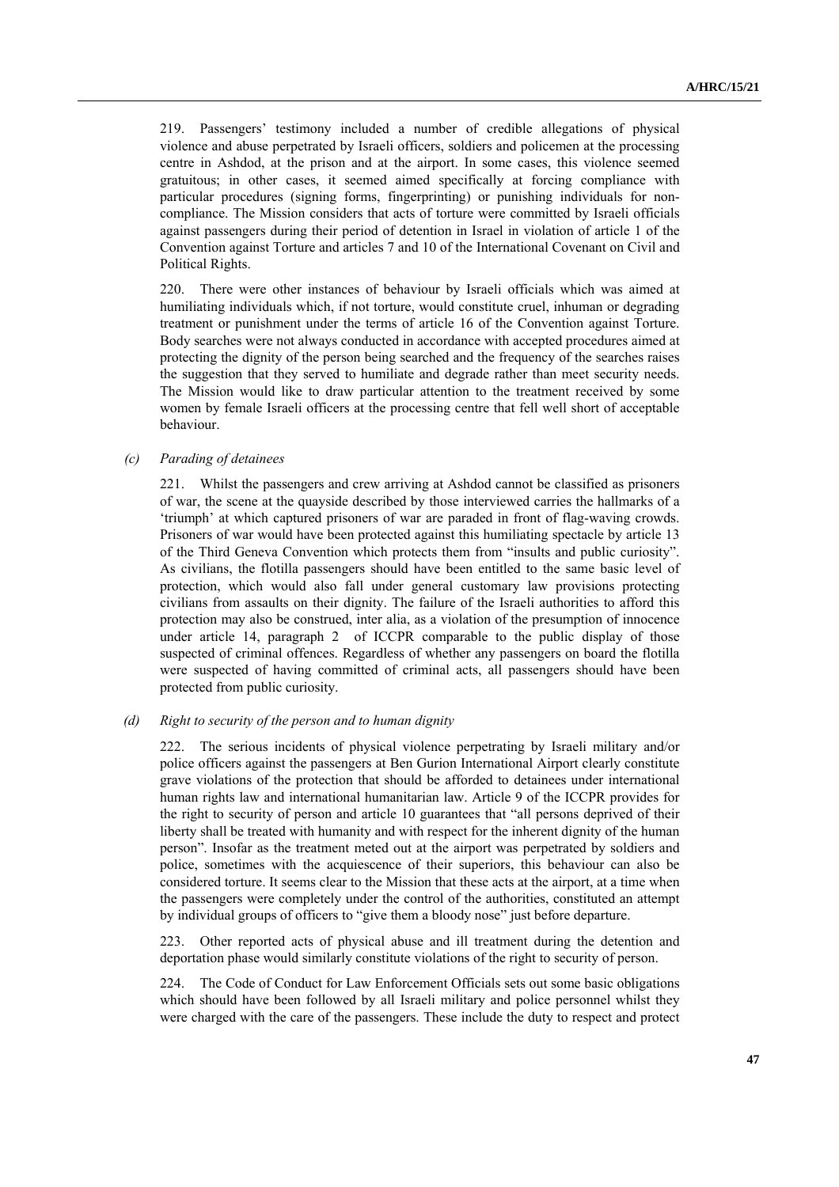219. Passengers' testimony included a number of credible allegations of physical violence and abuse perpetrated by Israeli officers, soldiers and policemen at the processing centre in Ashdod, at the prison and at the airport. In some cases, this violence seemed gratuitous; in other cases, it seemed aimed specifically at forcing compliance with particular procedures (signing forms, fingerprinting) or punishing individuals for non-compliance. The Mission considers that acts of torture were committed by Israeli officials against passengers during their period of detention in Israel in violation of article 1 of the Convention against Torture and articles 7 and 10 of the International Covenant on Civil and Political Rights.

220. There were other instances of behaviour by Israeli officials which was aimed at humiliating individuals which, if not torture, would constitute cruel, inhuman or degrading treatment or punishment under the terms of article 16 of the Convention against Torture. Body searches were not always conducted in accordance with accepted procedures aimed at protecting the dignity of the person being searched and the frequency of the searches raises the suggestion that they served to humiliate and degrade rather than meet security needs. The Mission would like to draw particular attention to the treatment received by some women by female Israeli officers at the processing centre that fell well short of acceptable behaviour.

*(c) Parading of detainees*

221. Whilst the passengers and crew arriving at Ashdod cannot be classified as prisoners of war, the scene at the quayside described by those interviewed carries the hallmarks of a 'triumph' at which captured prisoners of war are paraded in front of flag-waving crowds. Prisoners of war would have been protected against this humiliating spectacle by article 13 of the Third Geneva Convention which protects them from "insults and public curiosity". As civilians, the flotilla passengers should have been entitled to the same basic level of protection, which would also fall under general customary law provisions protecting civilians from assaults on their dignity. The failure of the Israeli authorities to afford this protection may also be construed, inter alia, as a violation of the presumption of innocence under article 14, paragraph 2 of ICCPR comparable to the public display of those suspected of criminal offences. Regardless of whether any passengers on board the flotilla were suspected of having committed of criminal acts, all passengers should have been protected from public curiosity.

*(d) Right to security of the person and to human dignity*

222. The serious incidents of physical violence perpetrating by Israeli military and/or police officers against the passengers at Ben Gurion International Airport clearly constitute grave violations of the protection that should be afforded to detainees under international human rights law and international humanitarian law. Article 9 of the ICCPR provides for the right to security of person and article 10 guarantees that "all persons deprived of their liberty shall be treated with humanity and with respect for the inherent dignity of the human person". Insofar as the treatment meted out at the airport was perpetrated by soldiers and police, sometimes with the acquiescence of their superiors, this behaviour can also be considered torture. It seems clear to the Mission that these acts at the airport, at a time when the passengers were completely under the control of the authorities, constituted an attempt by individual groups of officers to "give them a bloody nose" just before departure.

223. Other reported acts of physical abuse and ill treatment during the detention and deportation phase would similarly constitute violations of the right to security of person.

224. The Code of Conduct for Law Enforcement Officials sets out some basic obligations which should have been followed by all Israeli military and police personnel whilst they were charged with the care of the passengers. These include the duty to respect and protect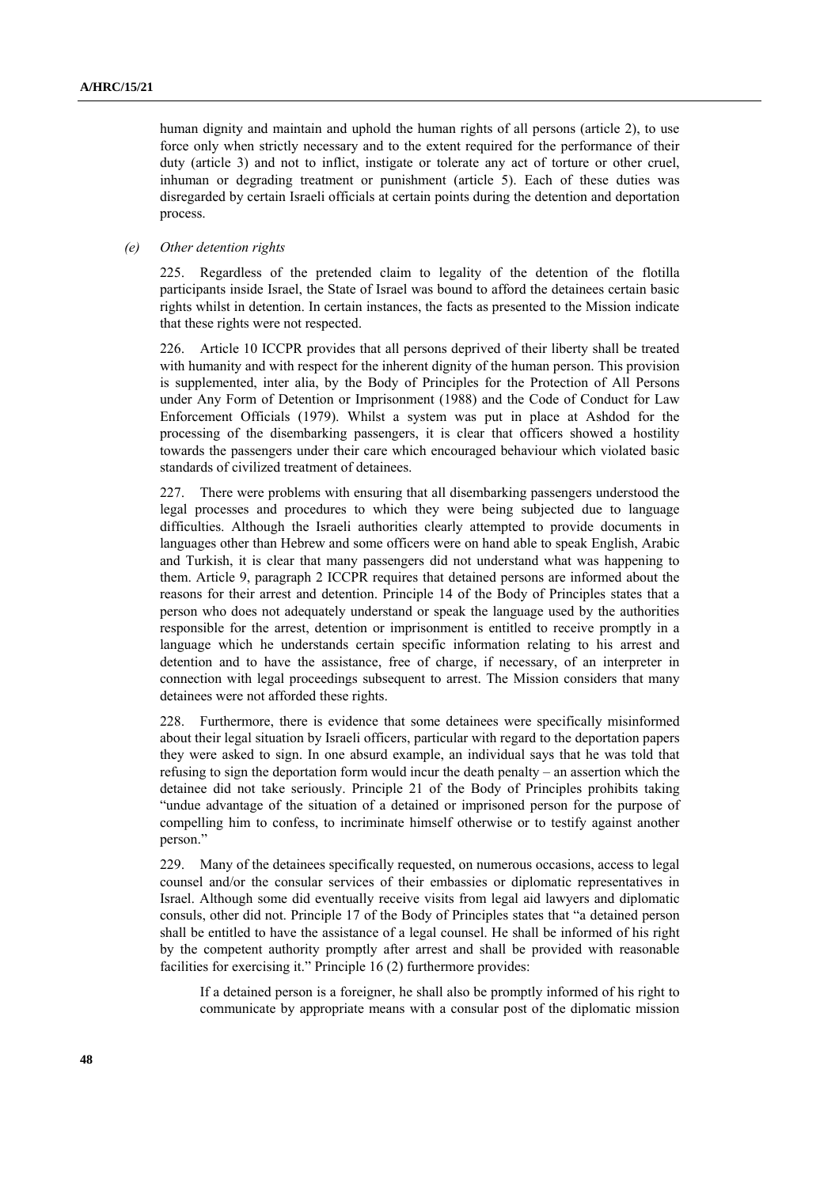human dignity and maintain and uphold the human rights of all persons (article 2), to use force only when strictly necessary and to the extent required for the performance of their duty (article 3) and not to inflict, instigate or tolerate any act of torture or other cruel, inhuman or degrading treatment or punishment (article 5). Each of these duties was disregarded by certain Israeli officials at certain points during the detention and deportation process.

*(e) Other detention rights*

225. Regardless of the pretended claim to legality of the detention of the flotilla participants inside Israel, the State of Israel was bound to afford the detainees certain basic rights whilst in detention. In certain instances, the facts as presented to the Mission indicate that these rights were not respected.

226. Article 10 ICCPR provides that all persons deprived of their liberty shall be treated with humanity and with respect for the inherent dignity of the human person. This provision is supplemented, inter alia, by the Body of Principles for the Protection of All Persons under Any Form of Detention or Imprisonment (1988) and the Code of Conduct for Law Enforcement Officials (1979). Whilst a system was put in place at Ashdod for the processing of the disembarking passengers, it is clear that officers showed a hostility towards the passengers under their care which encouraged behaviour which violated basic standards of civilized treatment of detainees.

227. There were problems with ensuring that all disembarking passengers understood the legal processes and procedures to which they were being subjected due to language difficulties. Although the Israeli authorities clearly attempted to provide documents in languages other than Hebrew and some officers were on hand able to speak English, Arabic and Turkish, it is clear that many passengers did not understand what was happening to them. Article 9, paragraph 2 ICCPR requires that detained persons are informed about the reasons for their arrest and detention. Principle 14 of the Body of Principles states that a person who does not adequately understand or speak the language used by the authorities responsible for the arrest, detention or imprisonment is entitled to receive promptly in a language which he understands certain specific information relating to his arrest and detention and to have the assistance, free of charge, if necessary, of an interpreter in connection with legal proceedings subsequent to arrest. The Mission considers that many detainees were not afforded these rights.

228. Furthermore, there is evidence that some detainees were specifically misinformed about their legal situation by Israeli officers, particular with regard to the deportation papers they were asked to sign. In one absurd example, an individual says that he was told that refusing to sign the deportation form would incur the death penalty – an assertion which the detainee did not take seriously. Principle 21 of the Body of Principles prohibits taking "undue advantage of the situation of a detained or imprisoned person for the purpose of compelling him to confess, to incriminate himself otherwise or to testify against another person."

229. Many of the detainees specifically requested, on numerous occasions, access to legal counsel and/or the consular services of their embassies or diplomatic representatives in Israel. Although some did eventually receive visits from legal aid lawyers and diplomatic consuls, other did not. Principle 17 of the Body of Principles states that "a detained person shall be entitled to have the assistance of a legal counsel. He shall be informed of his right by the competent authority promptly after arrest and shall be provided with reasonable facilities for exercising it." Principle 16 (2) furthermore provides:

> If a detained person is a foreigner, he shall also be promptly informed of his right to communicate by appropriate means with a consular post of the diplomatic mission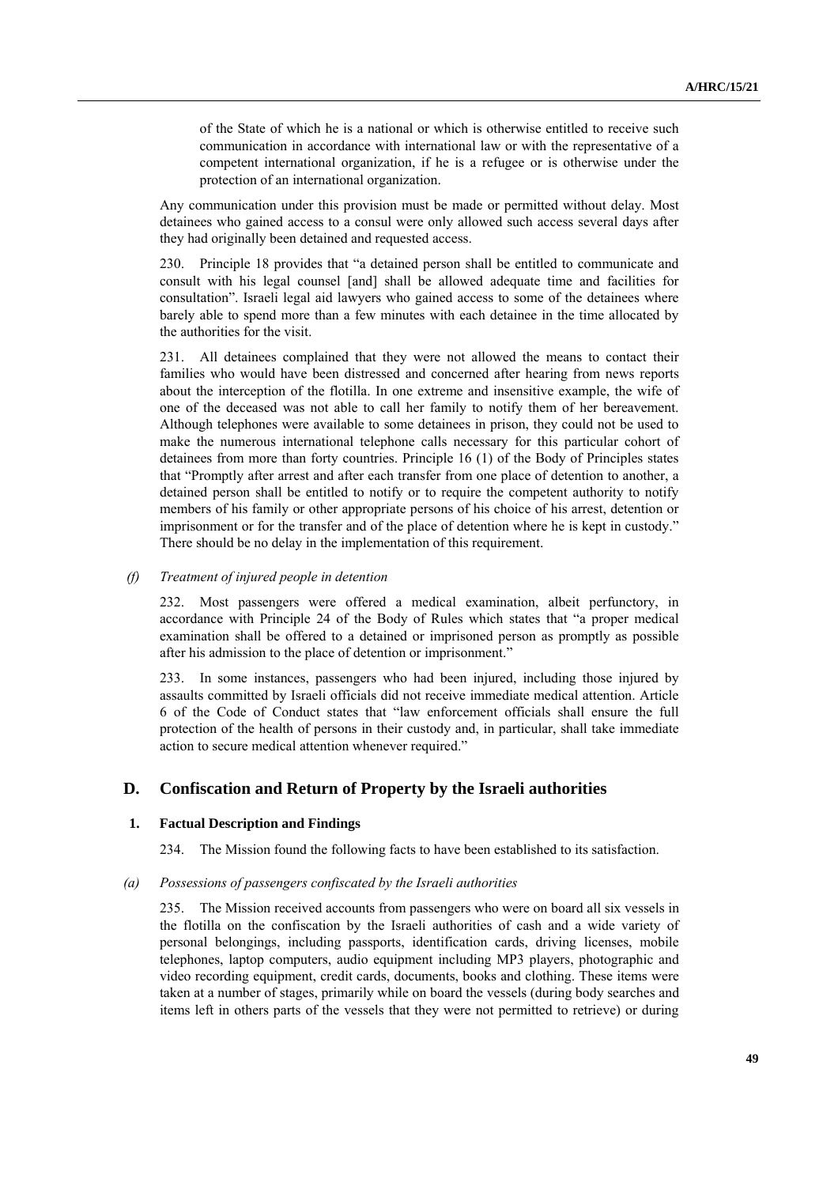> of the State of which he is a national or which is otherwise entitled to receive such communication in accordance with international law or with the representative of a competent international organization, if he is a refugee or is otherwise under the protection of an international organization.

Any communication under this provision must be made or permitted without delay. Most detainees who gained access to a consul were only allowed such access several days after they had originally been detained and requested access.

230. Principle 18 provides that "a detained person shall be entitled to communicate and consult with his legal counsel [and] shall be allowed adequate time and facilities for consultation". Israeli legal aid lawyers who gained access to some of the detainees where barely able to spend more than a few minutes with each detainee in the time allocated by the authorities for the visit.

231. All detainees complained that they were not allowed the means to contact their families who would have been distressed and concerned after hearing from news reports about the interception of the flotilla. In one extreme and insensitive example, the wife of one of the deceased was not able to call her family to notify them of her bereavement. Although telephones were available to some detainees in prison, they could not be used to make the numerous international telephone calls necessary for this particular cohort of detainees from more than forty countries. Principle 16 (1) of the Body of Principles states that "Promptly after arrest and after each transfer from one place of detention to another, a detained person shall be entitled to notify or to require the competent authority to notify members of his family or other appropriate persons of his choice of his arrest, detention or imprisonment or for the transfer and of the place of detention where he is kept in custody." There should be no delay in the implementation of this requirement.

*(f) Treatment of injured people in detention*

232. Most passengers were offered a medical examination, albeit perfunctory, in accordance with Principle 24 of the Body of Rules which states that "a proper medical examination shall be offered to a detained or imprisoned person as promptly as possible after his admission to the place of detention or imprisonment."

233. In some instances, passengers who had been injured, including those injured by assaults committed by Israeli officials did not receive immediate medical attention. Article 6 of the Code of Conduct states that "law enforcement officials shall ensure the full protection of the health of persons in their custody and, in particular, shall take immediate action to secure medical attention whenever required."

## D. Confiscation and Return of Property by the Israeli authorities

### 1. Factual Description and Findings

234. The Mission found the following facts to have been established to its satisfaction.

*(a) Possessions of passengers confiscated by the Israeli authorities*

235. The Mission received accounts from passengers who were on board all six vessels in the flotilla on the confiscation by the Israeli authorities of cash and a wide variety of personal belongings, including passports, identification cards, driving licenses, mobile telephones, laptop computers, audio equipment including MP3 players, photographic and video recording equipment, credit cards, documents, books and clothing. These items were taken at a number of stages, primarily while on board the vessels (during body searches and items left in others parts of the vessels that they were not permitted to retrieve) or during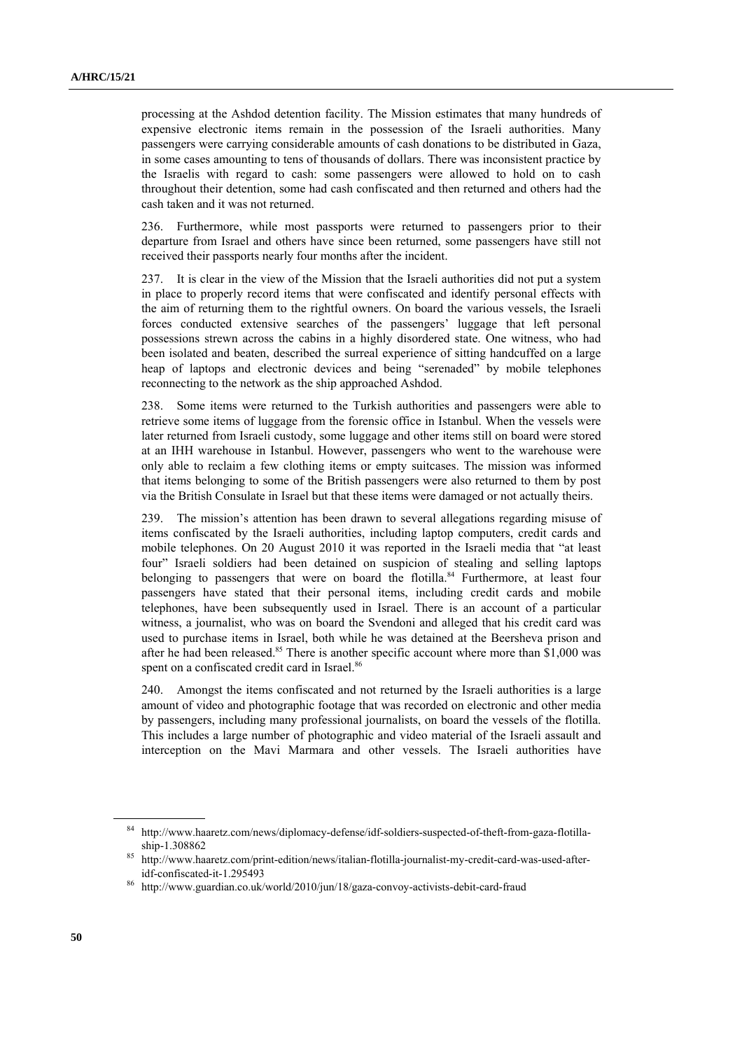processing at the Ashdod detention facility. The Mission estimates that many hundreds of expensive electronic items remain in the possession of the Israeli authorities. Many passengers were carrying considerable amounts of cash donations to be distributed in Gaza, in some cases amounting to tens of thousands of dollars. There was inconsistent practice by the Israelis with regard to cash: some passengers were allowed to hold on to cash throughout their detention, some had cash confiscated and then returned and others had the cash taken and it was not returned.

236. Furthermore, while most passports were returned to passengers prior to their departure from Israel and others have since been returned, some passengers have still not received their passports nearly four months after the incident.

237. It is clear in the view of the Mission that the Israeli authorities did not put a system in place to properly record items that were confiscated and identify personal effects with the aim of returning them to the rightful owners. On board the various vessels, the Israeli forces conducted extensive searches of the passengers' luggage that left personal possessions strewn across the cabins in a highly disordered state. One witness, who had been isolated and beaten, described the surreal experience of sitting handcuffed on a large heap of laptops and electronic devices and being "serenaded" by mobile telephones reconnecting to the network as the ship approached Ashdod.

238. Some items were returned to the Turkish authorities and passengers were able to retrieve some items of luggage from the forensic office in Istanbul. When the vessels were later returned from Israeli custody, some luggage and other items still on board were stored at an IHH warehouse in Istanbul. However, passengers who went to the warehouse were only able to reclaim a few clothing items or empty suitcases. The mission was informed that items belonging to some of the British passengers were also returned to them by post via the British Consulate in Israel but that these items were damaged or not actually theirs.

239. The mission's attention has been drawn to several allegations regarding misuse of items confiscated by the Israeli authorities, including laptop computers, credit cards and mobile telephones. On 20 August 2010 it was reported in the Israeli media that "at least four" Israeli soldiers had been detained on suspicion of stealing and selling laptops belonging to passengers that were on board the flotilla.[84] Furthermore, at least four passengers have stated that their personal items, including credit cards and mobile telephones, have been subsequently used in Israel. There is an account of a particular witness, a journalist, who was on board the Svendoni and alleged that his credit card was used to purchase items in Israel, both while he was detained at the Beersheva prison and after he had been released.[85] There is another specific account where more than $1,000 was spent on a confiscated credit card in Israel.[86]

240. Amongst the items confiscated and not returned by the Israeli authorities is a large amount of video and photographic footage that was recorded on electronic and other media by passengers, including many professional journalists, on board the vessels of the flotilla. This includes a large number of photographic and video material of the Israeli assault and interception on the Mavi Marmara and other vessels. The Israeli authorities have

---

[84] http://www.haaretz.com/news/diplomacy-defense/idf-soldiers-suspected-of-theft-from-gaza-flotilla-ship-1.308862

[85] http://www.haaretz.com/print-edition/news/italian-flotilla-journalist-my-credit-card-was-used-after-idf-confiscated-it-1.295493

[86] http://www.guardian.co.uk/world/2010/jun/18/gaza-convoy-activists-debit-card-fraud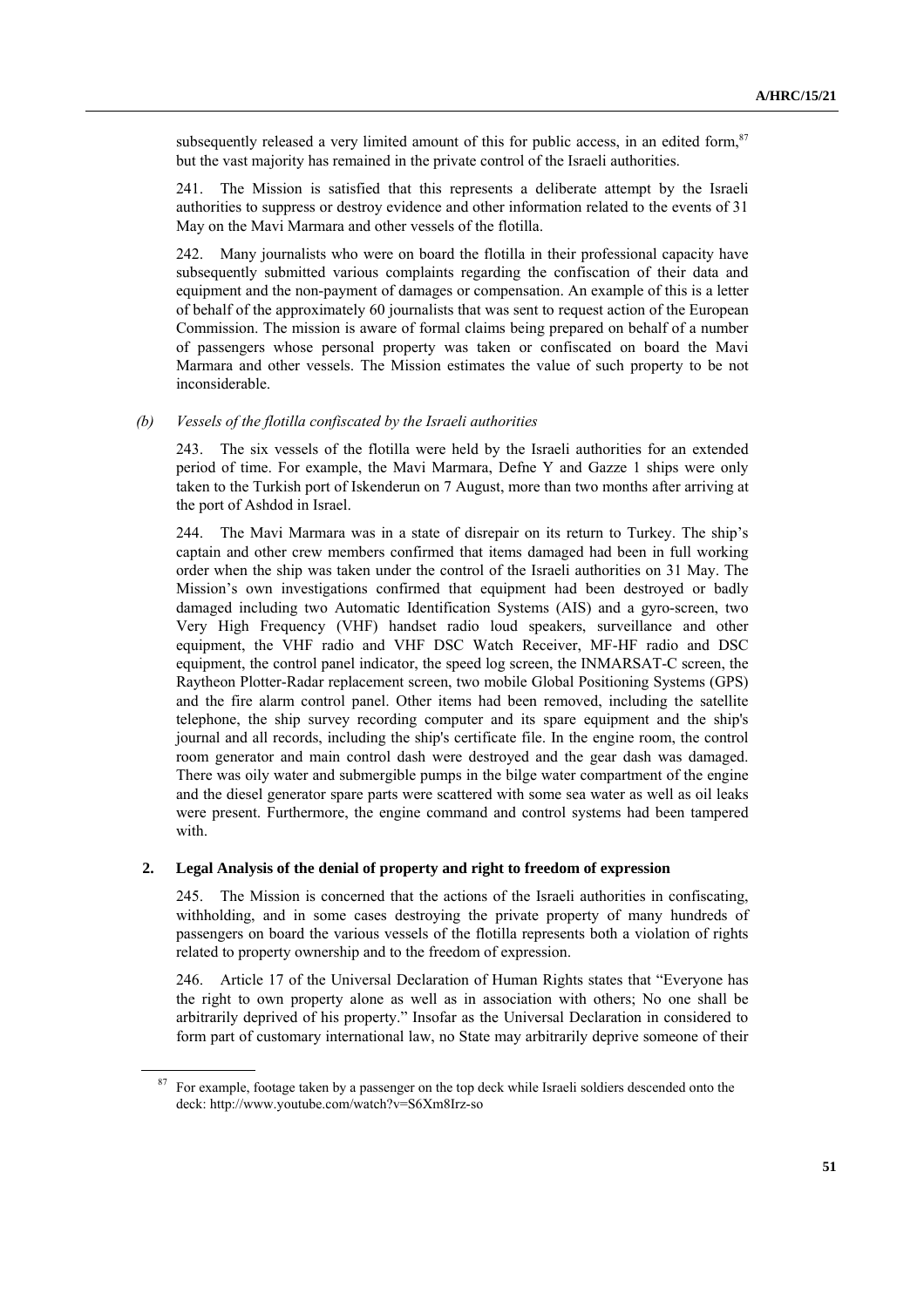subsequently released a very limited amount of this for public access, in an edited form,[87] but the vast majority has remained in the private control of the Israeli authorities.

241. The Mission is satisfied that this represents a deliberate attempt by the Israeli authorities to suppress or destroy evidence and other information related to the events of 31 May on the Mavi Marmara and other vessels of the flotilla.

242. Many journalists who were on board the flotilla in their professional capacity have subsequently submitted various complaints regarding the confiscation of their data and equipment and the non-payment of damages or compensation. An example of this is a letter of behalf of the approximately 60 journalists that was sent to request action of the European Commission. The mission is aware of formal claims being prepared on behalf of a number of passengers whose personal property was taken or confiscated on board the Mavi Marmara and other vessels. The Mission estimates the value of such property to be not inconsiderable.

*(b) Vessels of the flotilla confiscated by the Israeli authorities*

243. The six vessels of the flotilla were held by the Israeli authorities for an extended period of time. For example, the Mavi Marmara, Defne Y and Gazze 1 ships were only taken to the Turkish port of Iskenderun on 7 August, more than two months after arriving at the port of Ashdod in Israel.

244. The Mavi Marmara was in a state of disrepair on its return to Turkey. The ship's captain and other crew members confirmed that items damaged had been in full working order when the ship was taken under the control of the Israeli authorities on 31 May. The Mission's own investigations confirmed that equipment had been destroyed or badly damaged including two Automatic Identification Systems (AIS) and a gyro-screen, two Very High Frequency (VHF) handset radio loud speakers, surveillance and other equipment, the VHF radio and VHF DSC Watch Receiver, MF-HF radio and DSC equipment, the control panel indicator, the speed log screen, the INMARSAT-C screen, the Raytheon Plotter-Radar replacement screen, two mobile Global Positioning Systems (GPS) and the fire alarm control panel. Other items had been removed, including the satellite telephone, the ship survey recording computer and its spare equipment and the ship's journal and all records, including the ship's certificate file. In the engine room, the control room generator and main control dash were destroyed and the gear dash was damaged. There was oily water and submergible pumps in the bilge water compartment of the engine and the diesel generator spare parts were scattered with some sea water as well as oil leaks were present. Furthermore, the engine command and control systems had been tampered with.

## 2. Legal Analysis of the denial of property and right to freedom of expression

245. The Mission is concerned that the actions of the Israeli authorities in confiscating, withholding, and in some cases destroying the private property of many hundreds of passengers on board the various vessels of the flotilla represents both a violation of rights related to property ownership and to the freedom of expression.

246. Article 17 of the Universal Declaration of Human Rights states that "Everyone has the right to own property alone as well as in association with others; No one shall be arbitrarily deprived of his property." Insofar as the Universal Declaration in considered to form part of customary international law, no State may arbitrarily deprive someone of their

[87] For example, footage taken by a passenger on the top deck while Israeli soldiers descended onto the deck: http://www.youtube.com/watch?v=S6Xm8Irz-so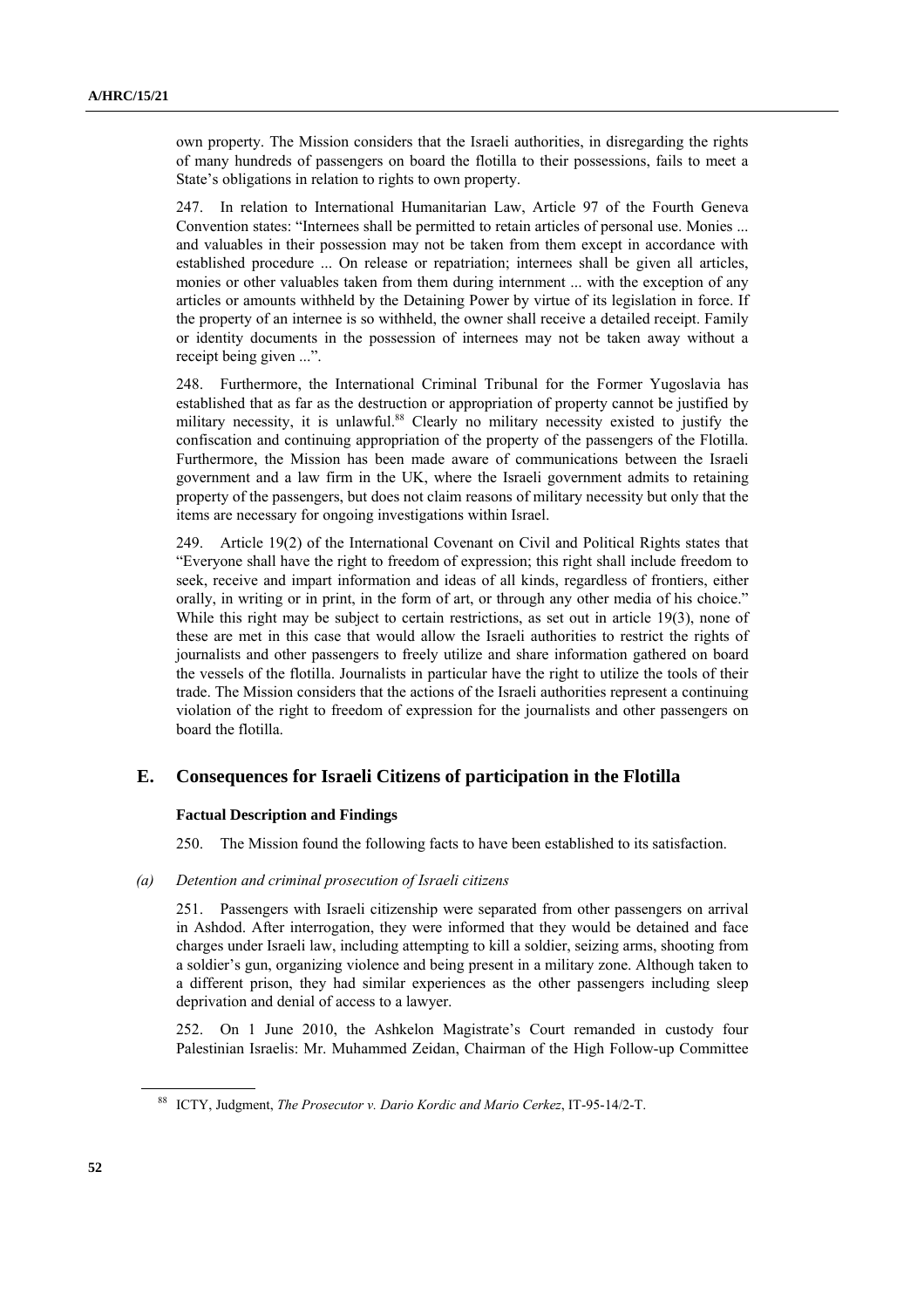own property. The Mission considers that the Israeli authorities, in disregarding the rights of many hundreds of passengers on board the flotilla to their possessions, fails to meet a State's obligations in relation to rights to own property.

247. In relation to International Humanitarian Law, Article 97 of the Fourth Geneva Convention states: "Internees shall be permitted to retain articles of personal use. Monies ... and valuables in their possession may not be taken from them except in accordance with established procedure ... On release or repatriation; internees shall be given all articles, monies or other valuables taken from them during internment ... with the exception of any articles or amounts withheld by the Detaining Power by virtue of its legislation in force. If the property of an internee is so withheld, the owner shall receive a detailed receipt. Family or identity documents in the possession of internees may not be taken away without a receipt being given ...".

248. Furthermore, the International Criminal Tribunal for the Former Yugoslavia has established that as far as the destruction or appropriation of property cannot be justified by military necessity, it is unlawful.[88] Clearly no military necessity existed to justify the confiscation and continuing appropriation of the property of the passengers of the Flotilla. Furthermore, the Mission has been made aware of communications between the Israeli government and a law firm in the UK, where the Israeli government admits to retaining property of the passengers, but does not claim reasons of military necessity but only that the items are necessary for ongoing investigations within Israel.

249. Article 19(2) of the International Covenant on Civil and Political Rights states that "Everyone shall have the right to freedom of expression; this right shall include freedom to seek, receive and impart information and ideas of all kinds, regardless of frontiers, either orally, in writing or in print, in the form of art, or through any other media of his choice." While this right may be subject to certain restrictions, as set out in article 19(3), none of these are met in this case that would allow the Israeli authorities to restrict the rights of journalists and other passengers to freely utilize and share information gathered on board the vessels of the flotilla. Journalists in particular have the right to utilize the tools of their trade. The Mission considers that the actions of the Israeli authorities represent a continuing violation of the right to freedom of expression for the journalists and other passengers on board the flotilla.

## E. Consequences for Israeli Citizens of participation in the Flotilla

#### Factual Description and Findings

250. The Mission found the following facts to have been established to its satisfaction.

*(a) Detention and criminal prosecution of Israeli citizens*

251. Passengers with Israeli citizenship were separated from other passengers on arrival in Ashdod. After interrogation, they were informed that they would be detained and face charges under Israeli law, including attempting to kill a soldier, seizing arms, shooting from a soldier's gun, organizing violence and being present in a military zone. Although taken to a different prison, they had similar experiences as the other passengers including sleep deprivation and denial of access to a lawyer.

252. On 1 June 2010, the Ashkelon Magistrate's Court remanded in custody four Palestinian Israelis: Mr. Muhammed Zeidan, Chairman of the High Follow-up Committee

[88] ICTY, Judgment, *The Prosecutor v. Dario Kordic and Mario Cerkez*, IT-95-14/2-T.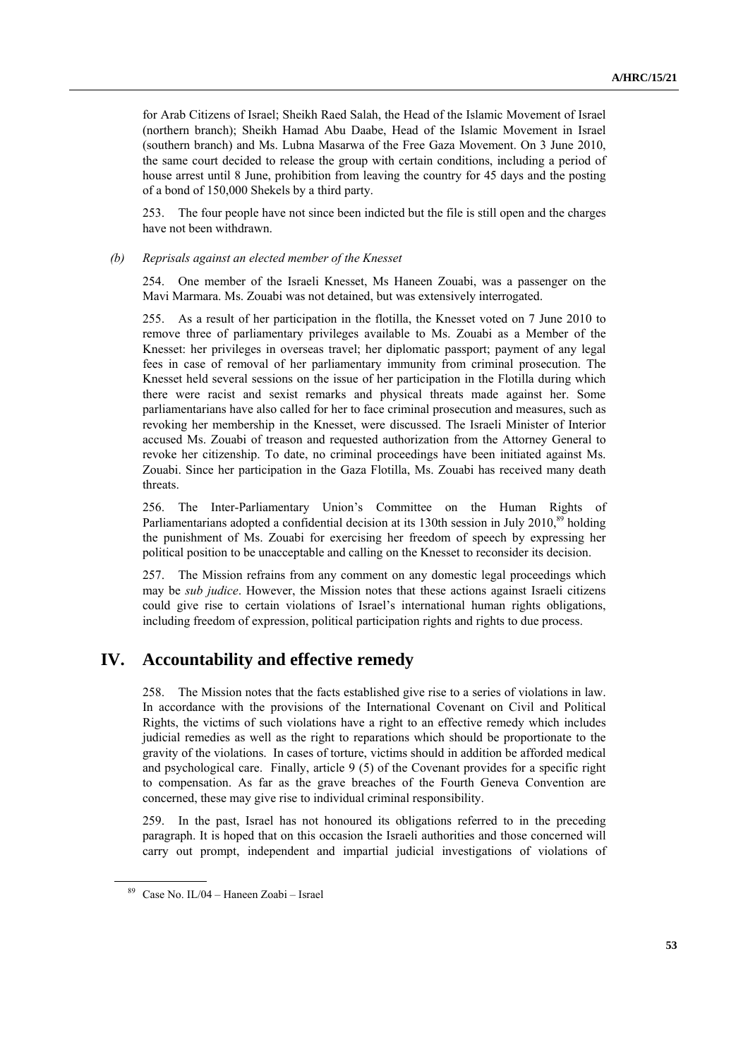for Arab Citizens of Israel; Sheikh Raed Salah, the Head of the Islamic Movement of Israel (northern branch); Sheikh Hamad Abu Daabe, Head of the Islamic Movement in Israel (southern branch) and Ms. Lubna Masarwa of the Free Gaza Movement. On 3 June 2010, the same court decided to release the group with certain conditions, including a period of house arrest until 8 June, prohibition from leaving the country for 45 days and the posting of a bond of 150,000 Shekels by a third party.

253. The four people have not since been indicted but the file is still open and the charges have not been withdrawn.

### *(b) Reprisals against an elected member of the Knesset*

254. One member of the Israeli Knesset, Ms Haneen Zouabi, was a passenger on the Mavi Marmara. Ms. Zouabi was not detained, but was extensively interrogated.

255. As a result of her participation in the flotilla, the Knesset voted on 7 June 2010 to remove three of parliamentary privileges available to Ms. Zouabi as a Member of the Knesset: her privileges in overseas travel; her diplomatic passport; payment of any legal fees in case of removal of her parliamentary immunity from criminal prosecution. The Knesset held several sessions on the issue of her participation in the Flotilla during which there were racist and sexist remarks and physical threats made against her. Some parliamentarians have also called for her to face criminal prosecution and measures, such as revoking her membership in the Knesset, were discussed. The Israeli Minister of Interior accused Ms. Zouabi of treason and requested authorization from the Attorney General to revoke her citizenship. To date, no criminal proceedings have been initiated against Ms. Zouabi. Since her participation in the Gaza Flotilla, Ms. Zouabi has received many death threats.

256. The Inter-Parliamentary Union's Committee on the Human Rights of Parliamentarians adopted a confidential decision at its 130th session in July 2010,[89] holding the punishment of Ms. Zouabi for exercising her freedom of speech by expressing her political position to be unacceptable and calling on the Knesset to reconsider its decision.

257. The Mission refrains from any comment on any domestic legal proceedings which may be *sub judice*. However, the Mission notes that these actions against Israeli citizens could give rise to certain violations of Israel's international human rights obligations, including freedom of expression, political participation rights and rights to due process.

## IV. Accountability and effective remedy

258. The Mission notes that the facts established give rise to a series of violations in law. In accordance with the provisions of the International Covenant on Civil and Political Rights, the victims of such violations have a right to an effective remedy which includes judicial remedies as well as the right to reparations which should be proportionate to the gravity of the violations. In cases of torture, victims should in addition be afforded medical and psychological care. Finally, article 9 (5) of the Covenant provides for a specific right to compensation. As far as the grave breaches of the Fourth Geneva Convention are concerned, these may give rise to individual criminal responsibility.

259. In the past, Israel has not honoured its obligations referred to in the preceding paragraph. It is hoped that on this occasion the Israeli authorities and those concerned will carry out prompt, independent and impartial judicial investigations of violations of

[89] Case No. IL/04 – Haneen Zoabi – Israel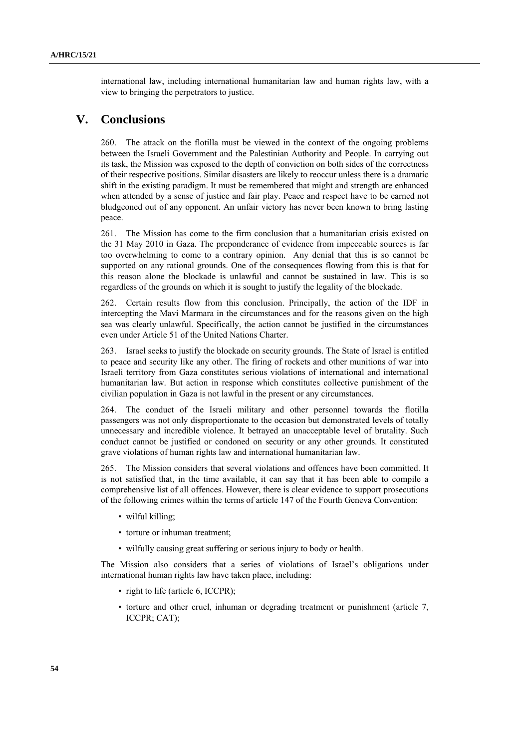international law, including international humanitarian law and human rights law, with a view to bringing the perpetrators to justice.

# V. Conclusions

260. The attack on the flotilla must be viewed in the context of the ongoing problems between the Israeli Government and the Palestinian Authority and People. In carrying out its task, the Mission was exposed to the depth of conviction on both sides of the correctness of their respective positions. Similar disasters are likely to reoccur unless there is a dramatic shift in the existing paradigm. It must be remembered that might and strength are enhanced when attended by a sense of justice and fair play. Peace and respect have to be earned not bludgeoned out of any opponent. An unfair victory has never been known to bring lasting peace.

261. The Mission has come to the firm conclusion that a humanitarian crisis existed on the 31 May 2010 in Gaza. The preponderance of evidence from impeccable sources is far too overwhelming to come to a contrary opinion. Any denial that this is so cannot be supported on any rational grounds. One of the consequences flowing from this is that for this reason alone the blockade is unlawful and cannot be sustained in law. This is so regardless of the grounds on which it is sought to justify the legality of the blockade.

262. Certain results flow from this conclusion. Principally, the action of the IDF in intercepting the Mavi Marmara in the circumstances and for the reasons given on the high sea was clearly unlawful. Specifically, the action cannot be justified in the circumstances even under Article 51 of the United Nations Charter.

263. Israel seeks to justify the blockade on security grounds. The State of Israel is entitled to peace and security like any other. The firing of rockets and other munitions of war into Israeli territory from Gaza constitutes serious violations of international and international humanitarian law. But action in response which constitutes collective punishment of the civilian population in Gaza is not lawful in the present or any circumstances.

264. The conduct of the Israeli military and other personnel towards the flotilla passengers was not only disproportionate to the occasion but demonstrated levels of totally unnecessary and incredible violence. It betrayed an unacceptable level of brutality. Such conduct cannot be justified or condoned on security or any other grounds. It constituted grave violations of human rights law and international humanitarian law.

265. The Mission considers that several violations and offences have been committed. It is not satisfied that, in the time available, it can say that it has been able to compile a comprehensive list of all offences. However, there is clear evidence to support prosecutions of the following crimes within the terms of article 147 of the Fourth Geneva Convention:

- wilful killing;
- torture or inhuman treatment;
- wilfully causing great suffering or serious injury to body or health.

The Mission also considers that a series of violations of Israel's obligations under international human rights law have taken place, including:

- right to life (article 6, ICCPR);
- torture and other cruel, inhuman or degrading treatment or punishment (article 7, ICCPR; CAT);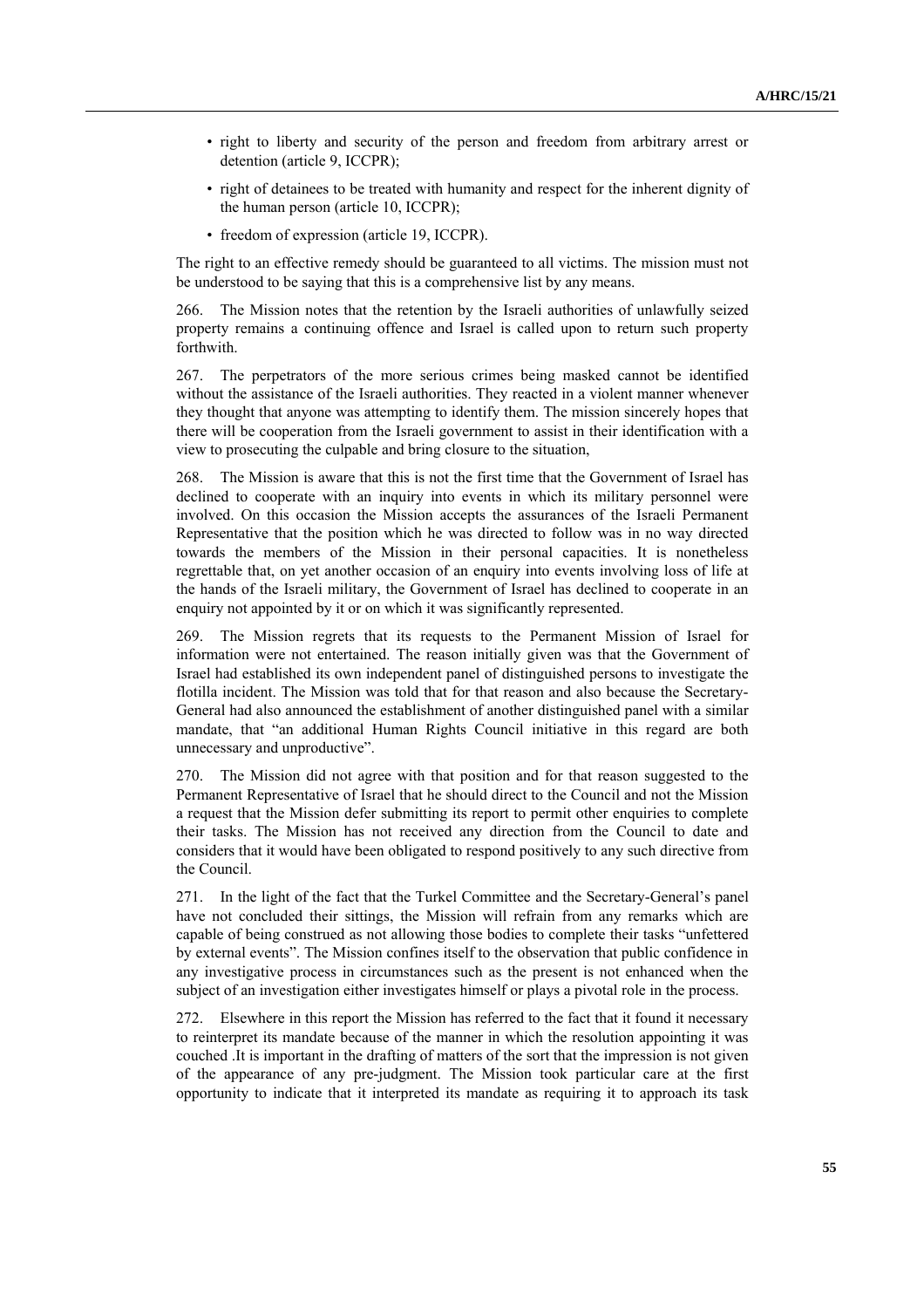- right to liberty and security of the person and freedom from arbitrary arrest or detention (article 9, ICCPR);
- right of detainees to be treated with humanity and respect for the inherent dignity of the human person (article 10, ICCPR);
- freedom of expression (article 19, ICCPR).

The right to an effective remedy should be guaranteed to all victims. The mission must not be understood to be saying that this is a comprehensive list by any means.

266. The Mission notes that the retention by the Israeli authorities of unlawfully seized property remains a continuing offence and Israel is called upon to return such property forthwith.

267. The perpetrators of the more serious crimes being masked cannot be identified without the assistance of the Israeli authorities. They reacted in a violent manner whenever they thought that anyone was attempting to identify them. The mission sincerely hopes that there will be cooperation from the Israeli government to assist in their identification with a view to prosecuting the culpable and bring closure to the situation,

268. The Mission is aware that this is not the first time that the Government of Israel has declined to cooperate with an inquiry into events in which its military personnel were involved. On this occasion the Mission accepts the assurances of the Israeli Permanent Representative that the position which he was directed to follow was in no way directed towards the members of the Mission in their personal capacities. It is nonetheless regrettable that, on yet another occasion of an enquiry into events involving loss of life at the hands of the Israeli military, the Government of Israel has declined to cooperate in an enquiry not appointed by it or on which it was significantly represented.

269. The Mission regrets that its requests to the Permanent Mission of Israel for information were not entertained. The reason initially given was that the Government of Israel had established its own independent panel of distinguished persons to investigate the flotilla incident. The Mission was told that for that reason and also because the Secretary-General had also announced the establishment of another distinguished panel with a similar mandate, that "an additional Human Rights Council initiative in this regard are both unnecessary and unproductive".

270. The Mission did not agree with that position and for that reason suggested to the Permanent Representative of Israel that he should direct to the Council and not the Mission a request that the Mission defer submitting its report to permit other enquiries to complete their tasks. The Mission has not received any direction from the Council to date and considers that it would have been obligated to respond positively to any such directive from the Council.

271. In the light of the fact that the Turkel Committee and the Secretary-General's panel have not concluded their sittings, the Mission will refrain from any remarks which are capable of being construed as not allowing those bodies to complete their tasks "unfettered by external events". The Mission confines itself to the observation that public confidence in any investigative process in circumstances such as the present is not enhanced when the subject of an investigation either investigates himself or plays a pivotal role in the process.

272. Elsewhere in this report the Mission has referred to the fact that it found it necessary to reinterpret its mandate because of the manner in which the resolution appointing it was couched .It is important in the drafting of matters of the sort that the impression is not given of the appearance of any pre-judgment. The Mission took particular care at the first opportunity to indicate that it interpreted its mandate as requiring it to approach its task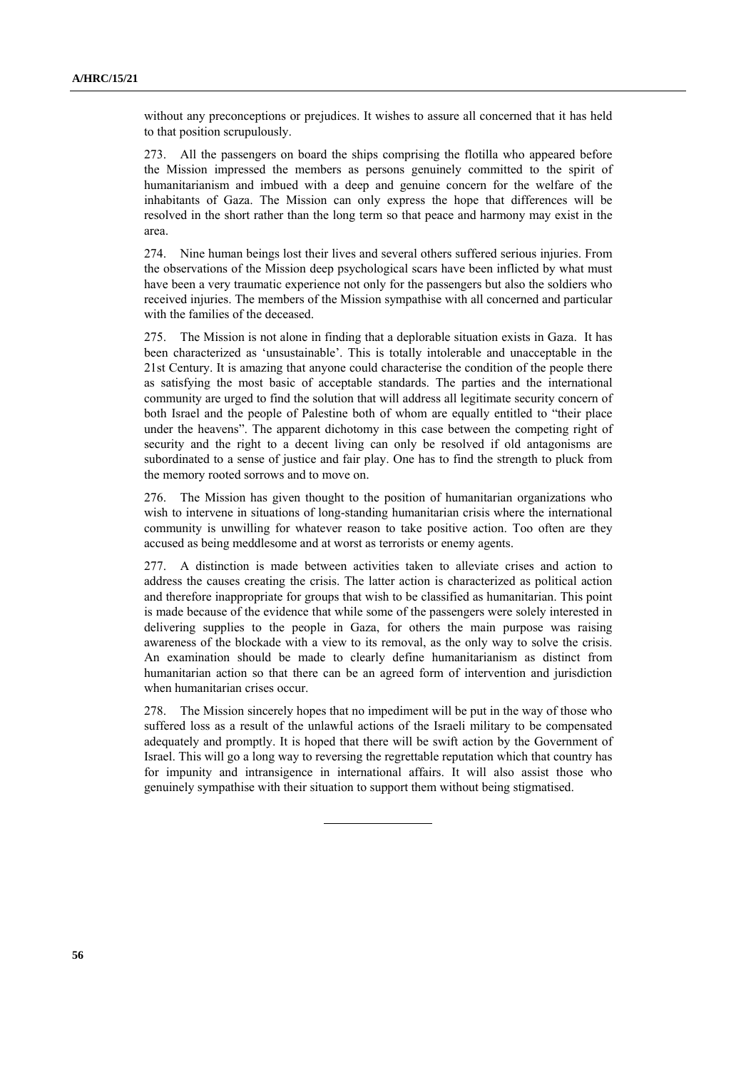without any preconceptions or prejudices. It wishes to assure all concerned that it has held to that position scrupulously.

273. All the passengers on board the ships comprising the flotilla who appeared before the Mission impressed the members as persons genuinely committed to the spirit of humanitarianism and imbued with a deep and genuine concern for the welfare of the inhabitants of Gaza. The Mission can only express the hope that differences will be resolved in the short rather than the long term so that peace and harmony may exist in the area.

274. Nine human beings lost their lives and several others suffered serious injuries. From the observations of the Mission deep psychological scars have been inflicted by what must have been a very traumatic experience not only for the passengers but also the soldiers who received injuries. The members of the Mission sympathise with all concerned and particular with the families of the deceased.

275. The Mission is not alone in finding that a deplorable situation exists in Gaza. It has been characterized as 'unsustainable'. This is totally intolerable and unacceptable in the 21st Century. It is amazing that anyone could characterise the condition of the people there as satisfying the most basic of acceptable standards. The parties and the international community are urged to find the solution that will address all legitimate security concern of both Israel and the people of Palestine both of whom are equally entitled to "their place under the heavens". The apparent dichotomy in this case between the competing right of security and the right to a decent living can only be resolved if old antagonisms are subordinated to a sense of justice and fair play. One has to find the strength to pluck from the memory rooted sorrows and to move on.

276. The Mission has given thought to the position of humanitarian organizations who wish to intervene in situations of long-standing humanitarian crisis where the international community is unwilling for whatever reason to take positive action. Too often are they accused as being meddlesome and at worst as terrorists or enemy agents.

277. A distinction is made between activities taken to alleviate crises and action to address the causes creating the crisis. The latter action is characterized as political action and therefore inappropriate for groups that wish to be classified as humanitarian. This point is made because of the evidence that while some of the passengers were solely interested in delivering supplies to the people in Gaza, for others the main purpose was raising awareness of the blockade with a view to its removal, as the only way to solve the crisis. An examination should be made to clearly define humanitarianism as distinct from humanitarian action so that there can be an agreed form of intervention and jurisdiction when humanitarian crises occur.

278. The Mission sincerely hopes that no impediment will be put in the way of those who suffered loss as a result of the unlawful actions of the Israeli military to be compensated adequately and promptly. It is hoped that there will be swift action by the Government of Israel. This will go a long way to reversing the regrettable reputation which that country has for impunity and intransigence in international affairs. It will also assist those who genuinely sympathise with their situation to support them without being stigmatised.